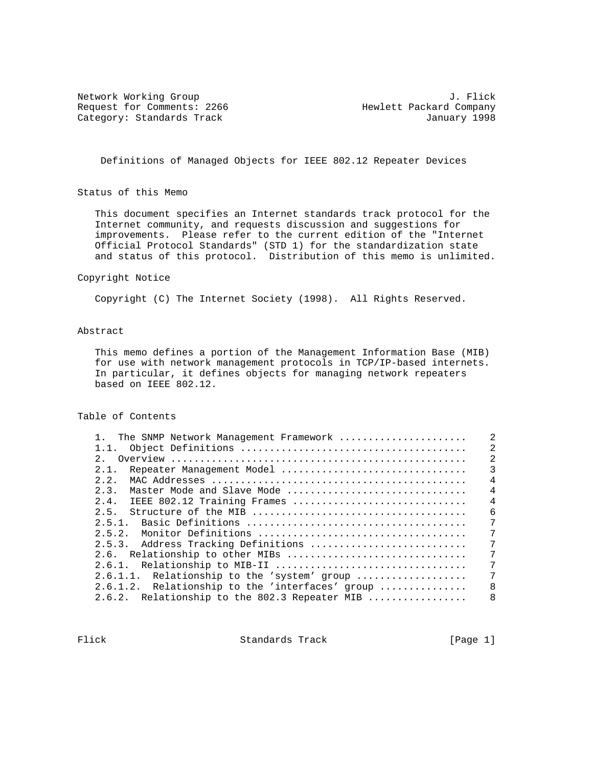Network Working Group J. Flick
Request for Comments: 2266 Hewlett Packard Company
Category: Standards Track January 1998

# Definitions of Managed Objects for IEEE 802.12 Repeater Devices

## Status of this Memo

This document specifies an Internet standards track protocol for the Internet community, and requests discussion and suggestions for improvements. Please refer to the current edition of the "Internet Official Protocol Standards" (STD 1) for the standardization state and status of this protocol. Distribution of this memo is unlimited.

## Copyright Notice

Copyright (C) The Internet Society (1998). All Rights Reserved.

## Abstract

This memo defines a portion of the Management Information Base (MIB) for use with network management protocols in TCP/IP-based internets. In particular, it defines objects for managing network repeaters based on IEEE 802.12.

## Table of Contents

```
1.  The SNMP Network Management Framework ......................    2
1.1.  Object Definitions .......................................    2
2.  Overview ...................................................    2
2.1.  Repeater Management Model ................................    3
2.2.  MAC Addresses ............................................    4
2.3.  Master Mode and Slave Mode ...............................    4
2.4.  IEEE 802.12 Training Frames ..............................    4
2.5.  Structure of the MIB .....................................    6
2.5.1.  Basic Definitions ......................................    7
2.5.2.  Monitor Definitions ....................................    7
2.5.3.  Address Tracking Definitions ...........................    7
2.6.  Relationship to other MIBs ...............................    7
2.6.1.  Relationship to MIB-II .................................    7
2.6.1.1.  Relationship to the 'system' group ...................    7
2.6.1.2.  Relationship to the 'interfaces' group ...............    8
2.6.2.  Relationship to the 802.3 Repeater MIB .................    8
```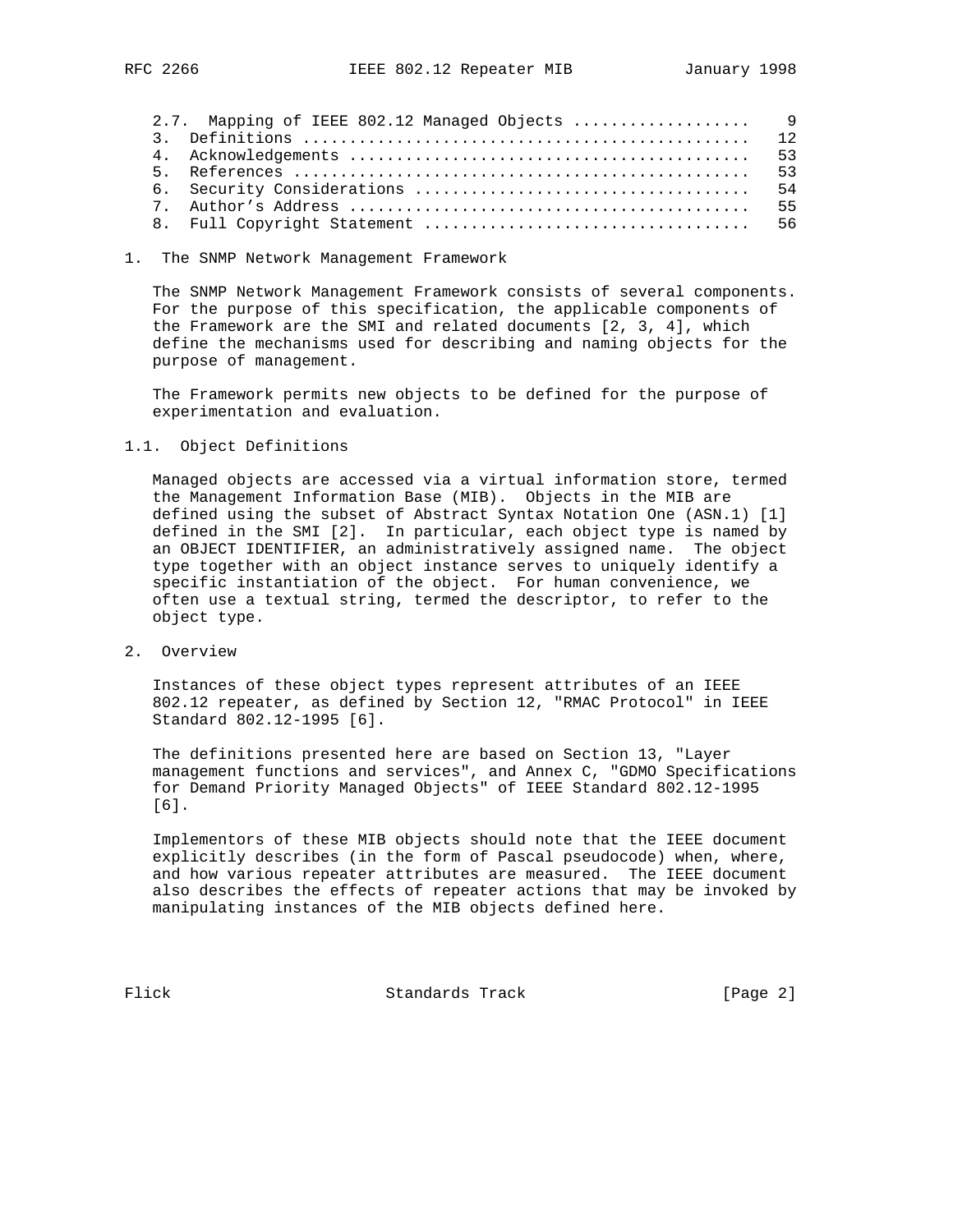2.7. Mapping of IEEE 802.12 Managed Objects ..................    9
   3. Definitions ...............................................   12
   4. Acknowledgements ..........................................   53
   5. References ................................................   53
   6. Security Considerations ...................................   54
   7. Author's Address ..........................................   55
   8. Full Copyright Statement ..................................   56

# 1. The SNMP Network Management Framework

The SNMP Network Management Framework consists of several components. For the purpose of this specification, the applicable components of the Framework are the SMI and related documents [2, 3, 4], which define the mechanisms used for describing and naming objects for the purpose of management.

The Framework permits new objects to be defined for the purpose of experimentation and evaluation.

## 1.1. Object Definitions

Managed objects are accessed via a virtual information store, termed the Management Information Base (MIB). Objects in the MIB are defined using the subset of Abstract Syntax Notation One (ASN.1) [1] defined in the SMI [2]. In particular, each object type is named by an OBJECT IDENTIFIER, an administratively assigned name. The object type together with an object instance serves to uniquely identify a specific instantiation of the object. For human convenience, we often use a textual string, termed the descriptor, to refer to the object type.

# 2. Overview

Instances of these object types represent attributes of an IEEE 802.12 repeater, as defined by Section 12, "RMAC Protocol" in IEEE Standard 802.12-1995 [6].

The definitions presented here are based on Section 13, "Layer management functions and services", and Annex C, "GDMO Specifications for Demand Priority Managed Objects" of IEEE Standard 802.12-1995 [6].

Implementors of these MIB objects should note that the IEEE document explicitly describes (in the form of Pascal pseudocode) when, where, and how various repeater attributes are measured. The IEEE document also describes the effects of repeater actions that may be invoked by manipulating instances of the MIB objects defined here.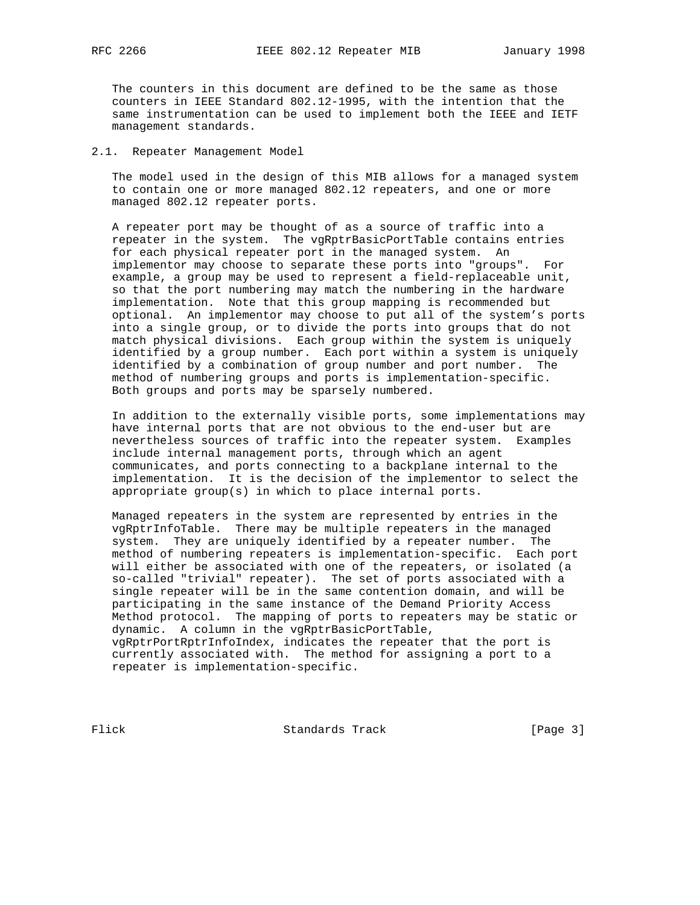The counters in this document are defined to be the same as those counters in IEEE Standard 802.12-1995, with the intention that the same instrumentation can be used to implement both the IEEE and IETF management standards.

## 2.1. Repeater Management Model

The model used in the design of this MIB allows for a managed system to contain one or more managed 802.12 repeaters, and one or more managed 802.12 repeater ports.

A repeater port may be thought of as a source of traffic into a repeater in the system. The vgRptrBasicPortTable contains entries for each physical repeater port in the managed system. An implementor may choose to separate these ports into "groups". For example, a group may be used to represent a field-replaceable unit, so that the port numbering may match the numbering in the hardware implementation. Note that this group mapping is recommended but optional. An implementor may choose to put all of the system's ports into a single group, or to divide the ports into groups that do not match physical divisions. Each group within the system is uniquely identified by a group number. Each port within a system is uniquely identified by a combination of group number and port number. The method of numbering groups and ports is implementation-specific. Both groups and ports may be sparsely numbered.

In addition to the externally visible ports, some implementations may have internal ports that are not obvious to the end-user but are nevertheless sources of traffic into the repeater system. Examples include internal management ports, through which an agent communicates, and ports connecting to a backplane internal to the implementation. It is the decision of the implementor to select the appropriate group(s) in which to place internal ports.

Managed repeaters in the system are represented by entries in the vgRptrInfoTable. There may be multiple repeaters in the managed system. They are uniquely identified by a repeater number. The method of numbering repeaters is implementation-specific. Each port will either be associated with one of the repeaters, or isolated (a so-called "trivial" repeater). The set of ports associated with a single repeater will be in the same contention domain, and will be participating in the same instance of the Demand Priority Access Method protocol. The mapping of ports to repeaters may be static or dynamic. A column in the vgRptrBasicPortTable, vgRptrPortRptrInfoIndex, indicates the repeater that the port is currently associated with. The method for assigning a port to a repeater is implementation-specific.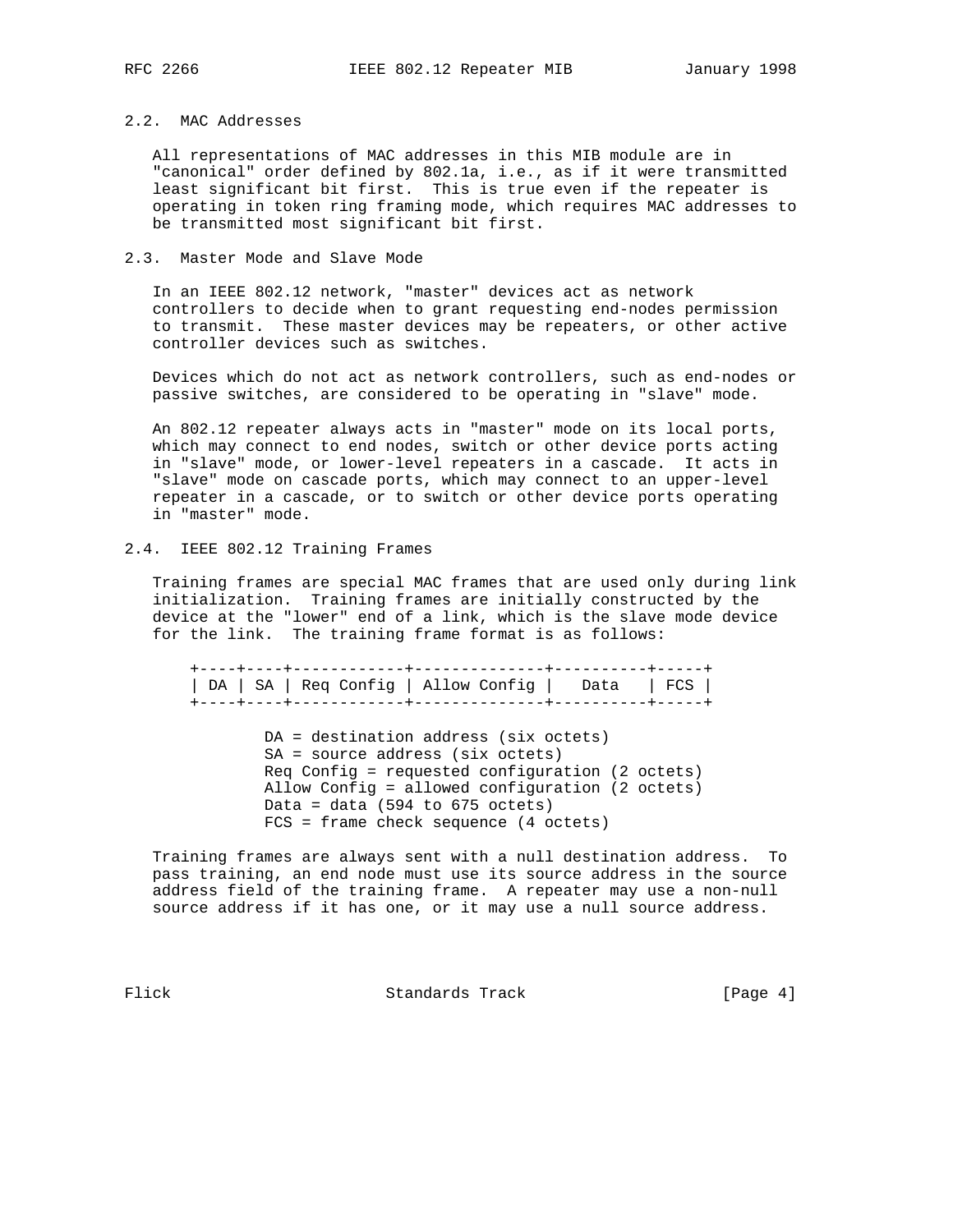## 2.2. MAC Addresses

All representations of MAC addresses in this MIB module are in "canonical" order defined by 802.1a, i.e., as if it were transmitted least significant bit first. This is true even if the repeater is operating in token ring framing mode, which requires MAC addresses to be transmitted most significant bit first.

## 2.3. Master Mode and Slave Mode

In an IEEE 802.12 network, "master" devices act as network controllers to decide when to grant requesting end-nodes permission to transmit. These master devices may be repeaters, or other active controller devices such as switches.

Devices which do not act as network controllers, such as end-nodes or passive switches, are considered to be operating in "slave" mode.

An 802.12 repeater always acts in "master" mode on its local ports, which may connect to end nodes, switch or other device ports acting in "slave" mode, or lower-level repeaters in a cascade. It acts in "slave" mode on cascade ports, which may connect to an upper-level repeater in a cascade, or to switch or other device ports operating in "master" mode.

## 2.4. IEEE 802.12 Training Frames

Training frames are special MAC frames that are used only during link initialization. Training frames are initially constructed by the device at the "lower" end of a link, which is the slave mode device for the link. The training frame format is as follows:

```
+----+----+------------+--------------+----------+-----+
| DA | SA | Req Config | Allow Config |   Data   | FCS |
+----+----+------------+--------------+----------+-----+

        DA = destination address (six octets)
        SA = source address (six octets)
        Req Config = requested configuration (2 octets)
        Allow Config = allowed configuration (2 octets)
        Data = data (594 to 675 octets)
        FCS = frame check sequence (4 octets)
```

Training frames are always sent with a null destination address. To pass training, an end node must use its source address in the source address field of the training frame. A repeater may use a non-null source address if it has one, or it may use a null source address.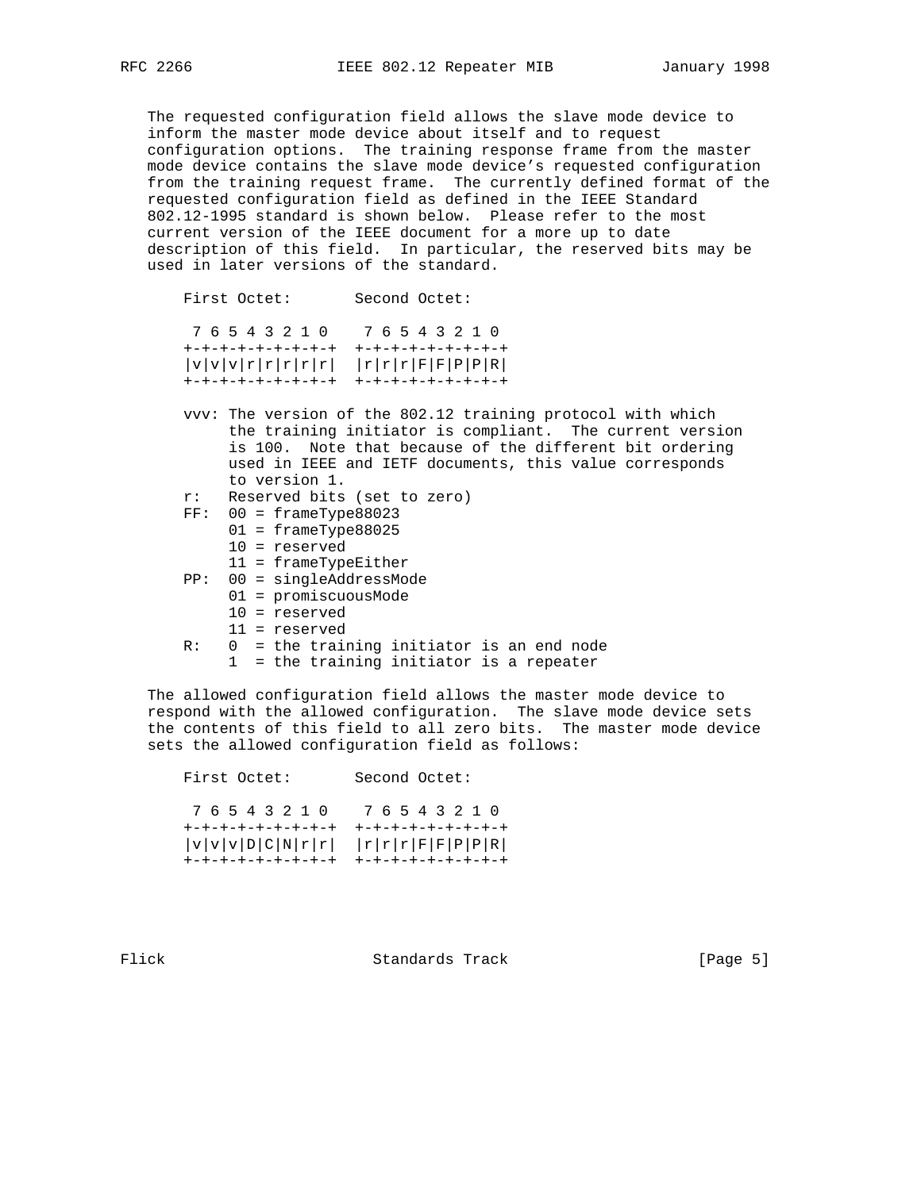The requested configuration field allows the slave mode device to inform the master mode device about itself and to request configuration options. The training response frame from the master mode device contains the slave mode device's requested configuration from the training request frame. The currently defined format of the requested configuration field as defined in the IEEE Standard 802.12-1995 standard is shown below. Please refer to the most current version of the IEEE document for a more up to date description of this field. In particular, the reserved bits may be used in later versions of the standard.

```
First Octet:       Second Octet:

 7 6 5 4 3 2 1 0    7 6 5 4 3 2 1 0
+-+-+-+-+-+-+-+-+  +-+-+-+-+-+-+-+-+
|v|v|v|r|r|r|r|r|  |r|r|r|F|F|P|P|R|
+-+-+-+-+-+-+-+-+  +-+-+-+-+-+-+-+-+

vvv: The version of the 802.12 training protocol with which
     the training initiator is compliant.  The current version
     is 100.  Note that because of the different bit ordering
     used in IEEE and IETF documents, this value corresponds
     to version 1.
r:   Reserved bits (set to zero)
FF:  00 = frameType88023
     01 = frameType88025
     10 = reserved
     11 = frameTypeEither
PP:  00 = singleAddressMode
     01 = promiscuousMode
     10 = reserved
     11 = reserved
R:   0  = the training initiator is an end node
     1  = the training initiator is a repeater
```

The allowed configuration field allows the master mode device to respond with the allowed configuration. The slave mode device sets the contents of this field to all zero bits. The master mode device sets the allowed configuration field as follows:

```
First Octet:       Second Octet:

 7 6 5 4 3 2 1 0    7 6 5 4 3 2 1 0
+-+-+-+-+-+-+-+-+  +-+-+-+-+-+-+-+-+
|v|v|v|D|C|N|r|r|  |r|r|r|F|F|P|P|R|
+-+-+-+-+-+-+-+-+  +-+-+-+-+-+-+-+-+
```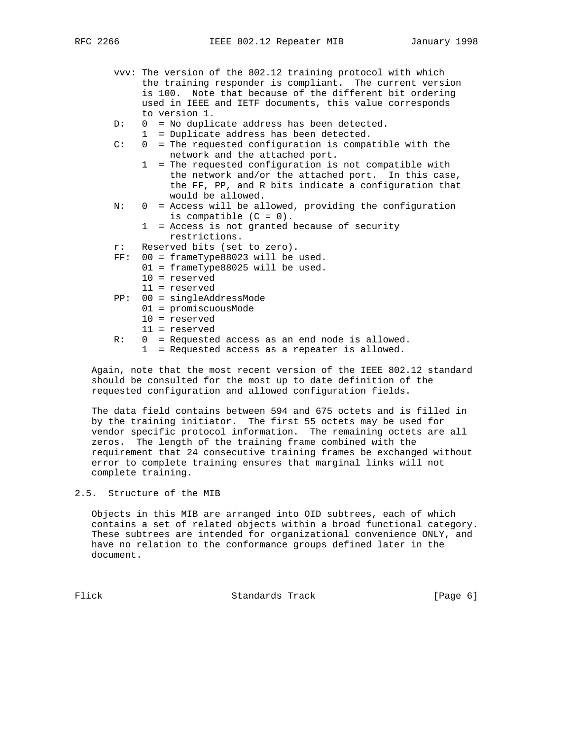```
vvv: The version of the 802.12 training protocol with which
     the training responder is compliant.  The current version
     is 100.  Note that because of the different bit ordering
     used in IEEE and IETF documents, this value corresponds
     to version 1.
D:   0  = No duplicate address has been detected.
     1  = Duplicate address has been detected.
C:   0  = The requested configuration is compatible with the
          network and the attached port.
     1  = The requested configuration is not compatible with
          the network and/or the attached port.  In this case,
          the FF, PP, and R bits indicate a configuration that
          would be allowed.
N:   0  = Access will be allowed, providing the configuration
          is compatible (C = 0).
     1  = Access is not granted because of security
          restrictions.
r:   Reserved bits (set to zero).
FF:  00 = frameType88023 will be used.
     01 = frameType88025 will be used.
     10 = reserved
     11 = reserved
PP:  00 = singleAddressMode
     01 = promiscuousMode
     10 = reserved
     11 = reserved
R:   0  = Requested access as an end node is allowed.
     1  = Requested access as a repeater is allowed.
```

Again, note that the most recent version of the IEEE 802.12 standard should be consulted for the most up to date definition of the requested configuration and allowed configuration fields.

The data field contains between 594 and 675 octets and is filled in by the training initiator. The first 55 octets may be used for vendor specific protocol information. The remaining octets are all zeros. The length of the training frame combined with the requirement that 24 consecutive training frames be exchanged without error to complete training ensures that marginal links will not complete training.

## 2.5. Structure of the MIB

Objects in this MIB are arranged into OID subtrees, each of which contains a set of related objects within a broad functional category. These subtrees are intended for organizational convenience ONLY, and have no relation to the conformance groups defined later in the document.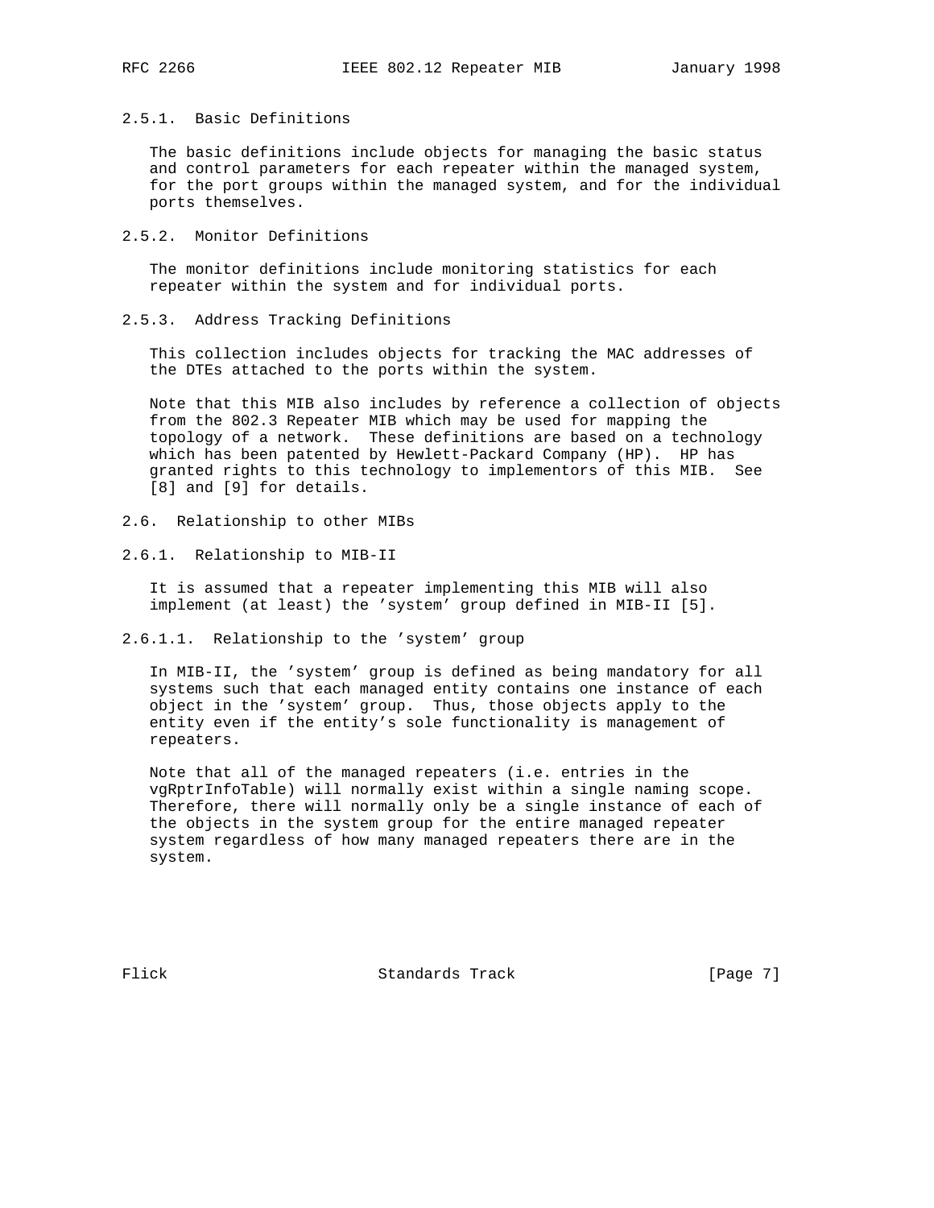#### 2.5.1. Basic Definitions

The basic definitions include objects for managing the basic status and control parameters for each repeater within the managed system, for the port groups within the managed system, and for the individual ports themselves.

#### 2.5.2. Monitor Definitions

The monitor definitions include monitoring statistics for each repeater within the system and for individual ports.

#### 2.5.3. Address Tracking Definitions

This collection includes objects for tracking the MAC addresses of the DTEs attached to the ports within the system.

Note that this MIB also includes by reference a collection of objects from the 802.3 Repeater MIB which may be used for mapping the topology of a network. These definitions are based on a technology which has been patented by Hewlett-Packard Company (HP). HP has granted rights to this technology to implementors of this MIB. See [8] and [9] for details.

### 2.6. Relationship to other MIBs

#### 2.6.1. Relationship to MIB-II

It is assumed that a repeater implementing this MIB will also implement (at least) the 'system' group defined in MIB-II [5].

##### 2.6.1.1. Relationship to the 'system' group

In MIB-II, the 'system' group is defined as being mandatory for all systems such that each managed entity contains one instance of each object in the 'system' group. Thus, those objects apply to the entity even if the entity's sole functionality is management of repeaters.

Note that all of the managed repeaters (i.e. entries in the vgRptrInfoTable) will normally exist within a single naming scope. Therefore, there will normally only be a single instance of each of the objects in the system group for the entire managed repeater system regardless of how many managed repeaters there are in the system.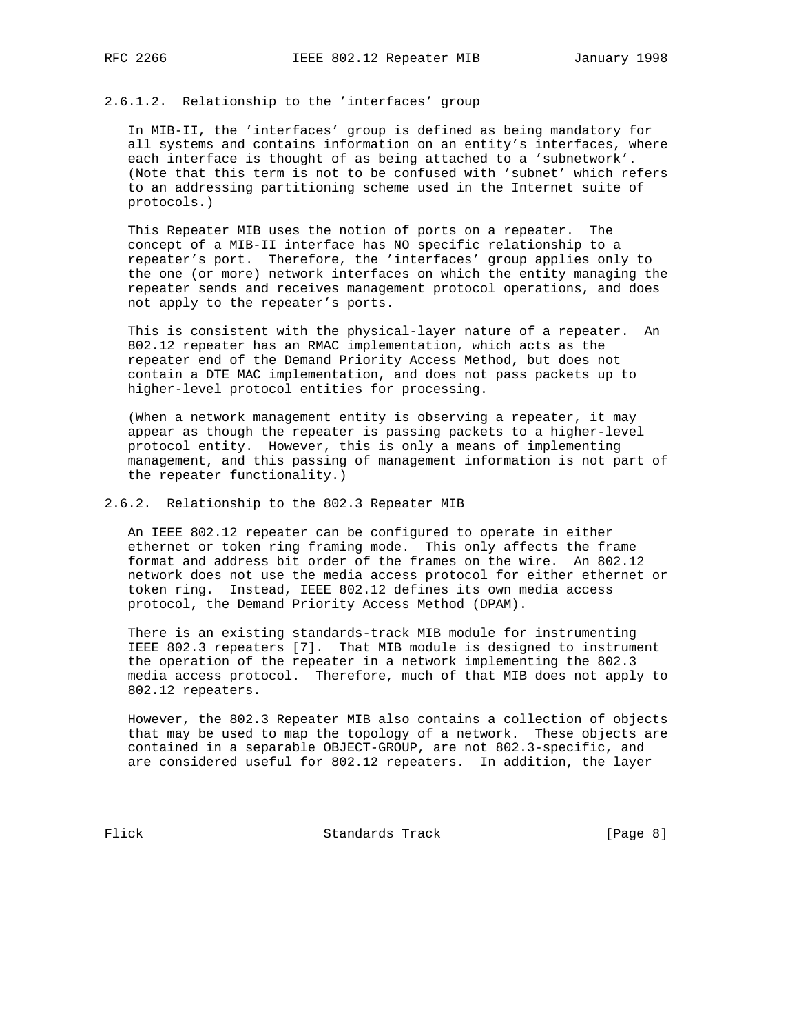#### 2.6.1.2. Relationship to the 'interfaces' group

In MIB-II, the 'interfaces' group is defined as being mandatory for all systems and contains information on an entity's interfaces, where each interface is thought of as being attached to a 'subnetwork'. (Note that this term is not to be confused with 'subnet' which refers to an addressing partitioning scheme used in the Internet suite of protocols.)

This Repeater MIB uses the notion of ports on a repeater. The concept of a MIB-II interface has NO specific relationship to a repeater's port. Therefore, the 'interfaces' group applies only to the one (or more) network interfaces on which the entity managing the repeater sends and receives management protocol operations, and does not apply to the repeater's ports.

This is consistent with the physical-layer nature of a repeater. An 802.12 repeater has an RMAC implementation, which acts as the repeater end of the Demand Priority Access Method, but does not contain a DTE MAC implementation, and does not pass packets up to higher-level protocol entities for processing.

(When a network management entity is observing a repeater, it may appear as though the repeater is passing packets to a higher-level protocol entity. However, this is only a means of implementing management, and this passing of management information is not part of the repeater functionality.)

### 2.6.2. Relationship to the 802.3 Repeater MIB

An IEEE 802.12 repeater can be configured to operate in either ethernet or token ring framing mode. This only affects the frame format and address bit order of the frames on the wire. An 802.12 network does not use the media access protocol for either ethernet or token ring. Instead, IEEE 802.12 defines its own media access protocol, the Demand Priority Access Method (DPAM).

There is an existing standards-track MIB module for instrumenting IEEE 802.3 repeaters [7]. That MIB module is designed to instrument the operation of the repeater in a network implementing the 802.3 media access protocol. Therefore, much of that MIB does not apply to 802.12 repeaters.

However, the 802.3 Repeater MIB also contains a collection of objects that may be used to map the topology of a network. These objects are contained in a separable OBJECT-GROUP, are not 802.3-specific, and are considered useful for 802.12 repeaters. In addition, the layer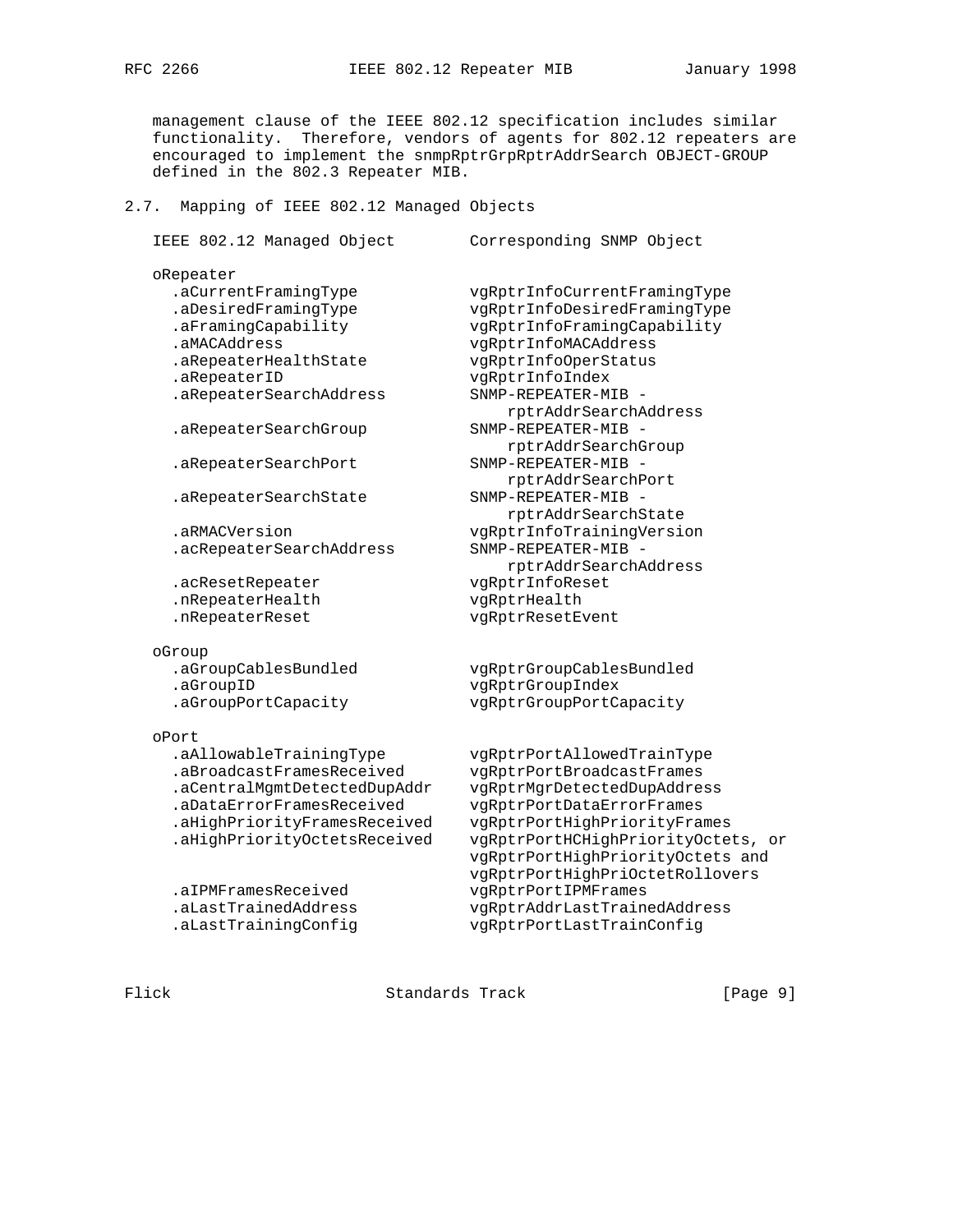management clause of the IEEE 802.12 specification includes similar functionality. Therefore, vendors of agents for 802.12 repeaters are encouraged to implement the snmpRptrGrpRptrAddrSearch OBJECT-GROUP defined in the 802.3 Repeater MIB.

## 2.7. Mapping of IEEE 802.12 Managed Objects

| IEEE 802.12 Managed Object | Corresponding SNMP Object |
|---|---|
| oRepeater | |
| .aCurrentFramingType | vgRptrInfoCurrentFramingType |
| .aDesiredFramingType | vgRptrInfoDesiredFramingType |
| .aFramingCapability | vgRptrInfoFramingCapability |
| .aMACAddress | vgRptrInfoMACAddress |
| .aRepeaterHealthState | vgRptrInfoOperStatus |
| .aRepeaterID | vgRptrInfoIndex |
| .aRepeaterSearchAddress | SNMP-REPEATER-MIB - rptrAddrSearchAddress |
| .aRepeaterSearchGroup | SNMP-REPEATER-MIB - rptrAddrSearchGroup |
| .aRepeaterSearchPort | SNMP-REPEATER-MIB - rptrAddrSearchPort |
| .aRepeaterSearchState | SNMP-REPEATER-MIB - rptrAddrSearchState |
| .aRMACVersion | vgRptrInfoTrainingVersion |
| .acRepeaterSearchAddress | SNMP-REPEATER-MIB - rptrAddrSearchAddress |
| .acResetRepeater | vgRptrInfoReset |
| .nRepeaterHealth | vgRptrHealth |
| .nRepeaterReset | vgRptrResetEvent |
| oGroup | |
| .aGroupCablesBundled | vgRptrGroupCablesBundled |
| .aGroupID | vgRptrGroupIndex |
| .aGroupPortCapacity | vgRptrGroupPortCapacity |
| oPort | |
| .aAllowableTrainingType | vgRptrPortAllowedTrainType |
| .aBroadcastFramesReceived | vgRptrPortBroadcastFrames |
| .aCentralMgmtDetectedDupAddr | vgRptrMgrDetectedDupAddress |
| .aDataErrorFramesReceived | vgRptrPortDataErrorFrames |
| .aHighPriorityFramesReceived | vgRptrPortHighPriorityFrames |
| .aHighPriorityOctetsReceived | vgRptrPortHCHighPriorityOctets, or vgRptrPortHighPriorityOctets and vgRptrPortHighPriOctetRollovers |
| .aIPMFramesReceived | vgRptrPortIPMFrames |
| .aLastTrainedAddress | vgRptrAddrLastTrainedAddress |
| .aLastTrainingConfig | vgRptrPortLastTrainConfig |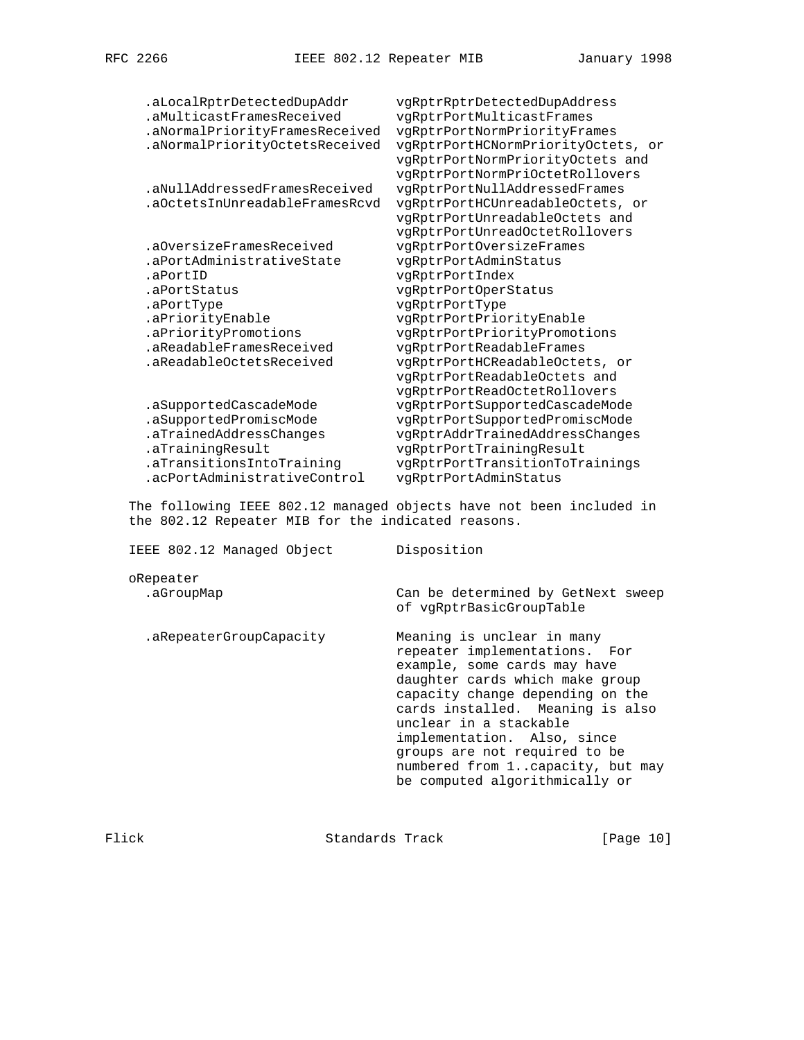```
     .aLocalRptrDetectedDupAddr      vgRptrRptrDetectedDupAddress
     .aMulticastFramesReceived       vgRptrPortMulticastFrames
     .aNormalPriorityFramesReceived  vgRptrPortNormPriorityFrames
     .aNormalPriorityOctetsReceived  vgRptrPortHCNormPriorityOctets, or
                                     vgRptrPortNormPriorityOctets and
                                     vgRptrPortNormPriOctetRollovers
     .aNullAddressedFramesReceived   vgRptrPortNullAddressedFrames
     .aOctetsInUnreadableFramesRcvd  vgRptrPortHCUnreadableOctets, or
                                     vgRptrPortUnreadableOctets and
                                     vgRptrPortUnreadOctetRollovers
     .aOversizeFramesReceived        vgRptrPortOversizeFrames
     .aPortAdministrativeState       vgRptrPortAdminStatus
     .aPortID                        vgRptrPortIndex
     .aPortStatus                    vgRptrPortOperStatus
     .aPortType                      vgRptrPortType
     .aPriorityEnable                vgRptrPortPriorityEnable
     .aPriorityPromotions            vgRptrPortPriorityPromotions
     .aReadableFramesReceived        vgRptrPortReadableFrames
     .aReadableOctetsReceived        vgRptrPortHCReadableOctets, or
                                     vgRptrPortReadableOctets and
                                     vgRptrPortReadOctetRollovers
     .aSupportedCascadeMode          vgRptrPortSupportedCascadeMode
     .aSupportedPromiscMode          vgRptrPortSupportedPromiscMode
     .aTrainedAddressChanges         vgRptrAddrTrainedAddressChanges
     .aTrainingResult                vgRptrPortTrainingResult
     .aTransitionsIntoTraining       vgRptrPortTransitionToTrainings
     .acPortAdministrativeControl    vgRptrPortAdminStatus
```

The following IEEE 802.12 managed objects have not been included in the 802.12 Repeater MIB for the indicated reasons.

```
   IEEE 802.12 Managed Object        Disposition

   oRepeater
     .aGroupMap                     Can be determined by GetNext sweep
                                    of vgRptrBasicGroupTable

     .aRepeaterGroupCapacity        Meaning is unclear in many
                                    repeater implementations.  For
                                    example, some cards may have
                                    daughter cards which make group
                                    capacity change depending on the
                                    cards installed.  Meaning is also
                                    unclear in a stackable
                                    implementation.  Also, since
                                    groups are not required to be
                                    numbered from 1..capacity, but may
                                    be computed algorithmically or
```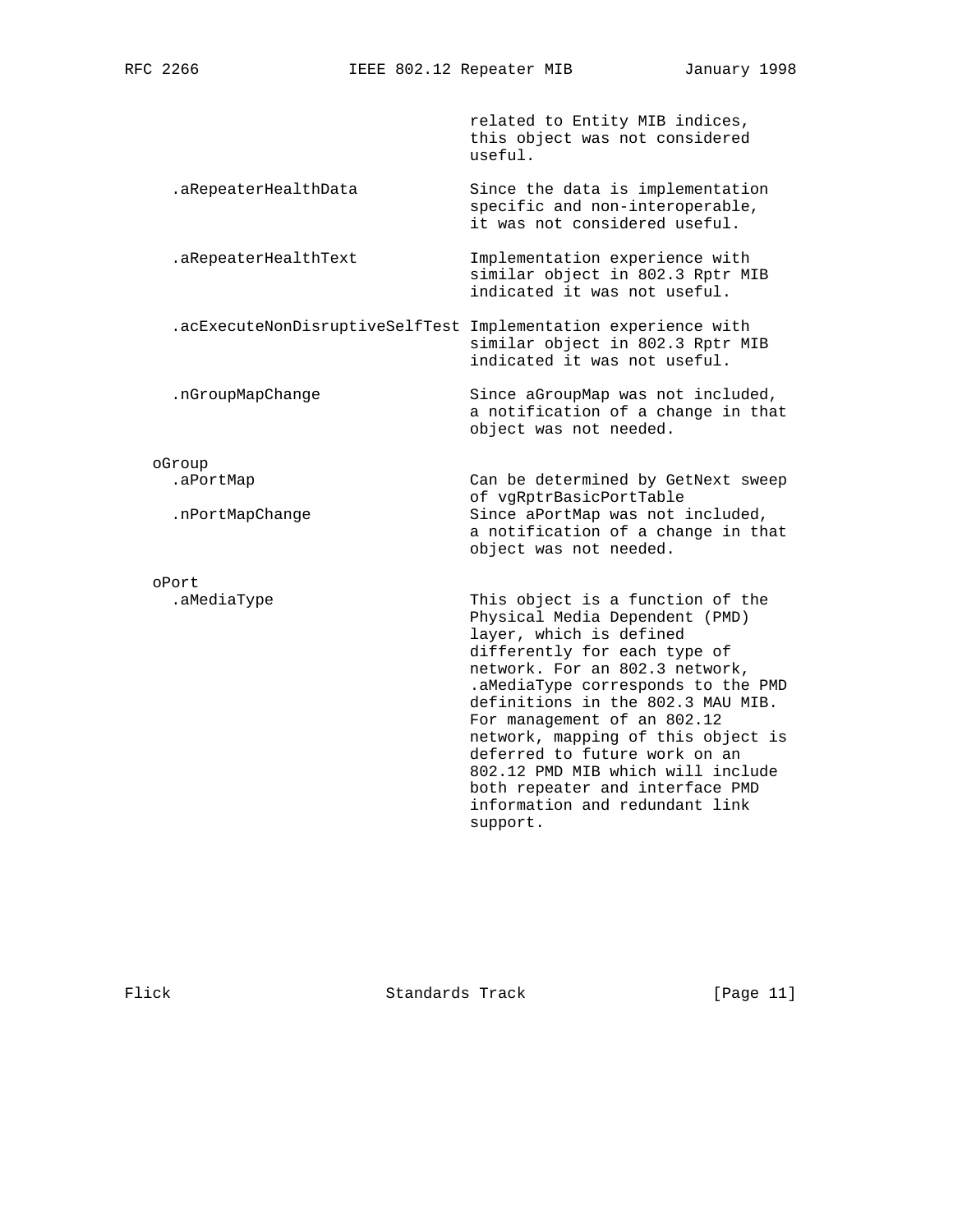```
                                     related to Entity MIB indices,
                                     this object was not considered
                                     useful.

     .aRepeaterHealthData            Since the data is implementation
                                     specific and non-interoperable,
                                     it was not considered useful.

     .aRepeaterHealthText            Implementation experience with
                                     similar object in 802.3 Rptr MIB
                                     indicated it was not useful.

     .acExecuteNonDisruptiveSelfTest Implementation experience with
                                     similar object in 802.3 Rptr MIB
                                     indicated it was not useful.

     .nGroupMapChange                Since aGroupMap was not included,
                                     a notification of a change in that
                                     object was not needed.

   oGroup
     .aPortMap                       Can be determined by GetNext sweep
                                     of vgRptrBasicPortTable
     .nPortMapChange                 Since aPortMap was not included,
                                     a notification of a change in that
                                     object was not needed.

   oPort
     .aMediaType                     This object is a function of the
                                     Physical Media Dependent (PMD)
                                     layer, which is defined
                                     differently for each type of
                                     network. For an 802.3 network,
                                     .aMediaType corresponds to the PMD
                                     definitions in the 802.3 MAU MIB.
                                     For management of an 802.12
                                     network, mapping of this object is
                                     deferred to future work on an
                                     802.12 PMD MIB which will include
                                     both repeater and interface PMD
                                     information and redundant link
                                     support.
```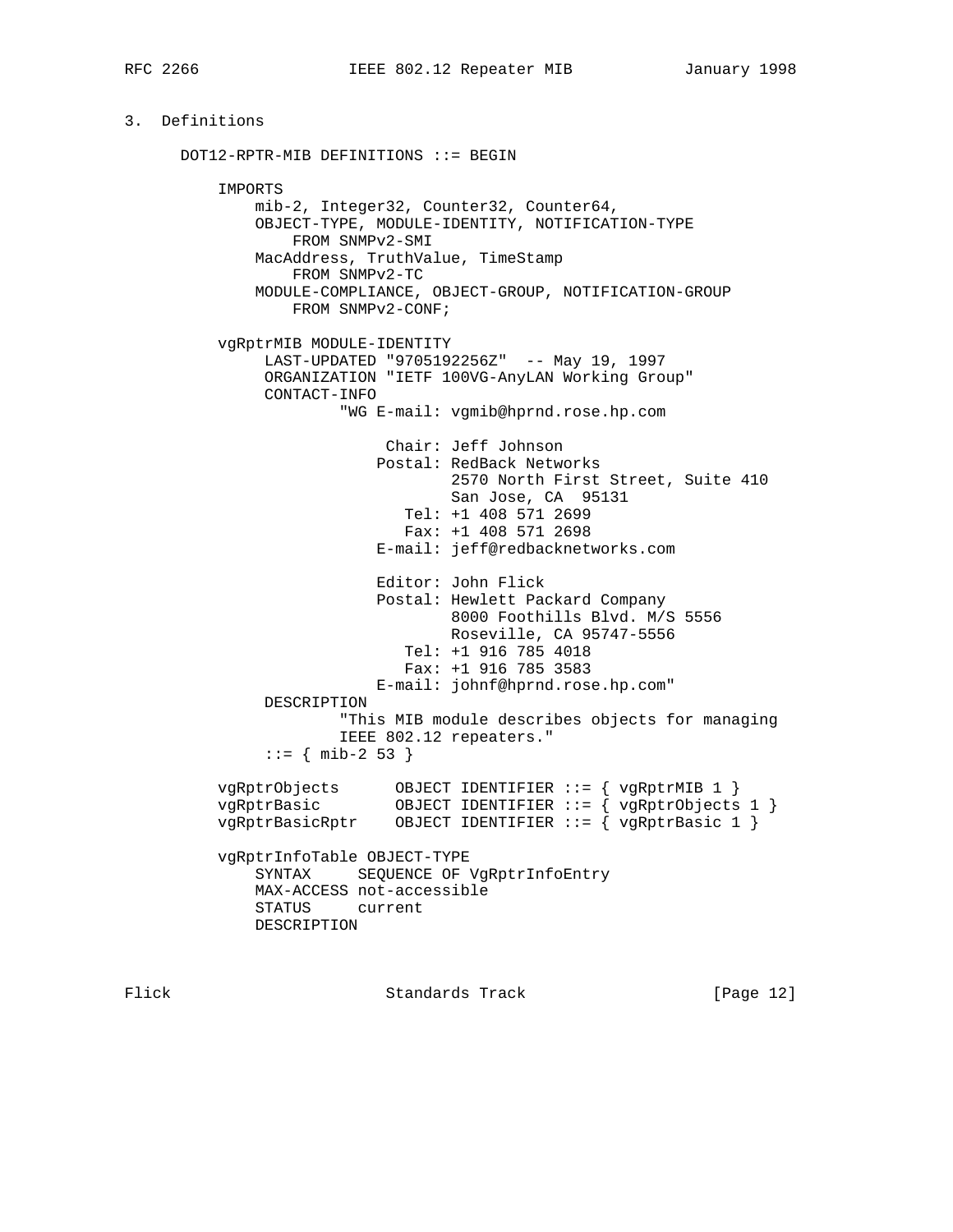## 3. Definitions

```
   DOT12-RPTR-MIB DEFINITIONS ::= BEGIN

       IMPORTS
           mib-2, Integer32, Counter32, Counter64,
           OBJECT-TYPE, MODULE-IDENTITY, NOTIFICATION-TYPE
               FROM SNMPv2-SMI
           MacAddress, TruthValue, TimeStamp
               FROM SNMPv2-TC
           MODULE-COMPLIANCE, OBJECT-GROUP, NOTIFICATION-GROUP
               FROM SNMPv2-CONF;

       vgRptrMIB MODULE-IDENTITY
            LAST-UPDATED "9705192256Z"  -- May 19, 1997
            ORGANIZATION "IETF 100VG-AnyLAN Working Group"
            CONTACT-INFO
                    "WG E-mail: vgmib@hprnd.rose.hp.com

                         Chair: Jeff Johnson
                        Postal: RedBack Networks
                                2570 North First Street, Suite 410
                                San Jose, CA  95131
                           Tel: +1 408 571 2699
                           Fax: +1 408 571 2698
                        E-mail: jeff@redbacknetworks.com

                        Editor: John Flick
                        Postal: Hewlett Packard Company
                                8000 Foothills Blvd. M/S 5556
                                Roseville, CA 95747-5556
                           Tel: +1 916 785 4018
                           Fax: +1 916 785 3583
                        E-mail: johnf@hprnd.rose.hp.com"
            DESCRIPTION
                    "This MIB module describes objects for managing
                    IEEE 802.12 repeaters."
            ::= { mib-2 53 }

       vgRptrObjects      OBJECT IDENTIFIER ::= { vgRptrMIB 1 }
       vgRptrBasic        OBJECT IDENTIFIER ::= { vgRptrObjects 1 }
       vgRptrBasicRptr    OBJECT IDENTIFIER ::= { vgRptrBasic 1 }

       vgRptrInfoTable OBJECT-TYPE
           SYNTAX     SEQUENCE OF VgRptrInfoEntry
           MAX-ACCESS not-accessible
           STATUS     current
           DESCRIPTION
```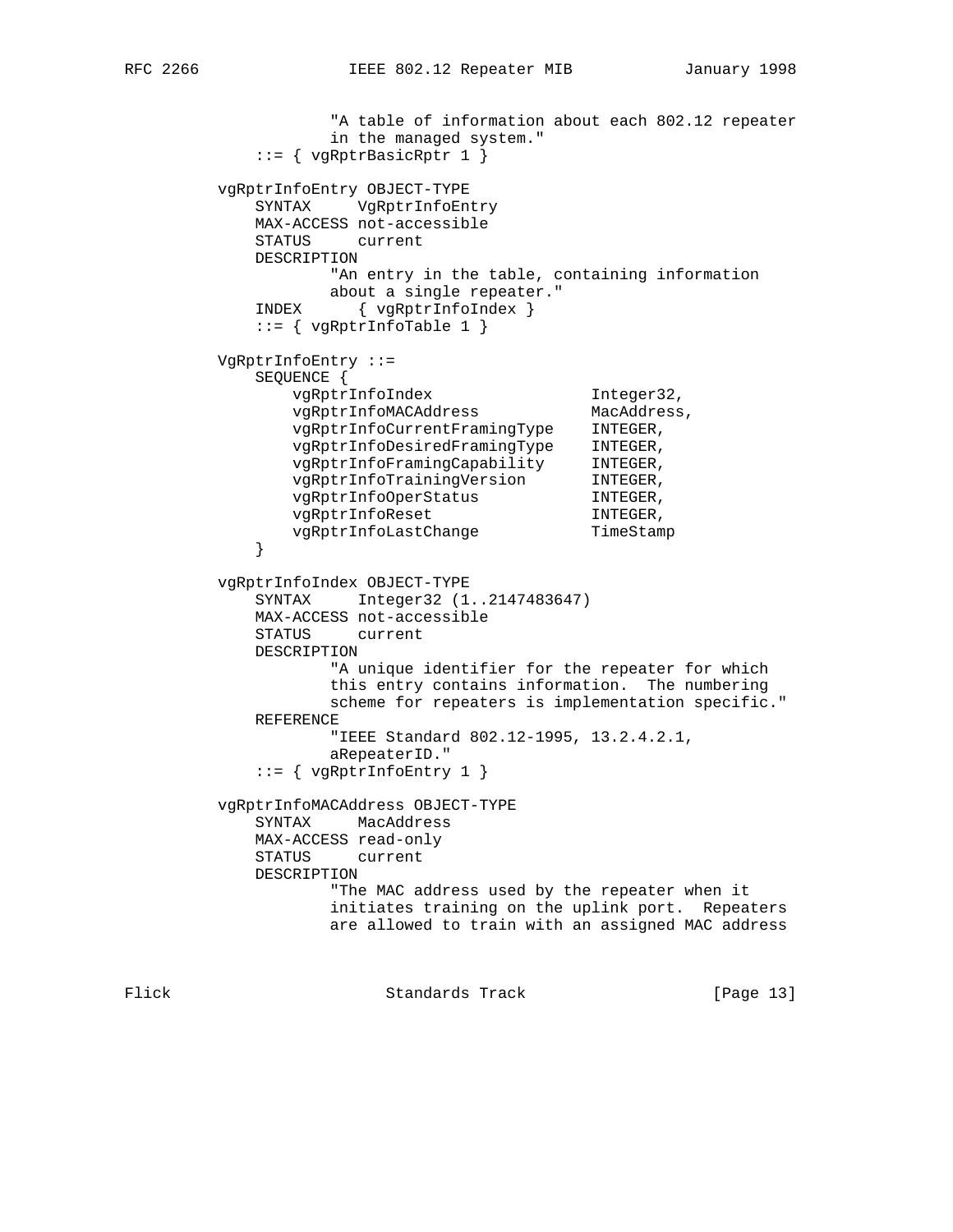```
                "A table of information about each 802.12 repeater
                in the managed system."
        ::= { vgRptrBasicRptr 1 }

    vgRptrInfoEntry OBJECT-TYPE
        SYNTAX     VgRptrInfoEntry
        MAX-ACCESS not-accessible
        STATUS     current
        DESCRIPTION
                "An entry in the table, containing information
                about a single repeater."
        INDEX      { vgRptrInfoIndex }
        ::= { vgRptrInfoTable 1 }

    VgRptrInfoEntry ::=
        SEQUENCE {
            vgRptrInfoIndex                  Integer32,
            vgRptrInfoMACAddress             MacAddress,
            vgRptrInfoCurrentFramingType     INTEGER,
            vgRptrInfoDesiredFramingType     INTEGER,
            vgRptrInfoFramingCapability      INTEGER,
            vgRptrInfoTrainingVersion        INTEGER,
            vgRptrInfoOperStatus             INTEGER,
            vgRptrInfoReset                  INTEGER,
            vgRptrInfoLastChange             TimeStamp
        }

    vgRptrInfoIndex OBJECT-TYPE
        SYNTAX     Integer32 (1..2147483647)
        MAX-ACCESS not-accessible
        STATUS     current
        DESCRIPTION
                "A unique identifier for the repeater for which
                this entry contains information.  The numbering
                scheme for repeaters is implementation specific."
        REFERENCE
                "IEEE Standard 802.12-1995, 13.2.4.2.1,
                aRepeaterID."
        ::= { vgRptrInfoEntry 1 }

    vgRptrInfoMACAddress OBJECT-TYPE
        SYNTAX     MacAddress
        MAX-ACCESS read-only
        STATUS     current
        DESCRIPTION
                "The MAC address used by the repeater when it
                initiates training on the uplink port.  Repeaters
                are allowed to train with an assigned MAC address
```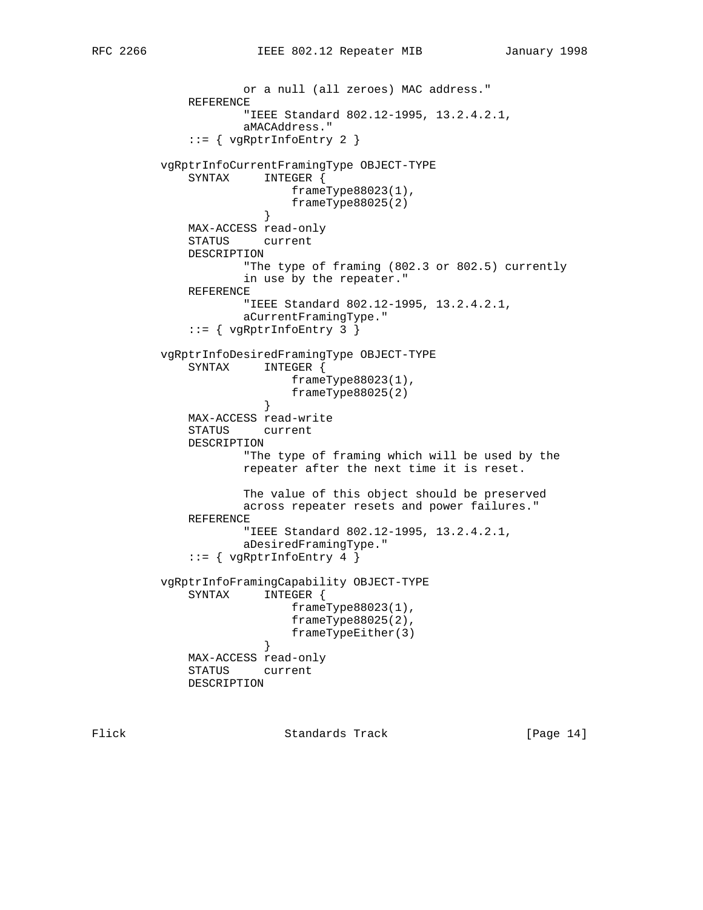```
                or a null (all zeroes) MAC address."
        REFERENCE
                "IEEE Standard 802.12-1995, 13.2.4.2.1,
                aMACAddress."
        ::= { vgRptrInfoEntry 2 }

    vgRptrInfoCurrentFramingType OBJECT-TYPE
        SYNTAX     INTEGER {
                       frameType88023(1),
                       frameType88025(2)
                   }
        MAX-ACCESS read-only
        STATUS     current
        DESCRIPTION
                "The type of framing (802.3 or 802.5) currently
                in use by the repeater."
        REFERENCE
                "IEEE Standard 802.12-1995, 13.2.4.2.1,
                aCurrentFramingType."
        ::= { vgRptrInfoEntry 3 }

    vgRptrInfoDesiredFramingType OBJECT-TYPE
        SYNTAX     INTEGER {
                       frameType88023(1),
                       frameType88025(2)
                   }
        MAX-ACCESS read-write
        STATUS     current
        DESCRIPTION
                "The type of framing which will be used by the
                repeater after the next time it is reset.

                The value of this object should be preserved
                across repeater resets and power failures."
        REFERENCE
                "IEEE Standard 802.12-1995, 13.2.4.2.1,
                aDesiredFramingType."
        ::= { vgRptrInfoEntry 4 }

    vgRptrInfoFramingCapability OBJECT-TYPE
        SYNTAX     INTEGER {
                       frameType88023(1),
                       frameType88025(2),
                       frameTypeEither(3)
                   }
        MAX-ACCESS read-only
        STATUS     current
        DESCRIPTION
```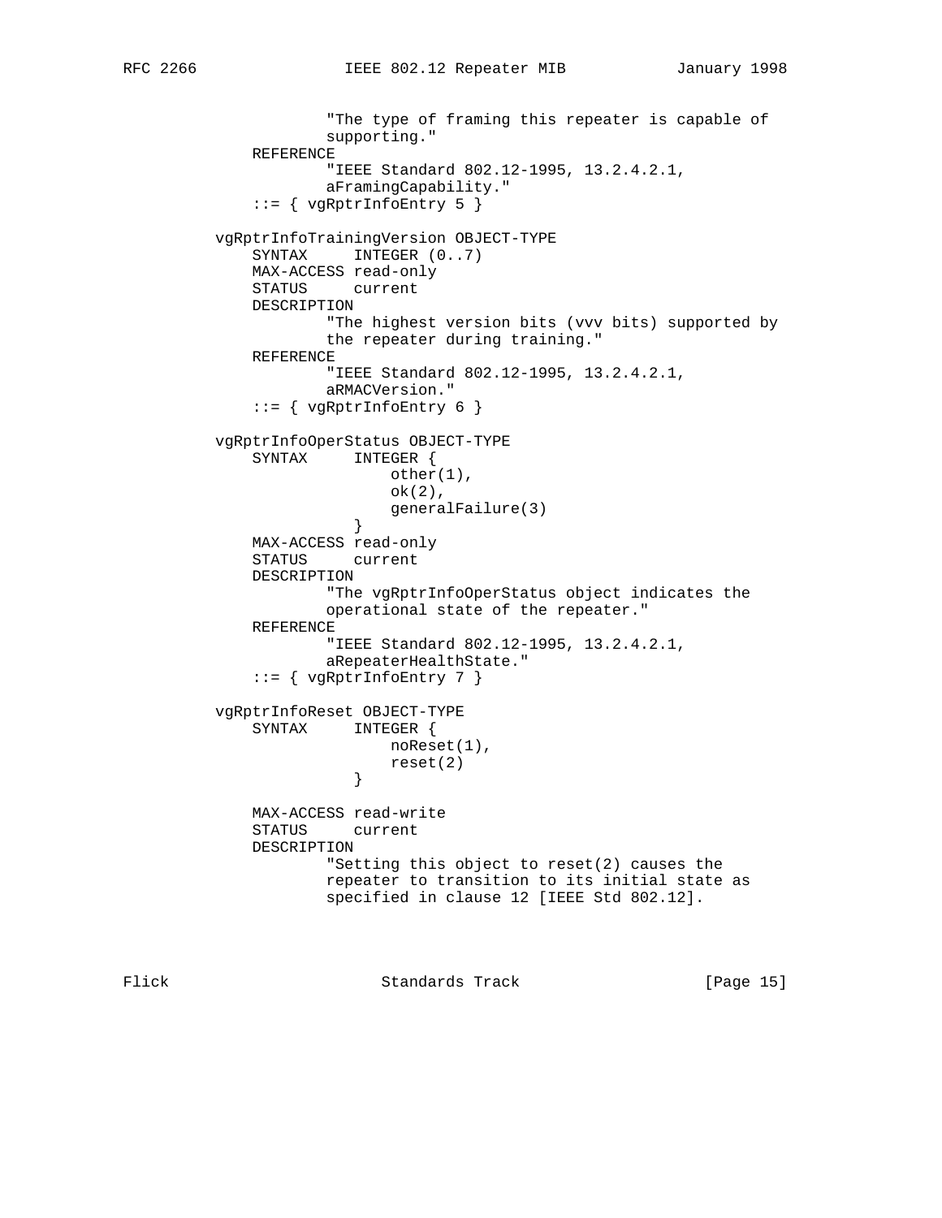```
                "The type of framing this repeater is capable of
                supporting."
        REFERENCE
                "IEEE Standard 802.12-1995, 13.2.4.2.1,
                aFramingCapability."
        ::= { vgRptrInfoEntry 5 }

    vgRptrInfoTrainingVersion OBJECT-TYPE
        SYNTAX      INTEGER (0..7)
        MAX-ACCESS read-only
        STATUS      current
        DESCRIPTION
                "The highest version bits (vvv bits) supported by
                the repeater during training."
        REFERENCE
                "IEEE Standard 802.12-1995, 13.2.4.2.1,
                aRMACVersion."
        ::= { vgRptrInfoEntry 6 }

    vgRptrInfoOperStatus OBJECT-TYPE
        SYNTAX      INTEGER {
                        other(1),
                        ok(2),
                        generalFailure(3)
                    }
        MAX-ACCESS read-only
        STATUS      current
        DESCRIPTION
                "The vgRptrInfoOperStatus object indicates the
                operational state of the repeater."
        REFERENCE
                "IEEE Standard 802.12-1995, 13.2.4.2.1,
                aRepeaterHealthState."
        ::= { vgRptrInfoEntry 7 }

    vgRptrInfoReset OBJECT-TYPE
        SYNTAX      INTEGER {
                        noReset(1),
                        reset(2)
                    }

        MAX-ACCESS read-write
        STATUS      current
        DESCRIPTION
                "Setting this object to reset(2) causes the
                repeater to transition to its initial state as
                specified in clause 12 [IEEE Std 802.12].
```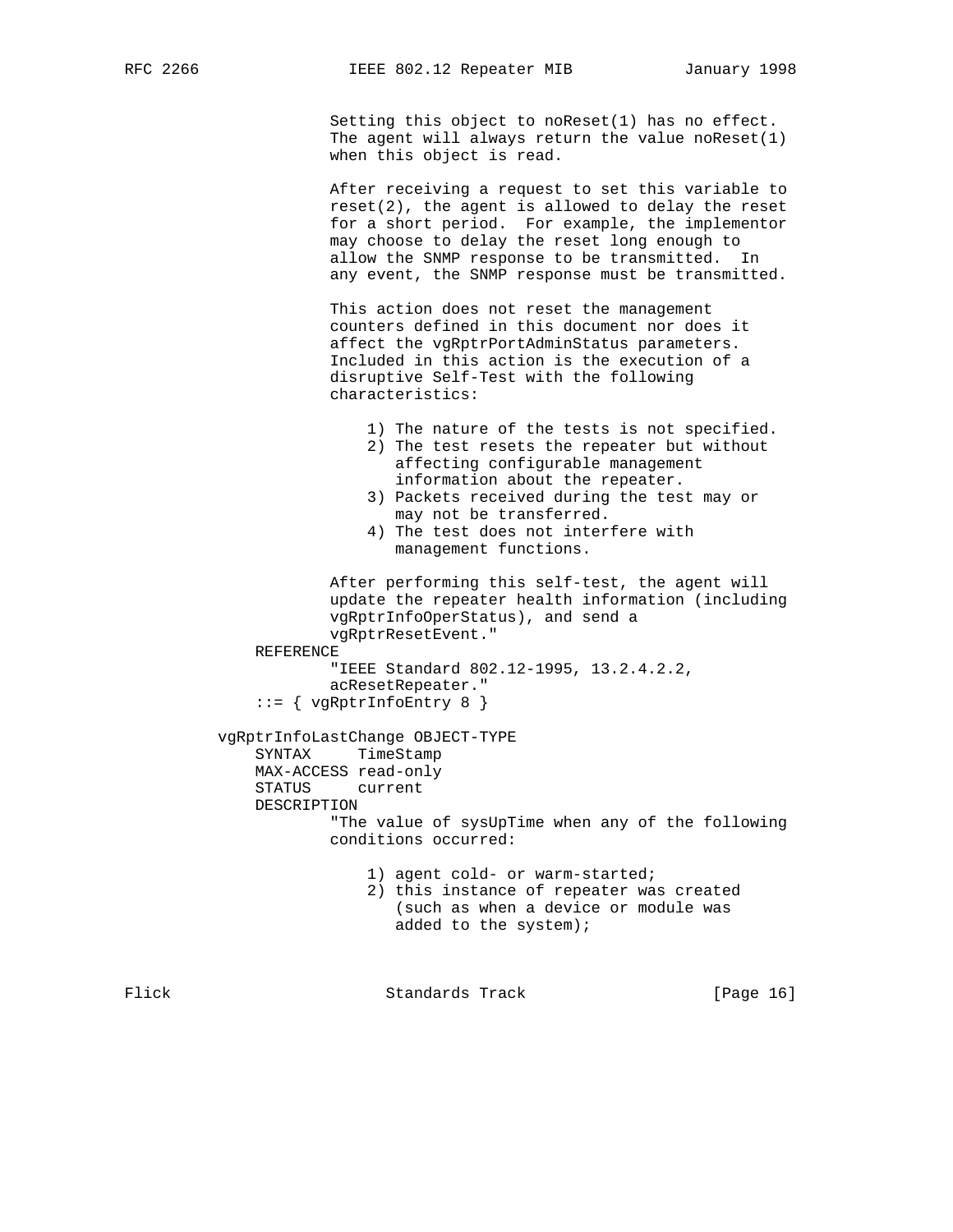```
                Setting this object to noReset(1) has no effect.
                The agent will always return the value noReset(1)
                when this object is read.

                After receiving a request to set this variable to
                reset(2), the agent is allowed to delay the reset
                for a short period.  For example, the implementor
                may choose to delay the reset long enough to
                allow the SNMP response to be transmitted.  In
                any event, the SNMP response must be transmitted.

                This action does not reset the management
                counters defined in this document nor does it
                affect the vgRptrPortAdminStatus parameters.
                Included in this action is the execution of a
                disruptive Self-Test with the following
                characteristics:

                    1) The nature of the tests is not specified.
                    2) The test resets the repeater but without
                       affecting configurable management
                       information about the repeater.
                    3) Packets received during the test may or
                       may not be transferred.
                    4) The test does not interfere with
                       management functions.

                After performing this self-test, the agent will
                update the repeater health information (including
                vgRptrInfoOperStatus), and send a
                vgRptrResetEvent."
        REFERENCE
                "IEEE Standard 802.12-1995, 13.2.4.2.2,
                acResetRepeater."
        ::= { vgRptrInfoEntry 8 }

    vgRptrInfoLastChange OBJECT-TYPE
        SYNTAX     TimeStamp
        MAX-ACCESS read-only
        STATUS     current
        DESCRIPTION
                "The value of sysUpTime when any of the following
                conditions occurred:

                    1) agent cold- or warm-started;
                    2) this instance of repeater was created
                       (such as when a device or module was
                       added to the system);
```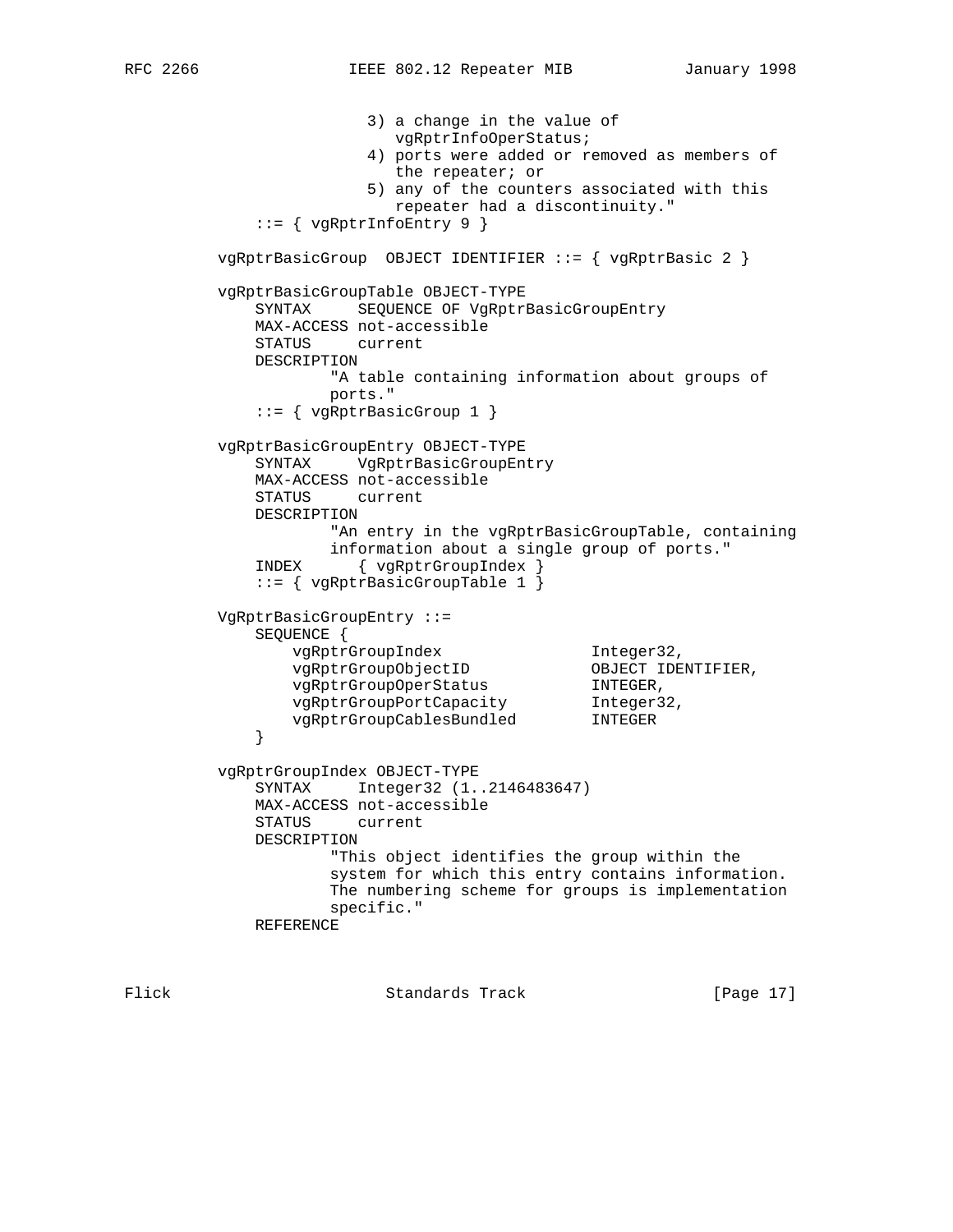```
                    3) a change in the value of
                       vgRptrInfoOperStatus;
                    4) ports were added or removed as members of
                       the repeater; or
                    5) any of the counters associated with this
                       repeater had a discontinuity."
        ::= { vgRptrInfoEntry 9 }

    vgRptrBasicGroup  OBJECT IDENTIFIER ::= { vgRptrBasic 2 }

    vgRptrBasicGroupTable OBJECT-TYPE
        SYNTAX     SEQUENCE OF VgRptrBasicGroupEntry
        MAX-ACCESS not-accessible
        STATUS     current
        DESCRIPTION
                "A table containing information about groups of
                ports."
        ::= { vgRptrBasicGroup 1 }

    vgRptrBasicGroupEntry OBJECT-TYPE
        SYNTAX     VgRptrBasicGroupEntry
        MAX-ACCESS not-accessible
        STATUS     current
        DESCRIPTION
                "An entry in the vgRptrBasicGroupTable, containing
                information about a single group of ports."
        INDEX      { vgRptrGroupIndex }
        ::= { vgRptrBasicGroupTable 1 }

    VgRptrBasicGroupEntry ::=
        SEQUENCE {
            vgRptrGroupIndex                Integer32,
            vgRptrGroupObjectID             OBJECT IDENTIFIER,
            vgRptrGroupOperStatus           INTEGER,
            vgRptrGroupPortCapacity         Integer32,
            vgRptrGroupCablesBundled        INTEGER
        }

    vgRptrGroupIndex OBJECT-TYPE
        SYNTAX     Integer32 (1..2146483647)
        MAX-ACCESS not-accessible
        STATUS     current
        DESCRIPTION
                "This object identifies the group within the
                system for which this entry contains information.
                The numbering scheme for groups is implementation
                specific."
        REFERENCE
```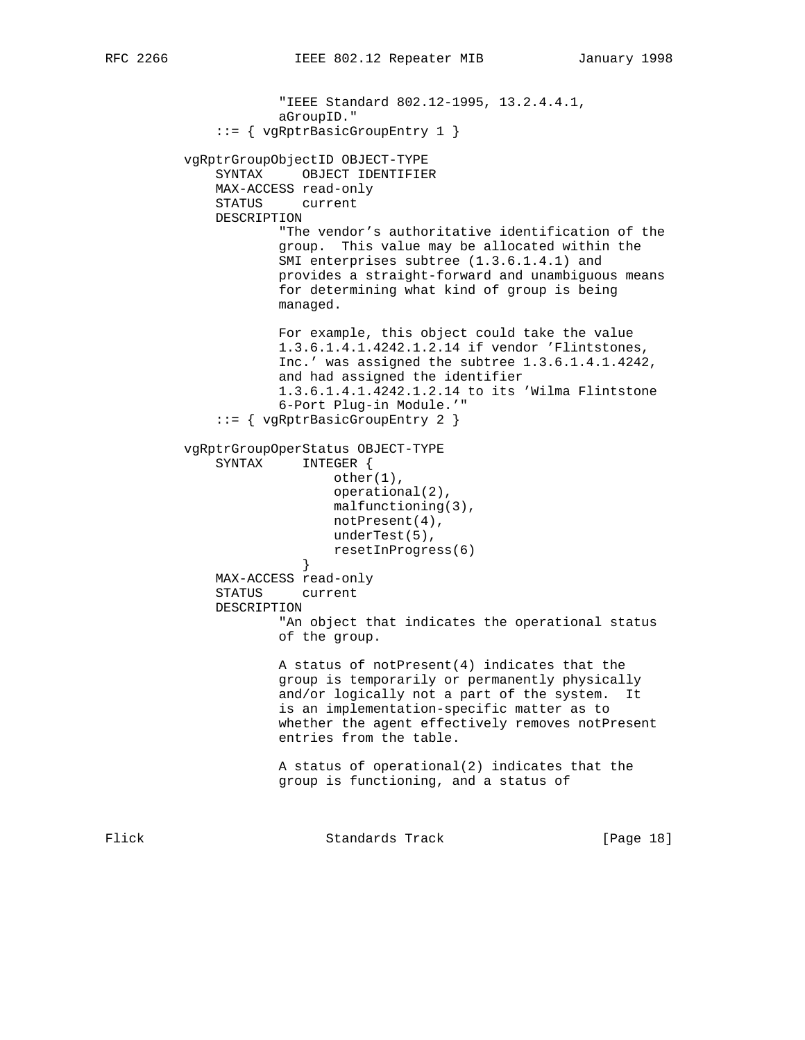```
                "IEEE Standard 802.12-1995, 13.2.4.4.1,
                aGroupID."
        ::= { vgRptrBasicGroupEntry 1 }

    vgRptrGroupObjectID OBJECT-TYPE
        SYNTAX     OBJECT IDENTIFIER
        MAX-ACCESS read-only
        STATUS     current
        DESCRIPTION
                "The vendor's authoritative identification of the
                group.  This value may be allocated within the
                SMI enterprises subtree (1.3.6.1.4.1) and
                provides a straight-forward and unambiguous means
                for determining what kind of group is being
                managed.

                For example, this object could take the value
                1.3.6.1.4.1.4242.1.2.14 if vendor 'Flintstones,
                Inc.' was assigned the subtree 1.3.6.1.4.1.4242,
                and had assigned the identifier
                1.3.6.1.4.1.4242.1.2.14 to its 'Wilma Flintstone
                6-Port Plug-in Module.'"
        ::= { vgRptrBasicGroupEntry 2 }

    vgRptrGroupOperStatus OBJECT-TYPE
        SYNTAX     INTEGER {
                       other(1),
                       operational(2),
                       malfunctioning(3),
                       notPresent(4),
                       underTest(5),
                       resetInProgress(6)
                   }
        MAX-ACCESS read-only
        STATUS     current
        DESCRIPTION
                "An object that indicates the operational status
                of the group.

                A status of notPresent(4) indicates that the
                group is temporarily or permanently physically
                and/or logically not a part of the system.  It
                is an implementation-specific matter as to
                whether the agent effectively removes notPresent
                entries from the table.

                A status of operational(2) indicates that the
                group is functioning, and a status of
```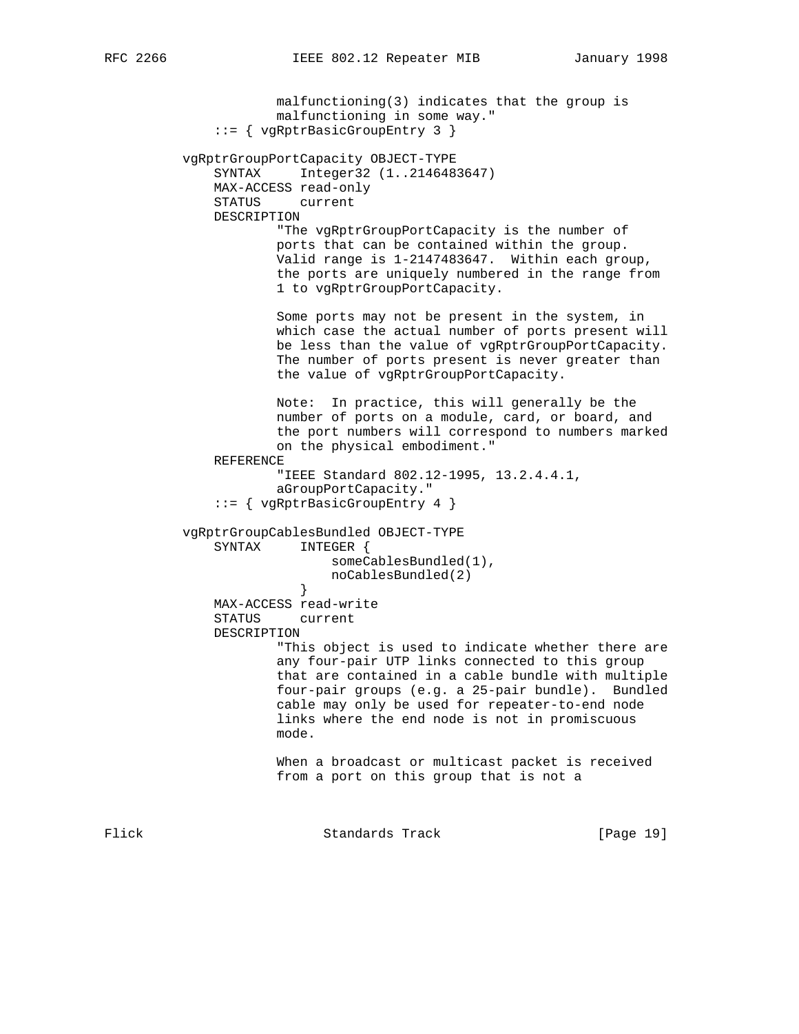```
                malfunctioning(3) indicates that the group is
                malfunctioning in some way."
        ::= { vgRptrBasicGroupEntry 3 }

    vgRptrGroupPortCapacity OBJECT-TYPE
        SYNTAX     Integer32 (1..2146483647)
        MAX-ACCESS read-only
        STATUS     current
        DESCRIPTION
                "The vgRptrGroupPortCapacity is the number of
                ports that can be contained within the group.
                Valid range is 1-2147483647.  Within each group,
                the ports are uniquely numbered in the range from
                1 to vgRptrGroupPortCapacity.

                Some ports may not be present in the system, in
                which case the actual number of ports present will
                be less than the value of vgRptrGroupPortCapacity.
                The number of ports present is never greater than
                the value of vgRptrGroupPortCapacity.

                Note:  In practice, this will generally be the
                number of ports on a module, card, or board, and
                the port numbers will correspond to numbers marked
                on the physical embodiment."
        REFERENCE
                "IEEE Standard 802.12-1995, 13.2.4.4.1,
                aGroupPortCapacity."
        ::= { vgRptrBasicGroupEntry 4 }

    vgRptrGroupCablesBundled OBJECT-TYPE
        SYNTAX     INTEGER {
                       someCablesBundled(1),
                       noCablesBundled(2)
                   }
        MAX-ACCESS read-write
        STATUS     current
        DESCRIPTION
                "This object is used to indicate whether there are
                any four-pair UTP links connected to this group
                that are contained in a cable bundle with multiple
                four-pair groups (e.g. a 25-pair bundle).  Bundled
                cable may only be used for repeater-to-end node
                links where the end node is not in promiscuous
                mode.

                When a broadcast or multicast packet is received
                from a port on this group that is not a
```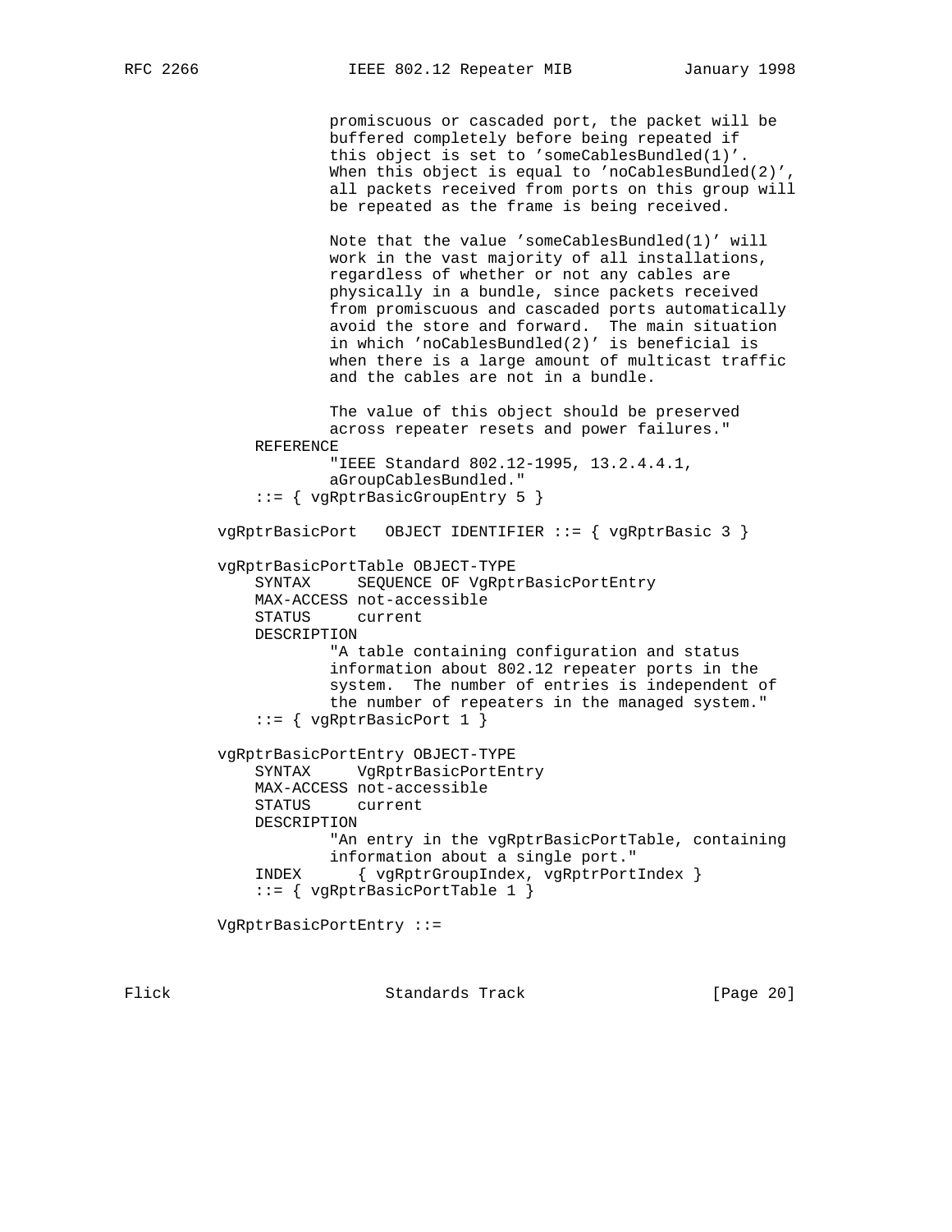```
                promiscuous or cascaded port, the packet will be
                buffered completely before being repeated if
                this object is set to 'someCablesBundled(1)'.
                When this object is equal to 'noCablesBundled(2)',
                all packets received from ports on this group will
                be repeated as the frame is being received.

                Note that the value 'someCablesBundled(1)' will
                work in the vast majority of all installations,
                regardless of whether or not any cables are
                physically in a bundle, since packets received
                from promiscuous and cascaded ports automatically
                avoid the store and forward.  The main situation
                in which 'noCablesBundled(2)' is beneficial is
                when there is a large amount of multicast traffic
                and the cables are not in a bundle.

                The value of this object should be preserved
                across repeater resets and power failures."
        REFERENCE
                "IEEE Standard 802.12-1995, 13.2.4.4.1,
                aGroupCablesBundled."
        ::= { vgRptrBasicGroupEntry 5 }

    vgRptrBasicPort   OBJECT IDENTIFIER ::= { vgRptrBasic 3 }

    vgRptrBasicPortTable OBJECT-TYPE
        SYNTAX     SEQUENCE OF VgRptrBasicPortEntry
        MAX-ACCESS not-accessible
        STATUS     current
        DESCRIPTION
                "A table containing configuration and status
                information about 802.12 repeater ports in the
                system.  The number of entries is independent of
                the number of repeaters in the managed system."
        ::= { vgRptrBasicPort 1 }

    vgRptrBasicPortEntry OBJECT-TYPE
        SYNTAX     VgRptrBasicPortEntry
        MAX-ACCESS not-accessible
        STATUS     current
        DESCRIPTION
                "An entry in the vgRptrBasicPortTable, containing
                information about a single port."
        INDEX      { vgRptrGroupIndex, vgRptrPortIndex }
        ::= { vgRptrBasicPortTable 1 }

    VgRptrBasicPortEntry ::=
```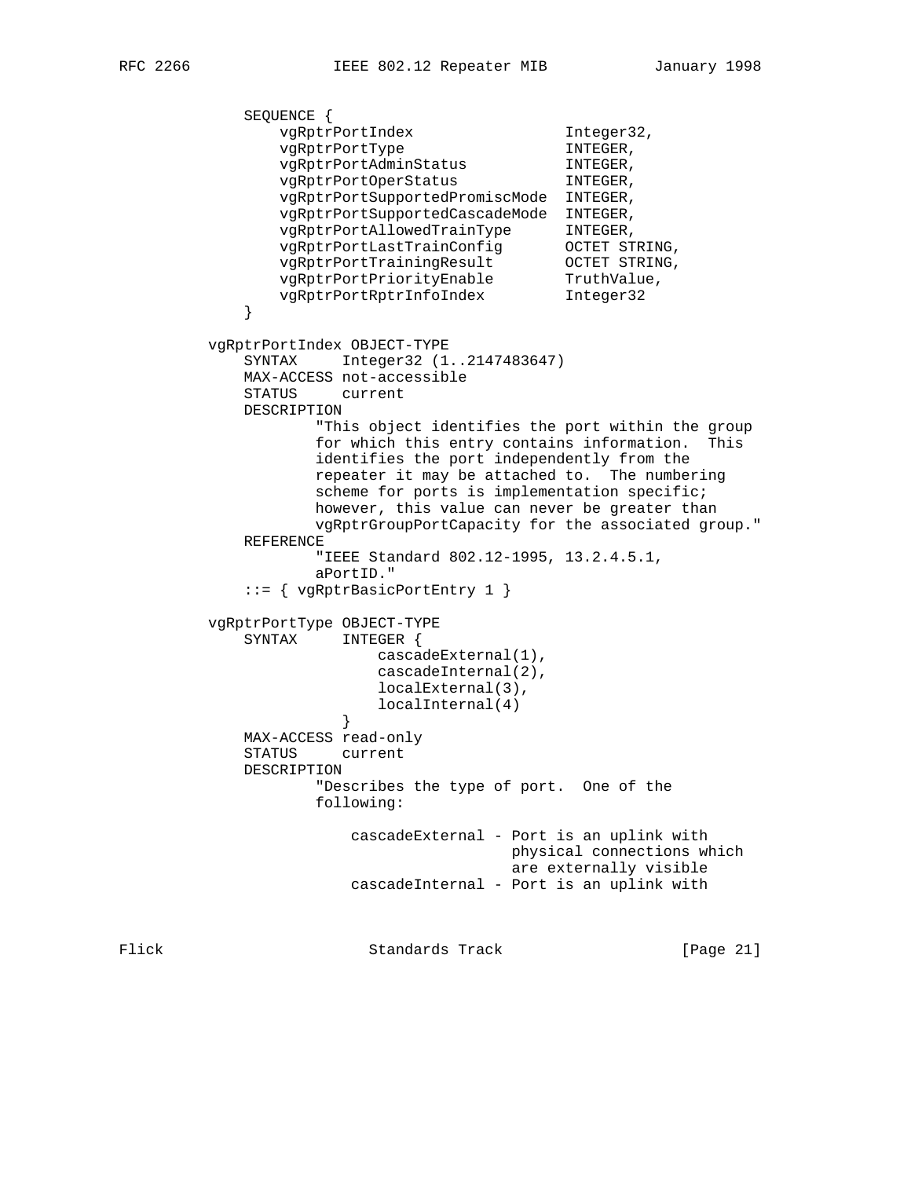```
    SEQUENCE {
        vgRptrPortIndex                 Integer32,
        vgRptrPortType                  INTEGER,
        vgRptrPortAdminStatus           INTEGER,
        vgRptrPortOperStatus            INTEGER,
        vgRptrPortSupportedPromiscMode  INTEGER,
        vgRptrPortSupportedCascadeMode  INTEGER,
        vgRptrPortAllowedTrainType      INTEGER,
        vgRptrPortLastTrainConfig       OCTET STRING,
        vgRptrPortTrainingResult        OCTET STRING,
        vgRptrPortPriorityEnable        TruthValue,
        vgRptrPortRptrInfoIndex         Integer32
    }

vgRptrPortIndex OBJECT-TYPE
    SYNTAX     Integer32 (1..2147483647)
    MAX-ACCESS not-accessible
    STATUS     current
    DESCRIPTION
            "This object identifies the port within the group
            for which this entry contains information.  This
            identifies the port independently from the
            repeater it may be attached to.  The numbering
            scheme for ports is implementation specific;
            however, this value can never be greater than
            vgRptrGroupPortCapacity for the associated group."
    REFERENCE
            "IEEE Standard 802.12-1995, 13.2.4.5.1,
            aPortID."
    ::= { vgRptrBasicPortEntry 1 }

vgRptrPortType OBJECT-TYPE
    SYNTAX     INTEGER {
                   cascadeExternal(1),
                   cascadeInternal(2),
                   localExternal(3),
                   localInternal(4)
               }
    MAX-ACCESS read-only
    STATUS     current
    DESCRIPTION
            "Describes the type of port.  One of the
            following:

                cascadeExternal - Port is an uplink with
                                  physical connections which
                                  are externally visible
                cascadeInternal - Port is an uplink with
```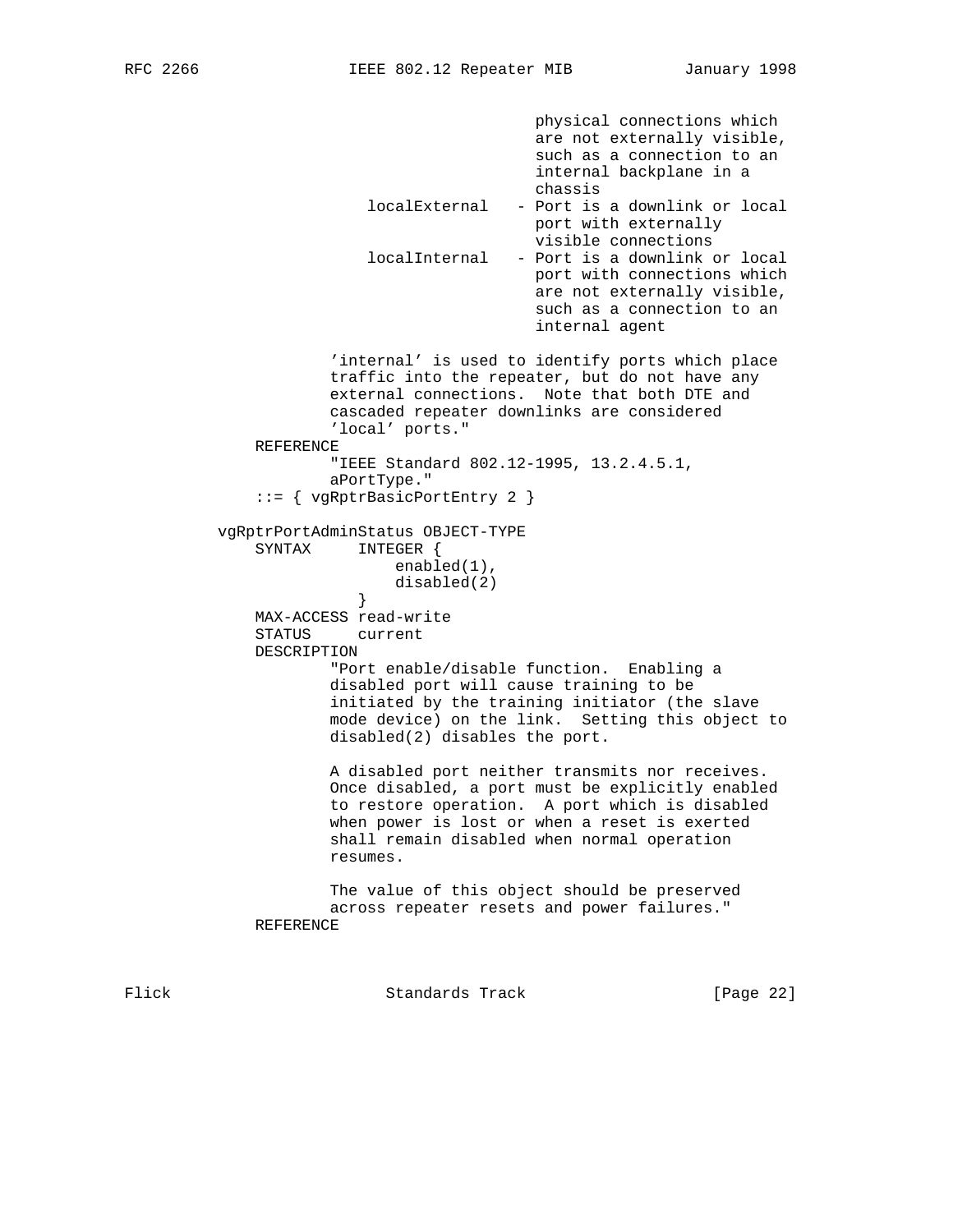```
                                   physical connections which
                                   are not externally visible,
                                   such as a connection to an
                                   internal backplane in a
                                   chassis
                    localExternal   - Port is a downlink or local
                                   port with externally
                                   visible connections
                    localInternal   - Port is a downlink or local
                                   port with connections which
                                   are not externally visible,
                                   such as a connection to an
                                   internal agent

                'internal' is used to identify ports which place
                traffic into the repeater, but do not have any
                external connections.  Note that both DTE and
                cascaded repeater downlinks are considered
                'local' ports."
        REFERENCE
                "IEEE Standard 802.12-1995, 13.2.4.5.1,
                aPortType."
        ::= { vgRptrBasicPortEntry 2 }

    vgRptrPortAdminStatus OBJECT-TYPE
        SYNTAX     INTEGER {
                       enabled(1),
                       disabled(2)
                   }
        MAX-ACCESS read-write
        STATUS     current
        DESCRIPTION
                "Port enable/disable function.  Enabling a
                disabled port will cause training to be
                initiated by the training initiator (the slave
                mode device) on the link.  Setting this object to
                disabled(2) disables the port.

                A disabled port neither transmits nor receives.
                Once disabled, a port must be explicitly enabled
                to restore operation.  A port which is disabled
                when power is lost or when a reset is exerted
                shall remain disabled when normal operation
                resumes.

                The value of this object should be preserved
                across repeater resets and power failures."
        REFERENCE
```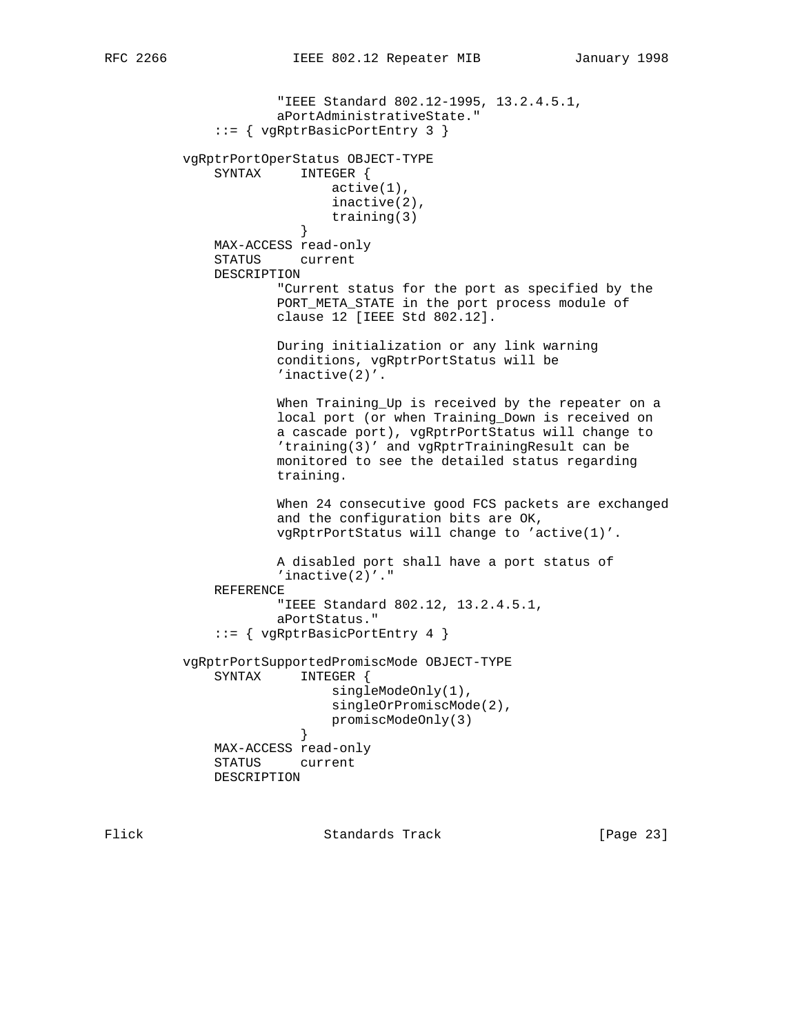```
                    "IEEE Standard 802.12-1995, 13.2.4.5.1,
                    aPortAdministrativeState."
            ::= { vgRptrBasicPortEntry 3 }

        vgRptrPortOperStatus OBJECT-TYPE
            SYNTAX     INTEGER {
                           active(1),
                           inactive(2),
                           training(3)
                       }
            MAX-ACCESS read-only
            STATUS     current
            DESCRIPTION
                    "Current status for the port as specified by the
                    PORT_META_STATE in the port process module of
                    clause 12 [IEEE Std 802.12].

                    During initialization or any link warning
                    conditions, vgRptrPortStatus will be
                    'inactive(2)'.

                    When Training_Up is received by the repeater on a
                    local port (or when Training_Down is received on
                    a cascade port), vgRptrPortStatus will change to
                    'training(3)' and vgRptrTrainingResult can be
                    monitored to see the detailed status regarding
                    training.

                    When 24 consecutive good FCS packets are exchanged
                    and the configuration bits are OK,
                    vgRptrPortStatus will change to 'active(1)'.

                    A disabled port shall have a port status of
                    'inactive(2)'."
            REFERENCE
                    "IEEE Standard 802.12, 13.2.4.5.1,
                    aPortStatus."
            ::= { vgRptrBasicPortEntry 4 }

        vgRptrPortSupportedPromiscMode OBJECT-TYPE
            SYNTAX     INTEGER {
                           singleModeOnly(1),
                           singleOrPromiscMode(2),
                           promiscModeOnly(3)
                       }
            MAX-ACCESS read-only
            STATUS     current
            DESCRIPTION
```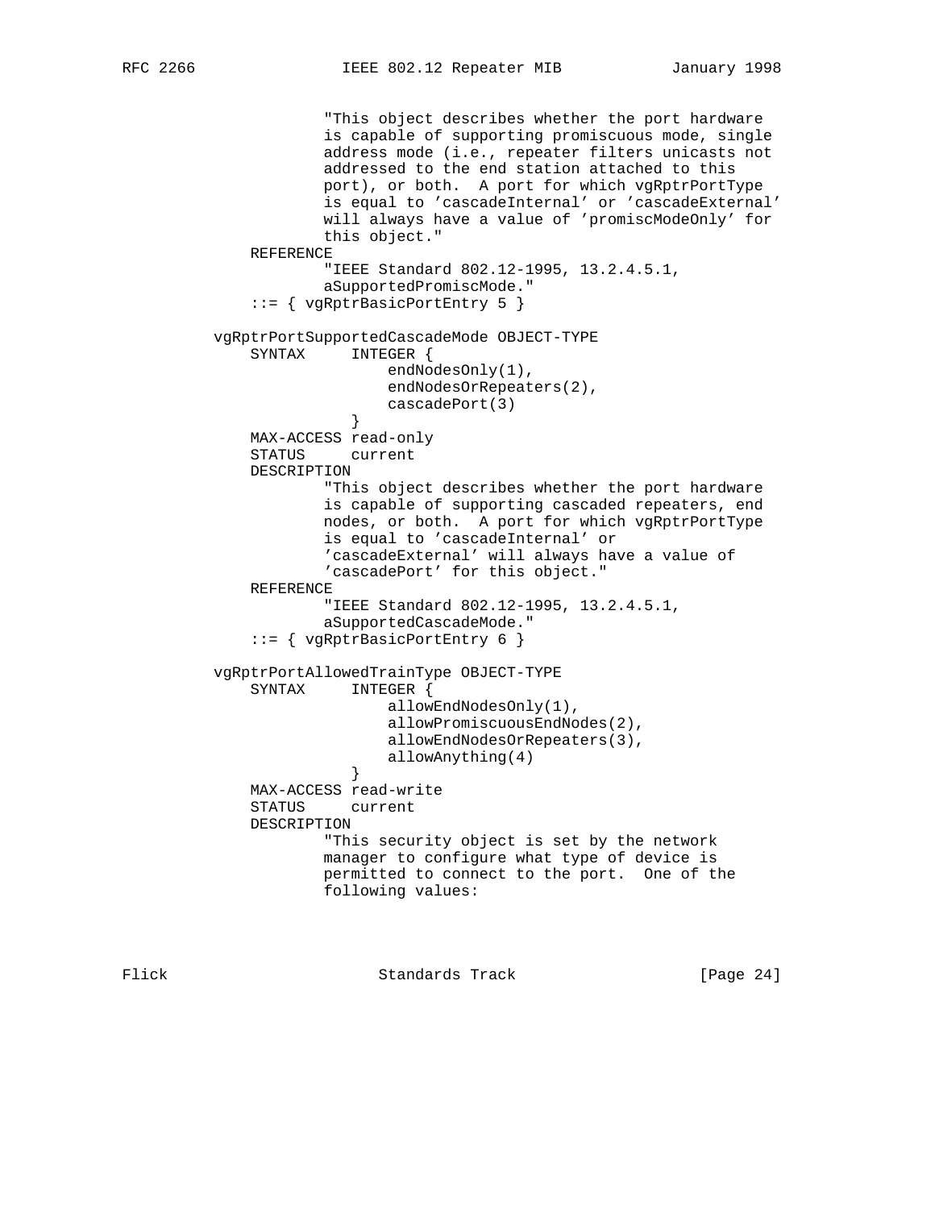```
                "This object describes whether the port hardware
                is capable of supporting promiscuous mode, single
                address mode (i.e., repeater filters unicasts not
                addressed to the end station attached to this
                port), or both.  A port for which vgRptrPortType
                is equal to 'cascadeInternal' or 'cascadeExternal'
                will always have a value of 'promiscModeOnly' for
                this object."
        REFERENCE
                "IEEE Standard 802.12-1995, 13.2.4.5.1,
                aSupportedPromiscMode."
        ::= { vgRptrBasicPortEntry 5 }

    vgRptrPortSupportedCascadeMode OBJECT-TYPE
        SYNTAX     INTEGER {
                       endNodesOnly(1),
                       endNodesOrRepeaters(2),
                       cascadePort(3)
                   }
        MAX-ACCESS read-only
        STATUS     current
        DESCRIPTION
                "This object describes whether the port hardware
                is capable of supporting cascaded repeaters, end
                nodes, or both.  A port for which vgRptrPortType
                is equal to 'cascadeInternal' or
                'cascadeExternal' will always have a value of
                'cascadePort' for this object."
        REFERENCE
                "IEEE Standard 802.12-1995, 13.2.4.5.1,
                aSupportedCascadeMode."
        ::= { vgRptrBasicPortEntry 6 }

    vgRptrPortAllowedTrainType OBJECT-TYPE
        SYNTAX     INTEGER {
                       allowEndNodesOnly(1),
                       allowPromiscuousEndNodes(2),
                       allowEndNodesOrRepeaters(3),
                       allowAnything(4)
                   }
        MAX-ACCESS read-write
        STATUS     current
        DESCRIPTION
                "This security object is set by the network
                manager to configure what type of device is
                permitted to connect to the port.  One of the
                following values:
```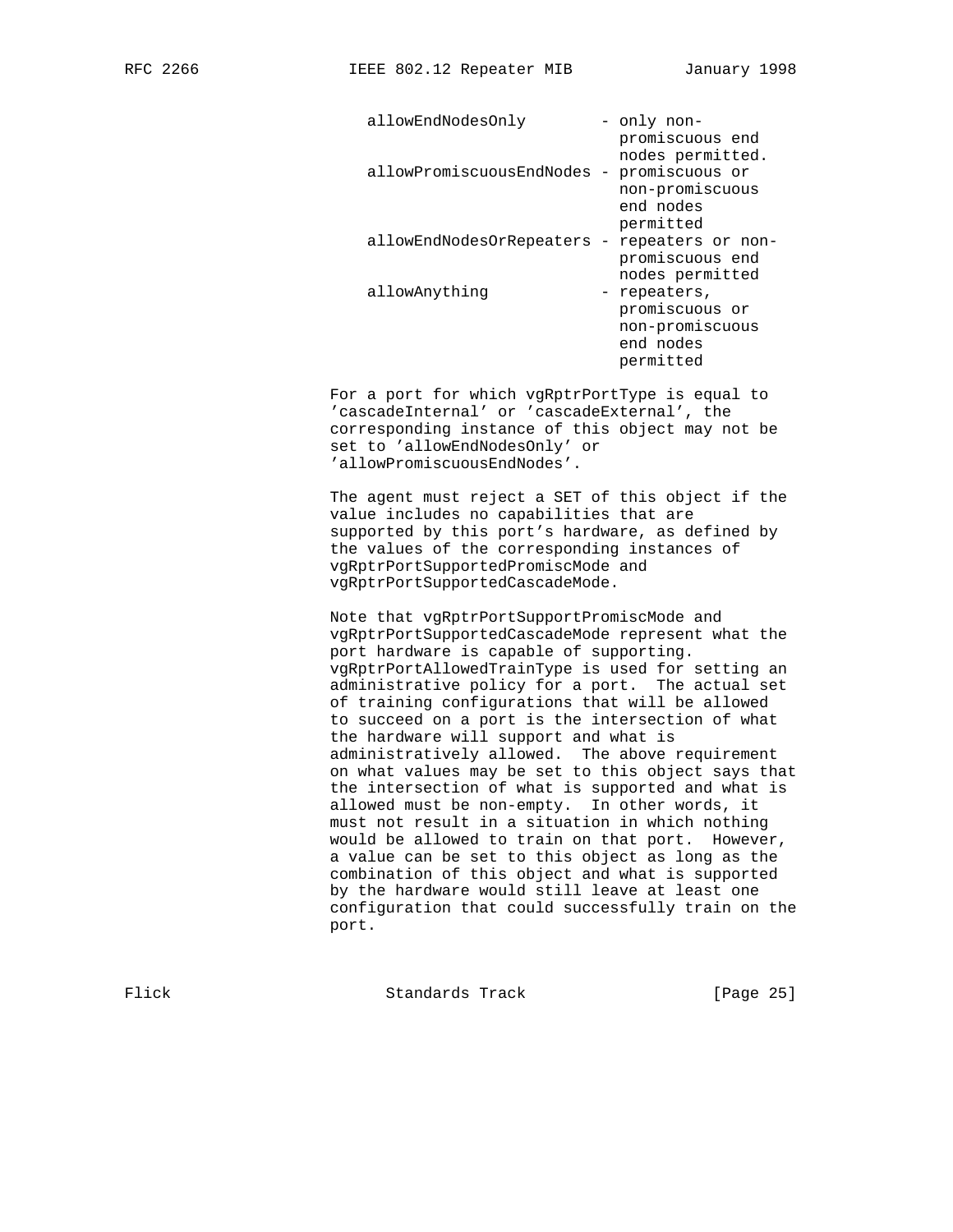```
allowEndNodesOnly        - only non-
                           promiscuous end
                           nodes permitted.
allowPromiscuousEndNodes - promiscuous or
                           non-promiscuous
                           end nodes
                           permitted
allowEndNodesOrRepeaters - repeaters or non-
                           promiscuous end
                           nodes permitted
allowAnything            - repeaters,
                           promiscuous or
                           non-promiscuous
                           end nodes
                           permitted
```

For a port for which vgRptrPortType is equal to 'cascadeInternal' or 'cascadeExternal', the corresponding instance of this object may not be set to 'allowEndNodesOnly' or 'allowPromiscuousEndNodes'.

The agent must reject a SET of this object if the value includes no capabilities that are supported by this port's hardware, as defined by the values of the corresponding instances of vgRptrPortSupportedPromiscMode and vgRptrPortSupportedCascadeMode.

Note that vgRptrPortSupportPromiscMode and vgRptrPortSupportedCascadeMode represent what the port hardware is capable of supporting. vgRptrPortAllowedTrainType is used for setting an administrative policy for a port. The actual set of training configurations that will be allowed to succeed on a port is the intersection of what the hardware will support and what is administratively allowed. The above requirement on what values may be set to this object says that the intersection of what is supported and what is allowed must be non-empty. In other words, it must not result in a situation in which nothing would be allowed to train on that port. However, a value can be set to this object as long as the combination of this object and what is supported by the hardware would still leave at least one configuration that could successfully train on the port.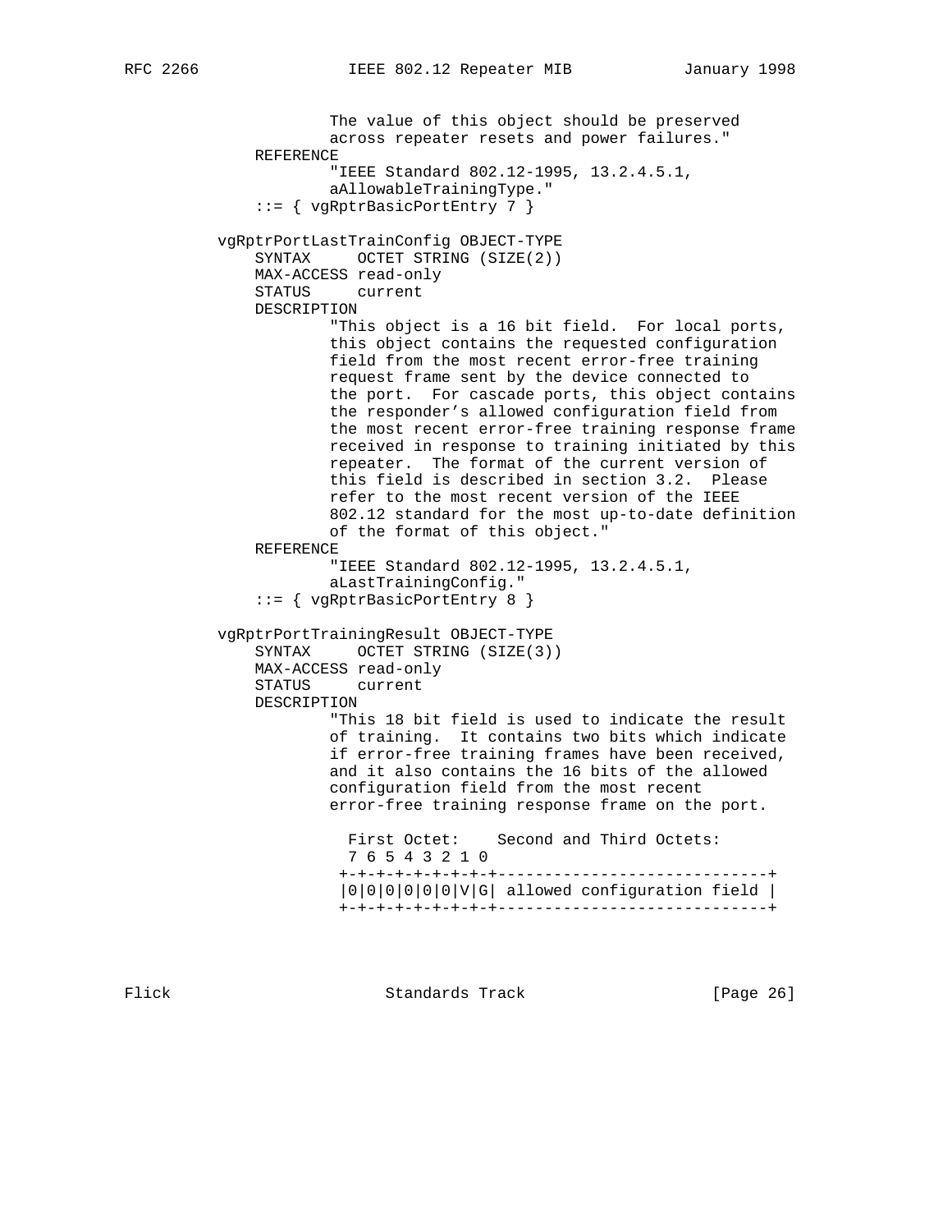```
                The value of this object should be preserved
                across repeater resets and power failures."
        REFERENCE
                "IEEE Standard 802.12-1995, 13.2.4.5.1,
                aAllowableTrainingType."
        ::= { vgRptrBasicPortEntry 7 }

    vgRptrPortLastTrainConfig OBJECT-TYPE
        SYNTAX     OCTET STRING (SIZE(2))
        MAX-ACCESS read-only
        STATUS     current
        DESCRIPTION
                "This object is a 16 bit field.  For local ports,
                this object contains the requested configuration
                field from the most recent error-free training
                request frame sent by the device connected to
                the port.  For cascade ports, this object contains
                the responder's allowed configuration field from
                the most recent error-free training response frame
                received in response to training initiated by this
                repeater.  The format of the current version of
                this field is described in section 3.2.  Please
                refer to the most recent version of the IEEE
                802.12 standard for the most up-to-date definition
                of the format of this object."
        REFERENCE
                "IEEE Standard 802.12-1995, 13.2.4.5.1,
                aLastTrainingConfig."
        ::= { vgRptrBasicPortEntry 8 }

    vgRptrPortTrainingResult OBJECT-TYPE
        SYNTAX     OCTET STRING (SIZE(3))
        MAX-ACCESS read-only
        STATUS     current
        DESCRIPTION
                "This 18 bit field is used to indicate the result
                of training.  It contains two bits which indicate
                if error-free training frames have been received,
                and it also contains the 16 bits of the allowed
                configuration field from the most recent
                error-free training response frame on the port.

                  First Octet:    Second and Third Octets:
                  7 6 5 4 3 2 1 0
                 +-+-+-+-+-+-+-+-+-----------------------------+
                 |0|0|0|0|0|0|V|G| allowed configuration field |
                 +-+-+-+-+-+-+-+-+-----------------------------+
```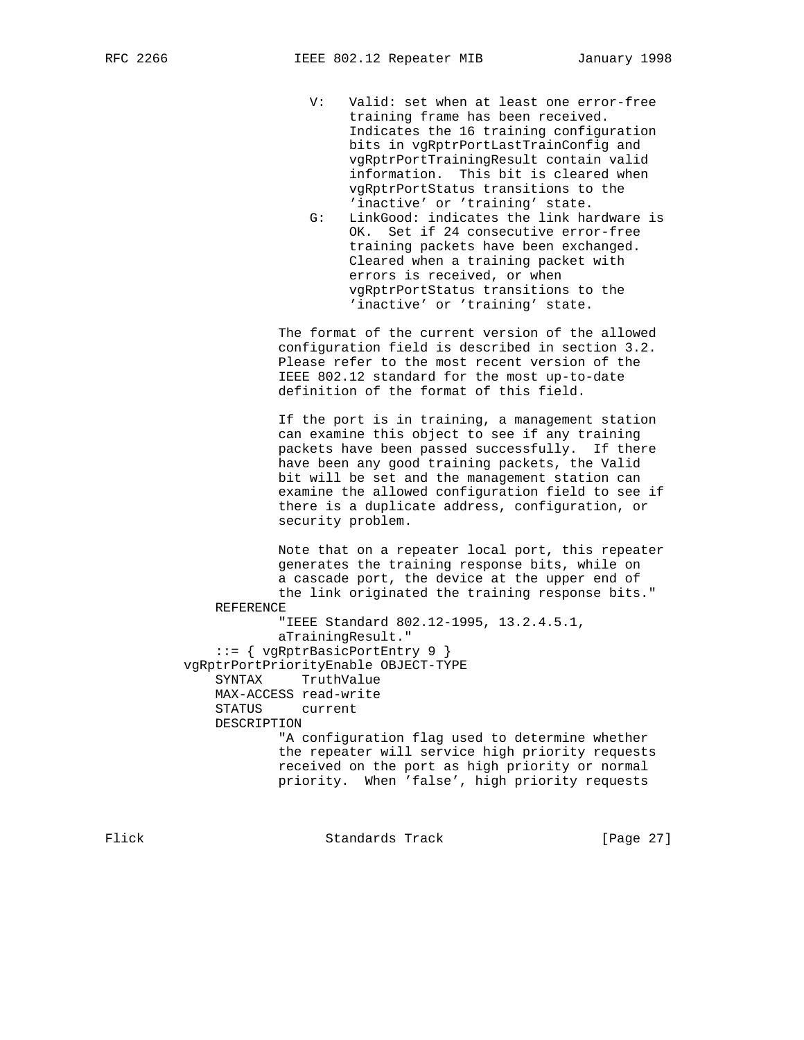```
                     V:   Valid: set when at least one error-free
                          training frame has been received.
                          Indicates the 16 training configuration
                          bits in vgRptrPortLastTrainConfig and
                          vgRptrPortTrainingResult contain valid
                          information.  This bit is cleared when
                          vgRptrPortStatus transitions to the
                          'inactive' or 'training' state.
                     G:   LinkGood: indicates the link hardware is
                          OK.  Set if 24 consecutive error-free
                          training packets have been exchanged.
                          Cleared when a training packet with
                          errors is received, or when
                          vgRptrPortStatus transitions to the
                          'inactive' or 'training' state.

                 The format of the current version of the allowed
                 configuration field is described in section 3.2.
                 Please refer to the most recent version of the
                 IEEE 802.12 standard for the most up-to-date
                 definition of the format of this field.

                 If the port is in training, a management station
                 can examine this object to see if any training
                 packets have been passed successfully.  If there
                 have been any good training packets, the Valid
                 bit will be set and the management station can
                 examine the allowed configuration field to see if
                 there is a duplicate address, configuration, or
                 security problem.

                 Note that on a repeater local port, this repeater
                 generates the training response bits, while on
                 a cascade port, the device at the upper end of
                 the link originated the training response bits."
         REFERENCE
                 "IEEE Standard 802.12-1995, 13.2.4.5.1,
                 aTrainingResult."
         ::= { vgRptrBasicPortEntry 9 }
     vgRptrPortPriorityEnable OBJECT-TYPE
         SYNTAX     TruthValue
         MAX-ACCESS read-write
         STATUS     current
         DESCRIPTION
                 "A configuration flag used to determine whether
                 the repeater will service high priority requests
                 received on the port as high priority or normal
                 priority.  When 'false', high priority requests
```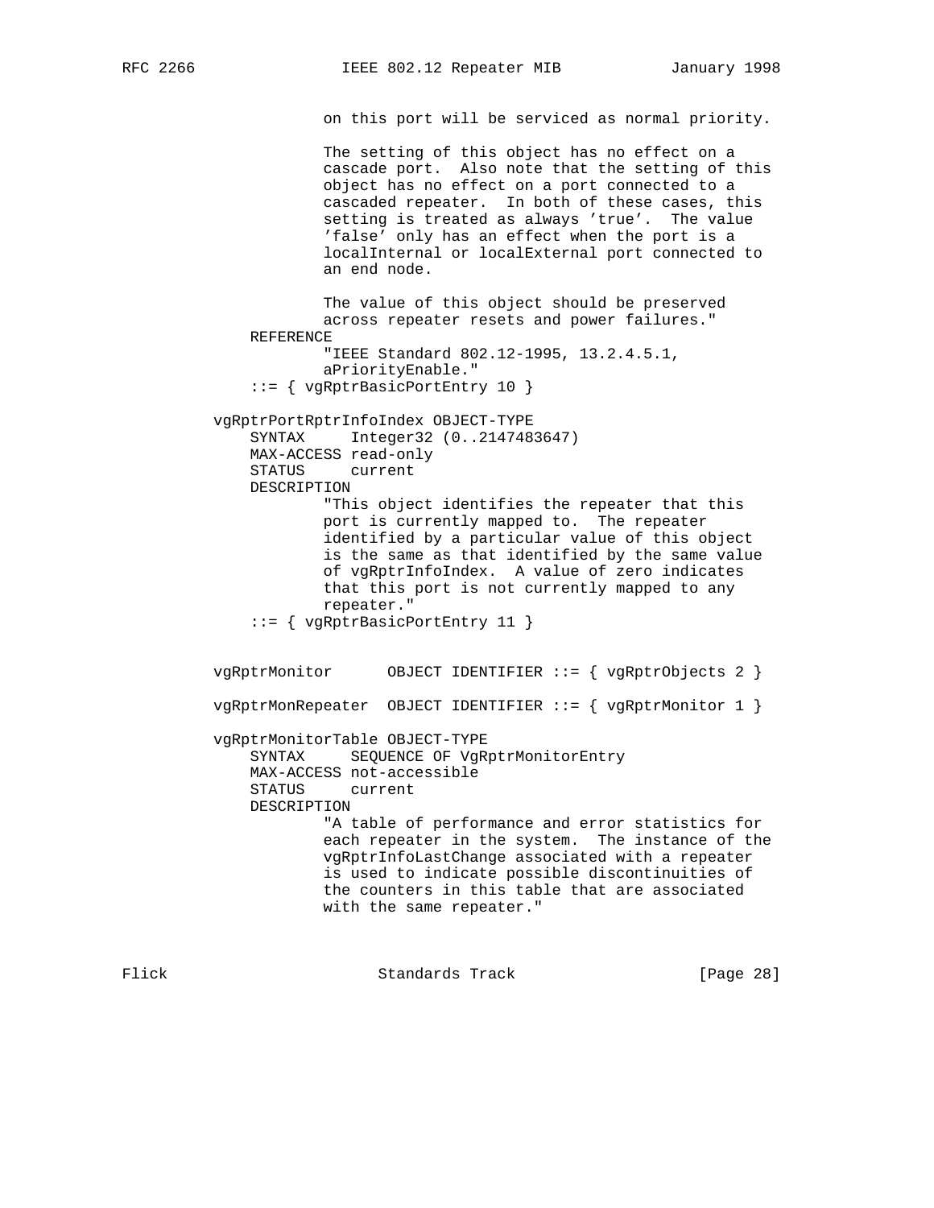```
                on this port will be serviced as normal priority.

                The setting of this object has no effect on a
                cascade port.  Also note that the setting of this
                object has no effect on a port connected to a
                cascaded repeater.  In both of these cases, this
                setting is treated as always 'true'.  The value
                'false' only has an effect when the port is a
                localInternal or localExternal port connected to
                an end node.

                The value of this object should be preserved
                across repeater resets and power failures."
        REFERENCE
                "IEEE Standard 802.12-1995, 13.2.4.5.1,
                aPriorityEnable."
        ::= { vgRptrBasicPortEntry 10 }

    vgRptrPortRptrInfoIndex OBJECT-TYPE
        SYNTAX     Integer32 (0..2147483647)
        MAX-ACCESS read-only
        STATUS     current
        DESCRIPTION
                "This object identifies the repeater that this
                port is currently mapped to.  The repeater
                identified by a particular value of this object
                is the same as that identified by the same value
                of vgRptrInfoIndex.  A value of zero indicates
                that this port is not currently mapped to any
                repeater."
        ::= { vgRptrBasicPortEntry 11 }


    vgRptrMonitor      OBJECT IDENTIFIER ::= { vgRptrObjects 2 }

    vgRptrMonRepeater  OBJECT IDENTIFIER ::= { vgRptrMonitor 1 }

    vgRptrMonitorTable OBJECT-TYPE
        SYNTAX     SEQUENCE OF VgRptrMonitorEntry
        MAX-ACCESS not-accessible
        STATUS     current
        DESCRIPTION
                "A table of performance and error statistics for
                each repeater in the system.  The instance of the
                vgRptrInfoLastChange associated with a repeater
                is used to indicate possible discontinuities of
                the counters in this table that are associated
                with the same repeater."
```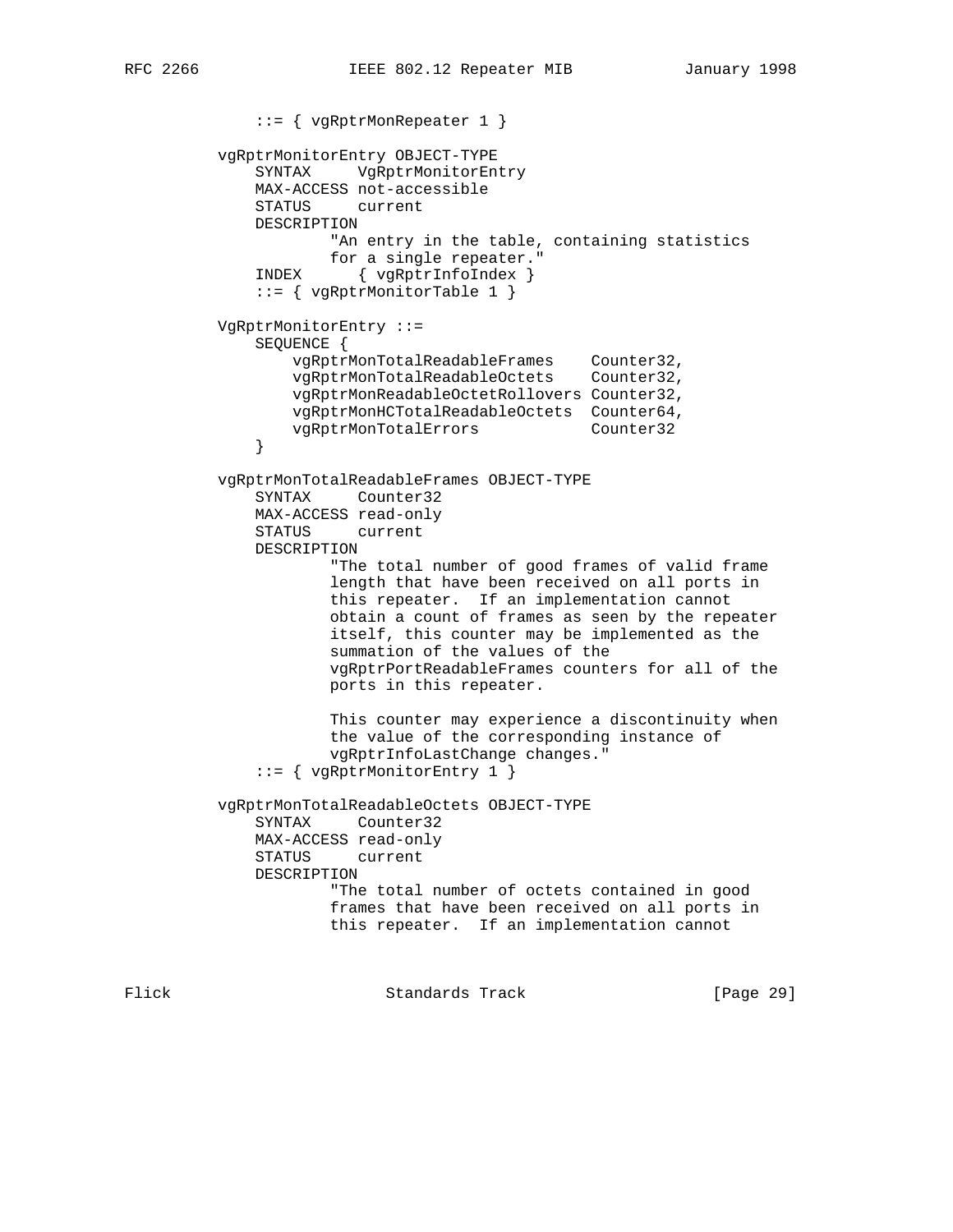```
            ::= { vgRptrMonRepeater 1 }

        vgRptrMonitorEntry OBJECT-TYPE
            SYNTAX     VgRptrMonitorEntry
            MAX-ACCESS not-accessible
            STATUS     current
            DESCRIPTION
                    "An entry in the table, containing statistics
                    for a single repeater."
            INDEX      { vgRptrInfoIndex }
            ::= { vgRptrMonitorTable 1 }

        VgRptrMonitorEntry ::=
            SEQUENCE {
                vgRptrMonTotalReadableFrames    Counter32,
                vgRptrMonTotalReadableOctets    Counter32,
                vgRptrMonReadableOctetRollovers Counter32,
                vgRptrMonHCTotalReadableOctets  Counter64,
                vgRptrMonTotalErrors            Counter32
            }

        vgRptrMonTotalReadableFrames OBJECT-TYPE
            SYNTAX     Counter32
            MAX-ACCESS read-only
            STATUS     current
            DESCRIPTION
                    "The total number of good frames of valid frame
                    length that have been received on all ports in
                    this repeater.  If an implementation cannot
                    obtain a count of frames as seen by the repeater
                    itself, this counter may be implemented as the
                    summation of the values of the
                    vgRptrPortReadableFrames counters for all of the
                    ports in this repeater.

                    This counter may experience a discontinuity when
                    the value of the corresponding instance of
                    vgRptrInfoLastChange changes."
            ::= { vgRptrMonitorEntry 1 }

        vgRptrMonTotalReadableOctets OBJECT-TYPE
            SYNTAX     Counter32
            MAX-ACCESS read-only
            STATUS     current
            DESCRIPTION
                    "The total number of octets contained in good
                    frames that have been received on all ports in
                    this repeater.  If an implementation cannot
```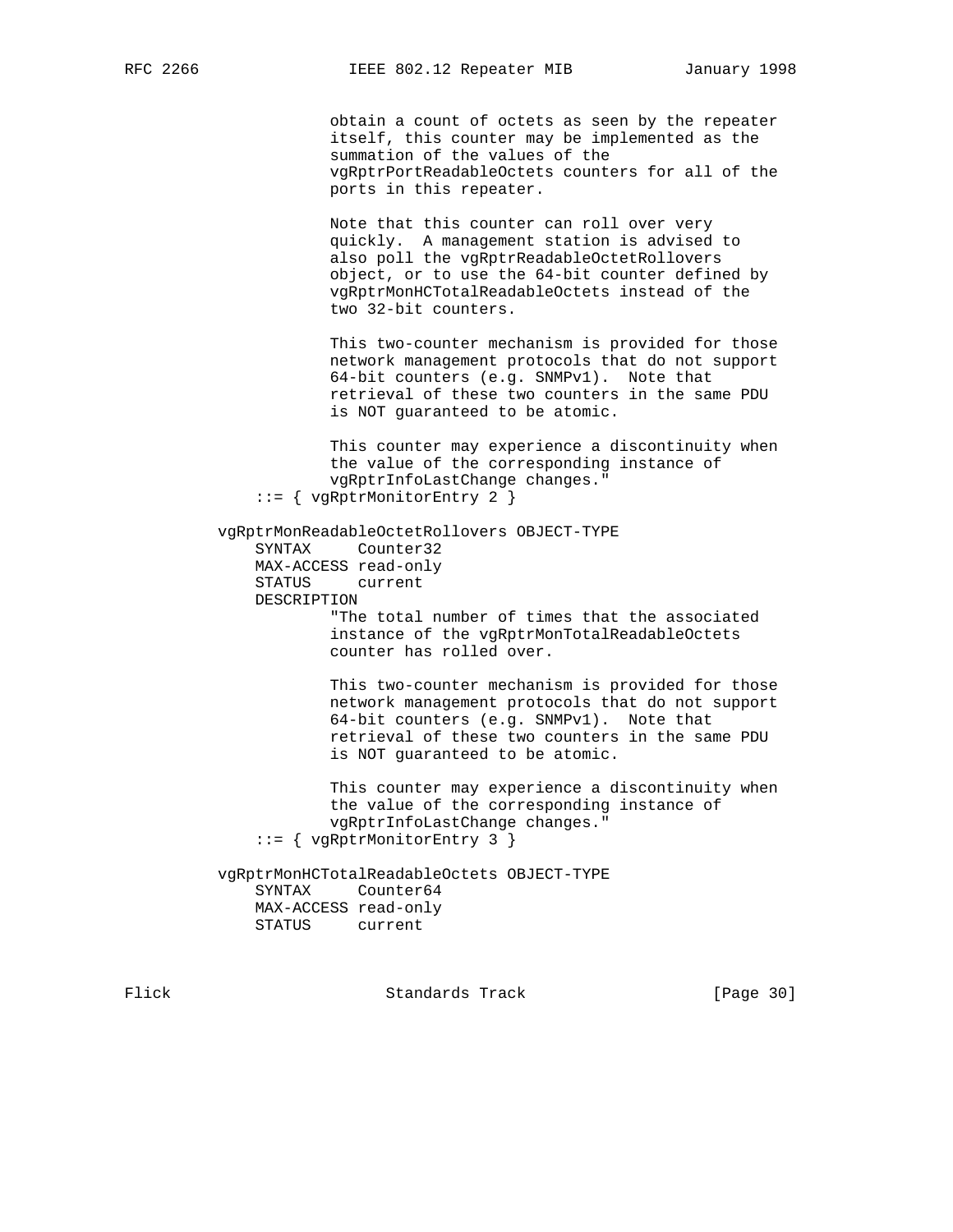```
                obtain a count of octets as seen by the repeater
                itself, this counter may be implemented as the
                summation of the values of the
                vgRptrPortReadableOctets counters for all of the
                ports in this repeater.

                Note that this counter can roll over very
                quickly.  A management station is advised to
                also poll the vgRptrReadableOctetRollovers
                object, or to use the 64-bit counter defined by
                vgRptrMonHCTotalReadableOctets instead of the
                two 32-bit counters.

                This two-counter mechanism is provided for those
                network management protocols that do not support
                64-bit counters (e.g. SNMPv1).  Note that
                retrieval of these two counters in the same PDU
                is NOT guaranteed to be atomic.

                This counter may experience a discontinuity when
                the value of the corresponding instance of
                vgRptrInfoLastChange changes."
        ::= { vgRptrMonitorEntry 2 }

    vgRptrMonReadableOctetRollovers OBJECT-TYPE
        SYNTAX     Counter32
        MAX-ACCESS read-only
        STATUS     current
        DESCRIPTION
                "The total number of times that the associated
                instance of the vgRptrMonTotalReadableOctets
                counter has rolled over.

                This two-counter mechanism is provided for those
                network management protocols that do not support
                64-bit counters (e.g. SNMPv1).  Note that
                retrieval of these two counters in the same PDU
                is NOT guaranteed to be atomic.

                This counter may experience a discontinuity when
                the value of the corresponding instance of
                vgRptrInfoLastChange changes."
        ::= { vgRptrMonitorEntry 3 }

    vgRptrMonHCTotalReadableOctets OBJECT-TYPE
        SYNTAX     Counter64
        MAX-ACCESS read-only
        STATUS     current
```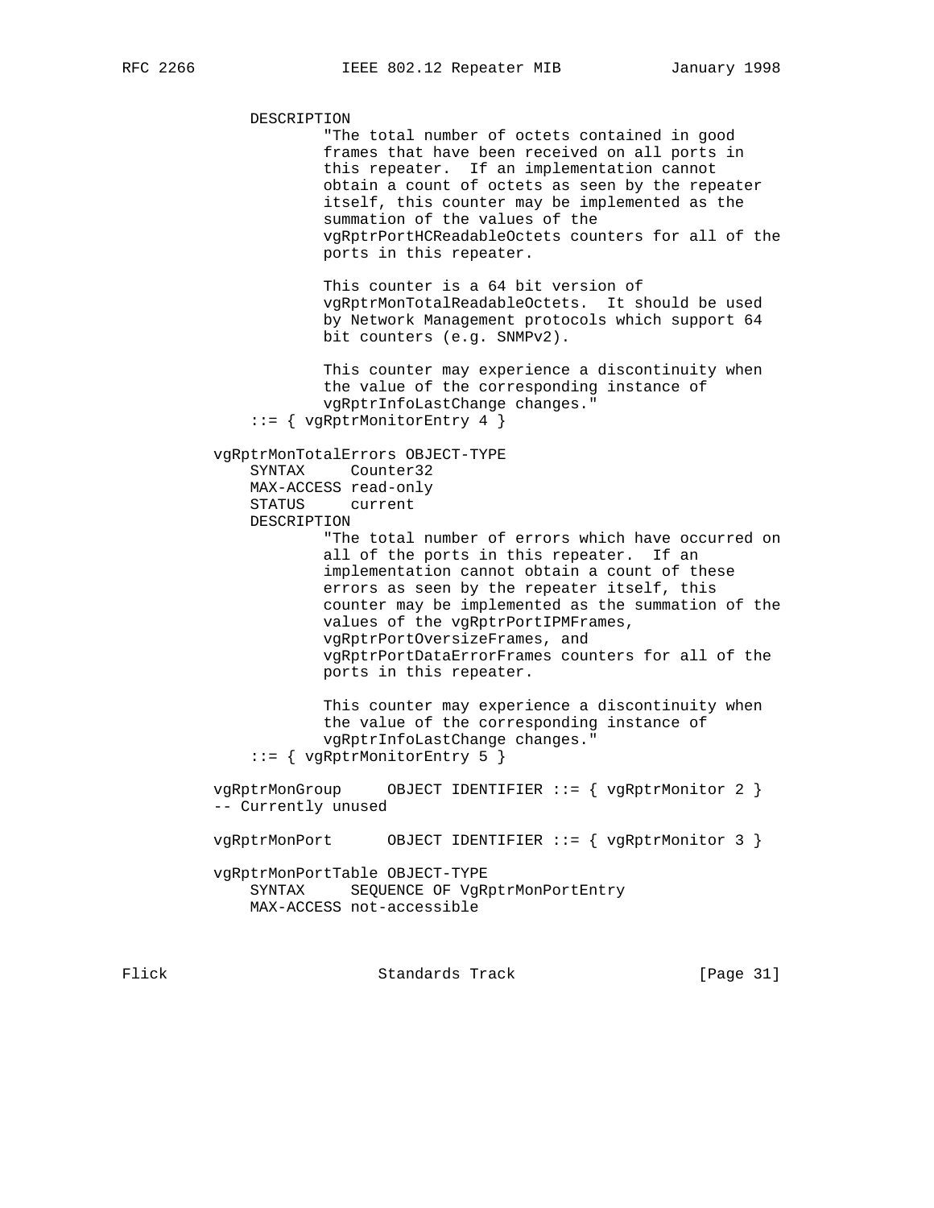```
            DESCRIPTION
                    "The total number of octets contained in good
                    frames that have been received on all ports in
                    this repeater.  If an implementation cannot
                    obtain a count of octets as seen by the repeater
                    itself, this counter may be implemented as the
                    summation of the values of the
                    vgRptrPortHCReadableOctets counters for all of the
                    ports in this repeater.

                    This counter is a 64 bit version of
                    vgRptrMonTotalReadableOctets.  It should be used
                    by Network Management protocols which support 64
                    bit counters (e.g. SNMPv2).

                    This counter may experience a discontinuity when
                    the value of the corresponding instance of
                    vgRptrInfoLastChange changes."
            ::= { vgRptrMonitorEntry 4 }

        vgRptrMonTotalErrors OBJECT-TYPE
            SYNTAX     Counter32
            MAX-ACCESS read-only
            STATUS     current
            DESCRIPTION
                    "The total number of errors which have occurred on
                    all of the ports in this repeater.  If an
                    implementation cannot obtain a count of these
                    errors as seen by the repeater itself, this
                    counter may be implemented as the summation of the
                    values of the vgRptrPortIPMFrames,
                    vgRptrPortOversizeFrames, and
                    vgRptrPortDataErrorFrames counters for all of the
                    ports in this repeater.

                    This counter may experience a discontinuity when
                    the value of the corresponding instance of
                    vgRptrInfoLastChange changes."
            ::= { vgRptrMonitorEntry 5 }

        vgRptrMonGroup     OBJECT IDENTIFIER ::= { vgRptrMonitor 2 }
        -- Currently unused

        vgRptrMonPort      OBJECT IDENTIFIER ::= { vgRptrMonitor 3 }

        vgRptrMonPortTable OBJECT-TYPE
            SYNTAX     SEQUENCE OF VgRptrMonPortEntry
            MAX-ACCESS not-accessible
```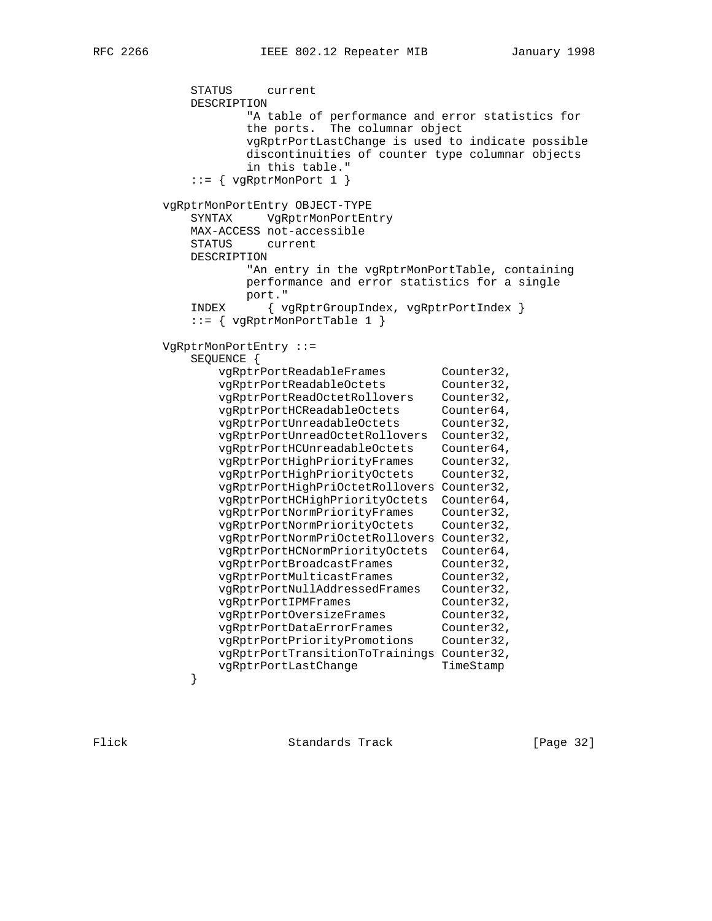```
            STATUS     current
            DESCRIPTION
                    "A table of performance and error statistics for
                    the ports.  The columnar object
                    vgRptrPortLastChange is used to indicate possible
                    discontinuities of counter type columnar objects
                    in this table."
            ::= { vgRptrMonPort 1 }

        vgRptrMonPortEntry OBJECT-TYPE
            SYNTAX     VgRptrMonPortEntry
            MAX-ACCESS not-accessible
            STATUS     current
            DESCRIPTION
                    "An entry in the vgRptrMonPortTable, containing
                    performance and error statistics for a single
                    port."
            INDEX      { vgRptrGroupIndex, vgRptrPortIndex }
            ::= { vgRptrMonPortTable 1 }

        VgRptrMonPortEntry ::=
            SEQUENCE {
                vgRptrPortReadableFrames        Counter32,
                vgRptrPortReadableOctets        Counter32,
                vgRptrPortReadOctetRollovers    Counter32,
                vgRptrPortHCReadableOctets      Counter64,
                vgRptrPortUnreadableOctets      Counter32,
                vgRptrPortUnreadOctetRollovers  Counter32,
                vgRptrPortHCUnreadableOctets    Counter64,
                vgRptrPortHighPriorityFrames    Counter32,
                vgRptrPortHighPriorityOctets    Counter32,
                vgRptrPortHighPriOctetRollovers Counter32,
                vgRptrPortHCHighPriorityOctets  Counter64,
                vgRptrPortNormPriorityFrames    Counter32,
                vgRptrPortNormPriorityOctets    Counter32,
                vgRptrPortNormPriOctetRollovers Counter32,
                vgRptrPortHCNormPriorityOctets  Counter64,
                vgRptrPortBroadcastFrames       Counter32,
                vgRptrPortMulticastFrames       Counter32,
                vgRptrPortNullAddressedFrames   Counter32,
                vgRptrPortIPMFrames             Counter32,
                vgRptrPortOversizeFrames        Counter32,
                vgRptrPortDataErrorFrames       Counter32,
                vgRptrPortPriorityPromotions    Counter32,
                vgRptrPortTransitionToTrainings Counter32,
                vgRptrPortLastChange            TimeStamp
            }
```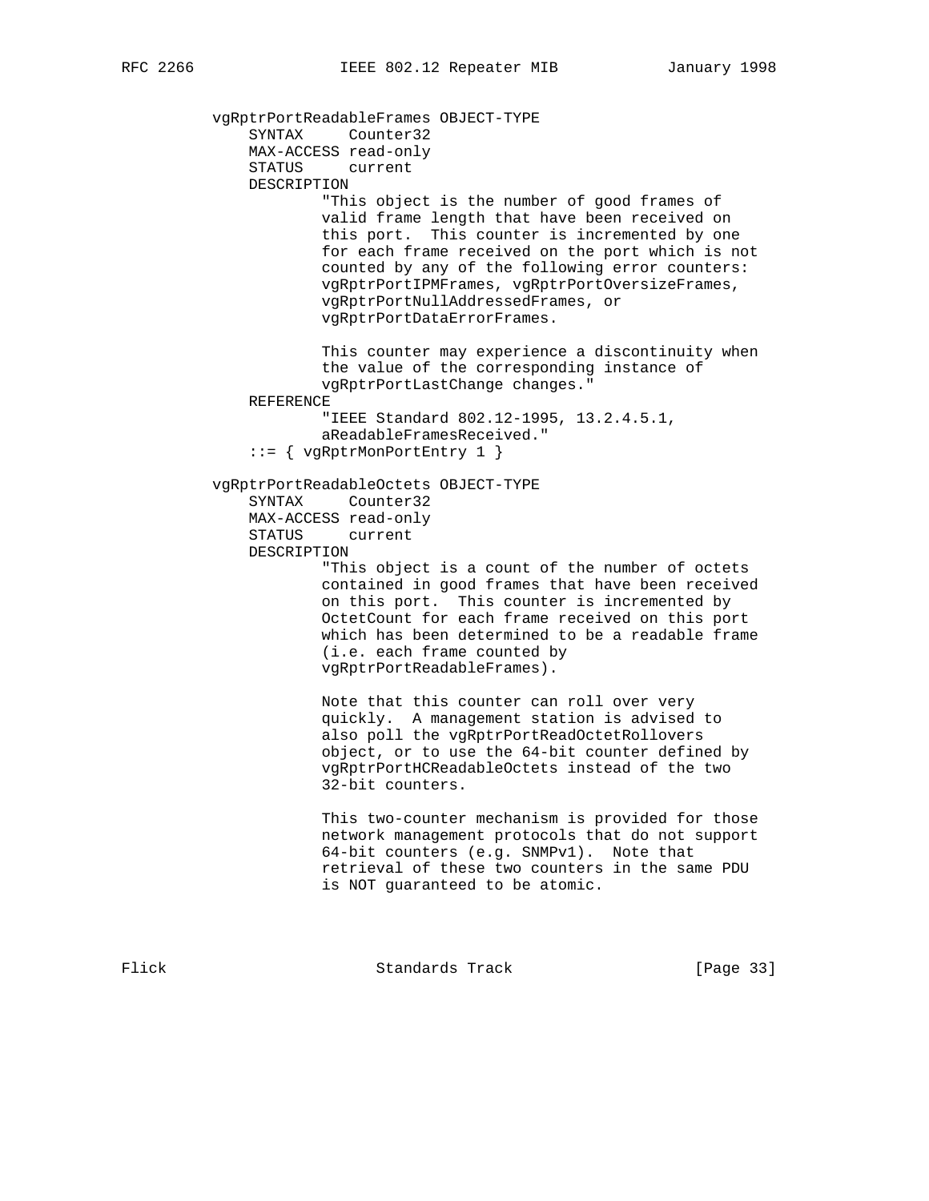```
   vgRptrPortReadableFrames OBJECT-TYPE
       SYNTAX     Counter32
       MAX-ACCESS read-only
       STATUS     current
       DESCRIPTION
               "This object is the number of good frames of
               valid frame length that have been received on
               this port.  This counter is incremented by one
               for each frame received on the port which is not
               counted by any of the following error counters:
               vgRptrPortIPMFrames, vgRptrPortOversizeFrames,
               vgRptrPortNullAddressedFrames, or
               vgRptrPortDataErrorFrames.

               This counter may experience a discontinuity when
               the value of the corresponding instance of
               vgRptrPortLastChange changes."
       REFERENCE
               "IEEE Standard 802.12-1995, 13.2.4.5.1,
               aReadableFramesReceived."
       ::= { vgRptrMonPortEntry 1 }

   vgRptrPortReadableOctets OBJECT-TYPE
       SYNTAX     Counter32
       MAX-ACCESS read-only
       STATUS     current
       DESCRIPTION
               "This object is a count of the number of octets
               contained in good frames that have been received
               on this port.  This counter is incremented by
               OctetCount for each frame received on this port
               which has been determined to be a readable frame
               (i.e. each frame counted by
               vgRptrPortReadableFrames).

               Note that this counter can roll over very
               quickly.  A management station is advised to
               also poll the vgRptrPortReadOctetRollovers
               object, or to use the 64-bit counter defined by
               vgRptrPortHCReadableOctets instead of the two
               32-bit counters.

               This two-counter mechanism is provided for those
               network management protocols that do not support
               64-bit counters (e.g. SNMPv1).  Note that
               retrieval of these two counters in the same PDU
               is NOT guaranteed to be atomic.
```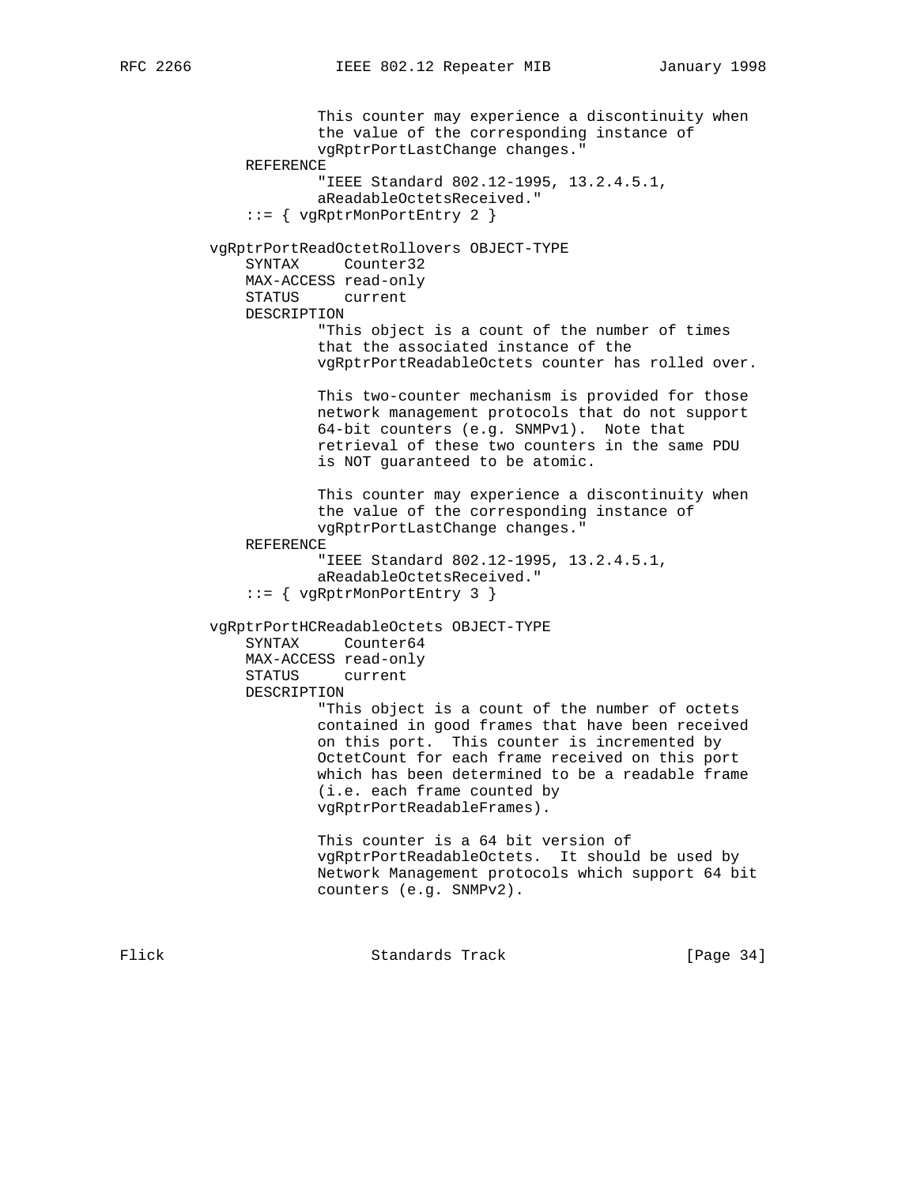```
                This counter may experience a discontinuity when
                the value of the corresponding instance of
                vgRptrPortLastChange changes."
        REFERENCE
                "IEEE Standard 802.12-1995, 13.2.4.5.1,
                aReadableOctetsReceived."
        ::= { vgRptrMonPortEntry 2 }

    vgRptrPortReadOctetRollovers OBJECT-TYPE
        SYNTAX     Counter32
        MAX-ACCESS read-only
        STATUS     current
        DESCRIPTION
                "This object is a count of the number of times
                that the associated instance of the
                vgRptrPortReadableOctets counter has rolled over.

                This two-counter mechanism is provided for those
                network management protocols that do not support
                64-bit counters (e.g. SNMPv1).  Note that
                retrieval of these two counters in the same PDU
                is NOT guaranteed to be atomic.

                This counter may experience a discontinuity when
                the value of the corresponding instance of
                vgRptrPortLastChange changes."
        REFERENCE
                "IEEE Standard 802.12-1995, 13.2.4.5.1,
                aReadableOctetsReceived."
        ::= { vgRptrMonPortEntry 3 }

    vgRptrPortHCReadableOctets OBJECT-TYPE
        SYNTAX     Counter64
        MAX-ACCESS read-only
        STATUS     current
        DESCRIPTION
                "This object is a count of the number of octets
                contained in good frames that have been received
                on this port.  This counter is incremented by
                OctetCount for each frame received on this port
                which has been determined to be a readable frame
                (i.e. each frame counted by
                vgRptrPortReadableFrames).

                This counter is a 64 bit version of
                vgRptrPortReadableOctets.  It should be used by
                Network Management protocols which support 64 bit
                counters (e.g. SNMPv2).
```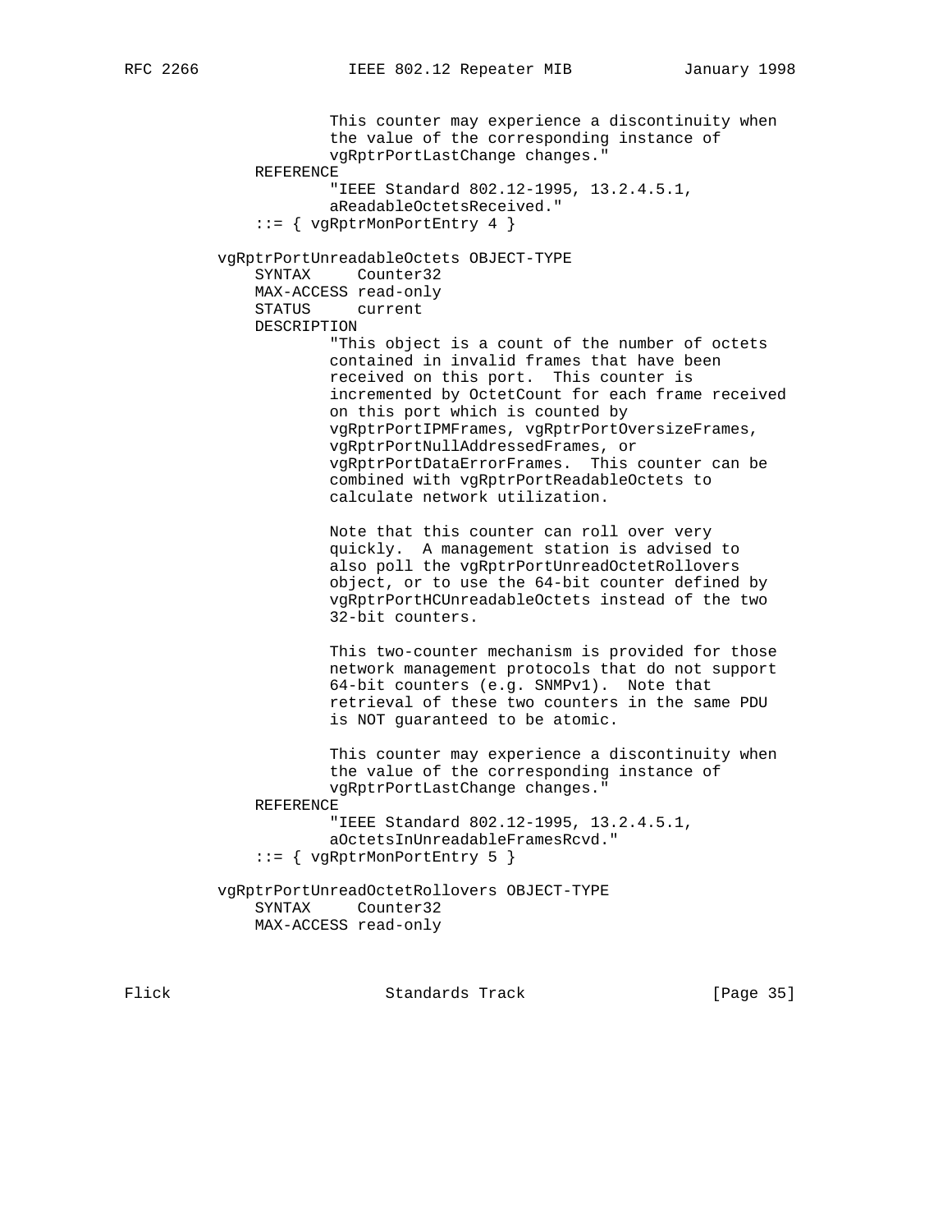```
                This counter may experience a discontinuity when
                the value of the corresponding instance of
                vgRptrPortLastChange changes."
        REFERENCE
                "IEEE Standard 802.12-1995, 13.2.4.5.1,
                aReadableOctetsReceived."
        ::= { vgRptrMonPortEntry 4 }

    vgRptrPortUnreadableOctets OBJECT-TYPE
        SYNTAX     Counter32
        MAX-ACCESS read-only
        STATUS     current
        DESCRIPTION
                "This object is a count of the number of octets
                contained in invalid frames that have been
                received on this port.  This counter is
                incremented by OctetCount for each frame received
                on this port which is counted by
                vgRptrPortIPMFrames, vgRptrPortOversizeFrames,
                vgRptrPortNullAddressedFrames, or
                vgRptrPortDataErrorFrames.  This counter can be
                combined with vgRptrPortReadableOctets to
                calculate network utilization.

                Note that this counter can roll over very
                quickly.  A management station is advised to
                also poll the vgRptrPortUnreadOctetRollovers
                object, or to use the 64-bit counter defined by
                vgRptrPortHCUnreadableOctets instead of the two
                32-bit counters.

                This two-counter mechanism is provided for those
                network management protocols that do not support
                64-bit counters (e.g. SNMPv1).  Note that
                retrieval of these two counters in the same PDU
                is NOT guaranteed to be atomic.

                This counter may experience a discontinuity when
                the value of the corresponding instance of
                vgRptrPortLastChange changes."
        REFERENCE
                "IEEE Standard 802.12-1995, 13.2.4.5.1,
                aOctetsInUnreadableFramesRcvd."
        ::= { vgRptrMonPortEntry 5 }

    vgRptrPortUnreadOctetRollovers OBJECT-TYPE
        SYNTAX     Counter32
        MAX-ACCESS read-only
```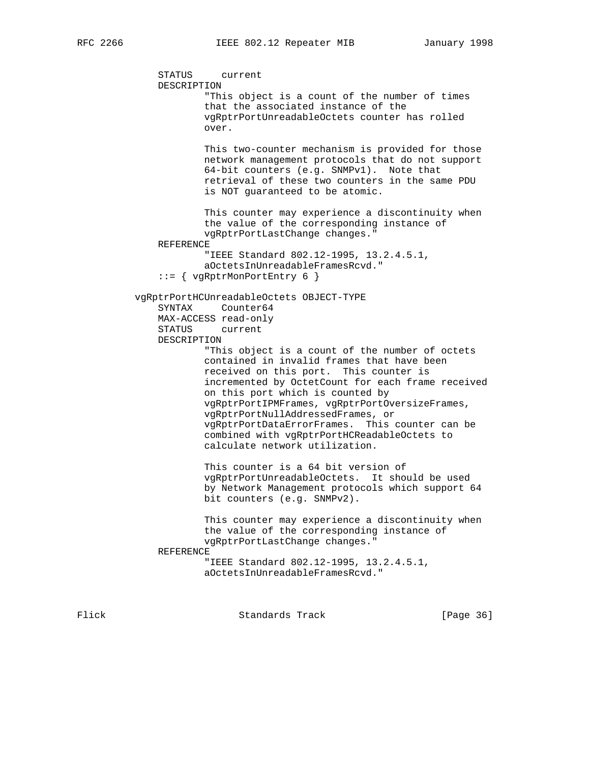```
            STATUS     current
            DESCRIPTION
                    "This object is a count of the number of times
                    that the associated instance of the
                    vgRptrPortUnreadableOctets counter has rolled
                    over.

                    This two-counter mechanism is provided for those
                    network management protocols that do not support
                    64-bit counters (e.g. SNMPv1).  Note that
                    retrieval of these two counters in the same PDU
                    is NOT guaranteed to be atomic.

                    This counter may experience a discontinuity when
                    the value of the corresponding instance of
                    vgRptrPortLastChange changes."
            REFERENCE
                    "IEEE Standard 802.12-1995, 13.2.4.5.1,
                    aOctetsInUnreadableFramesRcvd."
            ::= { vgRptrMonPortEntry 6 }

        vgRptrPortHCUnreadableOctets OBJECT-TYPE
            SYNTAX     Counter64
            MAX-ACCESS read-only
            STATUS     current
            DESCRIPTION
                    "This object is a count of the number of octets
                    contained in invalid frames that have been
                    received on this port.  This counter is
                    incremented by OctetCount for each frame received
                    on this port which is counted by
                    vgRptrPortIPMFrames, vgRptrPortOversizeFrames,
                    vgRptrPortNullAddressedFrames, or
                    vgRptrPortDataErrorFrames.  This counter can be
                    combined with vgRptrPortHCReadableOctets to
                    calculate network utilization.

                    This counter is a 64 bit version of
                    vgRptrPortUnreadableOctets.  It should be used
                    by Network Management protocols which support 64
                    bit counters (e.g. SNMPv2).

                    This counter may experience a discontinuity when
                    the value of the corresponding instance of
                    vgRptrPortLastChange changes."
            REFERENCE
                    "IEEE Standard 802.12-1995, 13.2.4.5.1,
                    aOctetsInUnreadableFramesRcvd."
```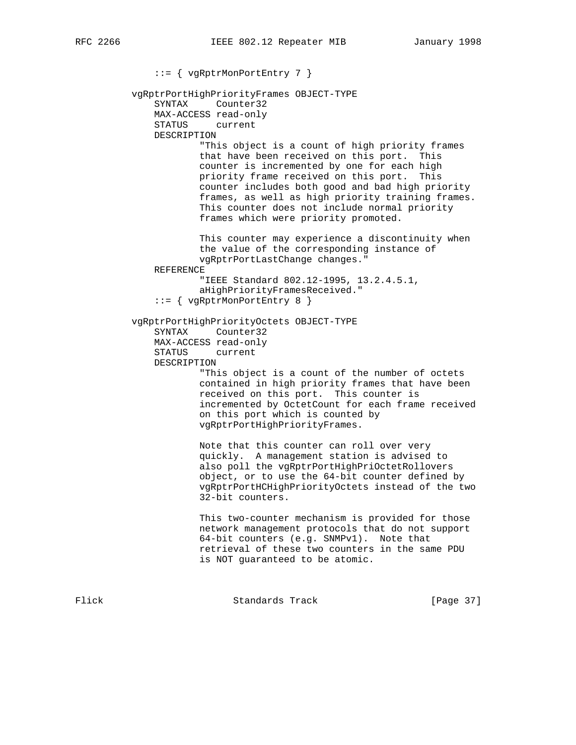```
        ::= { vgRptrMonPortEntry 7 }

    vgRptrPortHighPriorityFrames OBJECT-TYPE
        SYNTAX     Counter32
        MAX-ACCESS read-only
        STATUS     current
        DESCRIPTION
                "This object is a count of high priority frames
                that have been received on this port.  This
                counter is incremented by one for each high
                priority frame received on this port.  This
                counter includes both good and bad high priority
                frames, as well as high priority training frames.
                This counter does not include normal priority
                frames which were priority promoted.

                This counter may experience a discontinuity when
                the value of the corresponding instance of
                vgRptrPortLastChange changes."
        REFERENCE
                "IEEE Standard 802.12-1995, 13.2.4.5.1,
                aHighPriorityFramesReceived."
        ::= { vgRptrMonPortEntry 8 }

    vgRptrPortHighPriorityOctets OBJECT-TYPE
        SYNTAX     Counter32
        MAX-ACCESS read-only
        STATUS     current
        DESCRIPTION
                "This object is a count of the number of octets
                contained in high priority frames that have been
                received on this port.  This counter is
                incremented by OctetCount for each frame received
                on this port which is counted by
                vgRptrPortHighPriorityFrames.

                Note that this counter can roll over very
                quickly.  A management station is advised to
                also poll the vgRptrPortHighPriOctetRollovers
                object, or to use the 64-bit counter defined by
                vgRptrPortHCHighPriorityOctets instead of the two
                32-bit counters.

                This two-counter mechanism is provided for those
                network management protocols that do not support
                64-bit counters (e.g. SNMPv1).  Note that
                retrieval of these two counters in the same PDU
                is NOT guaranteed to be atomic.
```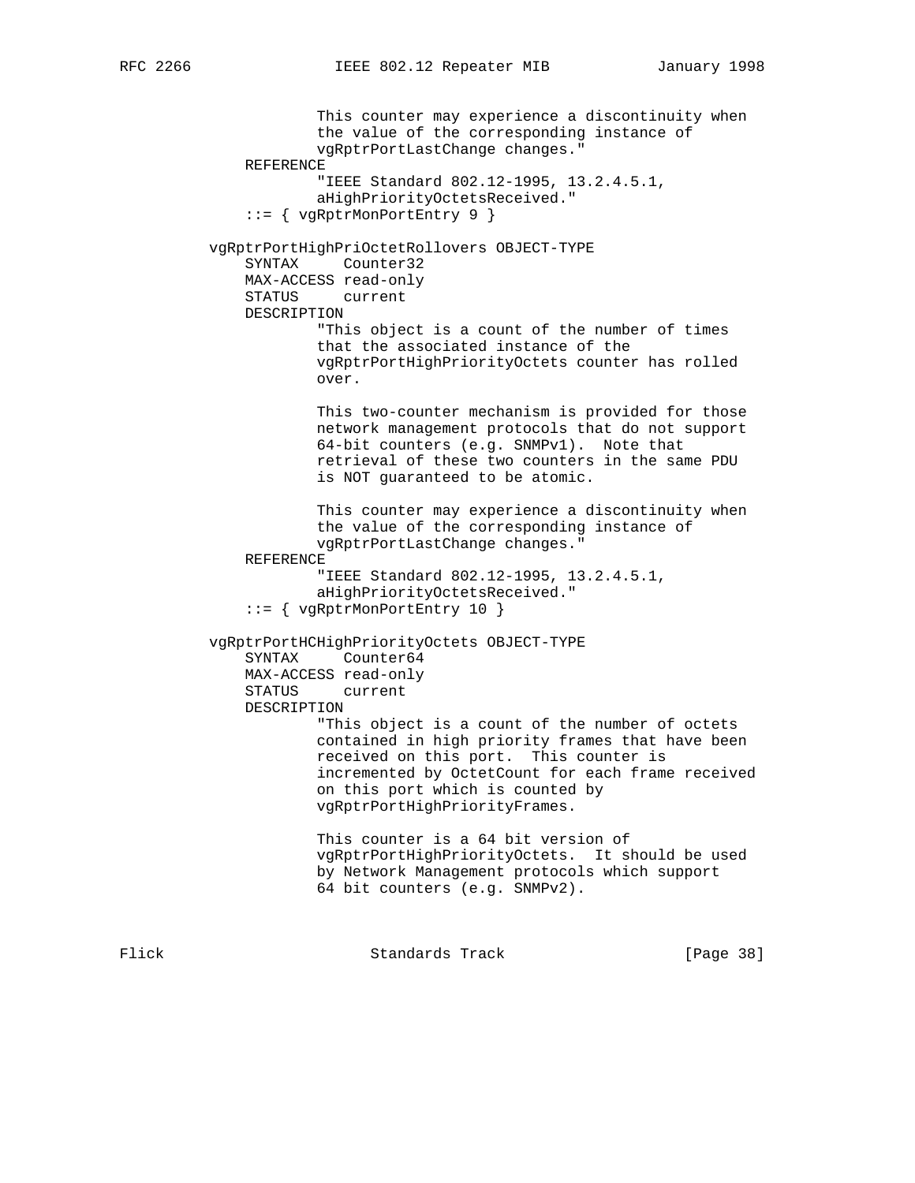```
                This counter may experience a discontinuity when
                the value of the corresponding instance of
                vgRptrPortLastChange changes."
        REFERENCE
                "IEEE Standard 802.12-1995, 13.2.4.5.1,
                aHighPriorityOctetsReceived."
        ::= { vgRptrMonPortEntry 9 }

    vgRptrPortHighPriOctetRollovers OBJECT-TYPE
        SYNTAX     Counter32
        MAX-ACCESS read-only
        STATUS     current
        DESCRIPTION
                "This object is a count of the number of times
                that the associated instance of the
                vgRptrPortHighPriorityOctets counter has rolled
                over.

                This two-counter mechanism is provided for those
                network management protocols that do not support
                64-bit counters (e.g. SNMPv1).  Note that
                retrieval of these two counters in the same PDU
                is NOT guaranteed to be atomic.

                This counter may experience a discontinuity when
                the value of the corresponding instance of
                vgRptrPortLastChange changes."
        REFERENCE
                "IEEE Standard 802.12-1995, 13.2.4.5.1,
                aHighPriorityOctetsReceived."
        ::= { vgRptrMonPortEntry 10 }

    vgRptrPortHCHighPriorityOctets OBJECT-TYPE
        SYNTAX     Counter64
        MAX-ACCESS read-only
        STATUS     current
        DESCRIPTION
                "This object is a count of the number of octets
                contained in high priority frames that have been
                received on this port.  This counter is
                incremented by OctetCount for each frame received
                on this port which is counted by
                vgRptrPortHighPriorityFrames.

                This counter is a 64 bit version of
                vgRptrPortHighPriorityOctets.  It should be used
                by Network Management protocols which support
                64 bit counters (e.g. SNMPv2).
```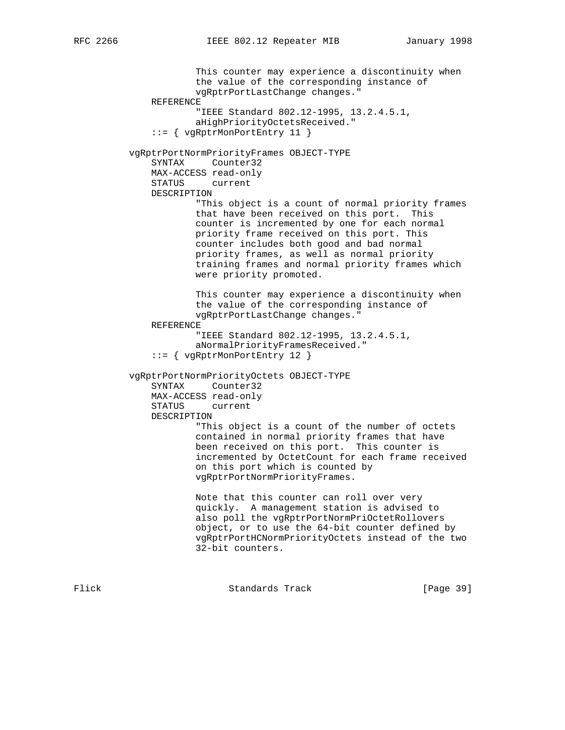```
                This counter may experience a discontinuity when
                the value of the corresponding instance of
                vgRptrPortLastChange changes."
        REFERENCE
                "IEEE Standard 802.12-1995, 13.2.4.5.1,
                aHighPriorityOctetsReceived."
        ::= { vgRptrMonPortEntry 11 }

    vgRptrPortNormPriorityFrames OBJECT-TYPE
        SYNTAX     Counter32
        MAX-ACCESS read-only
        STATUS     current
        DESCRIPTION
                "This object is a count of normal priority frames
                that have been received on this port.  This
                counter is incremented by one for each normal
                priority frame received on this port. This
                counter includes both good and bad normal
                priority frames, as well as normal priority
                training frames and normal priority frames which
                were priority promoted.

                This counter may experience a discontinuity when
                the value of the corresponding instance of
                vgRptrPortLastChange changes."
        REFERENCE
                "IEEE Standard 802.12-1995, 13.2.4.5.1,
                aNormalPriorityFramesReceived."
        ::= { vgRptrMonPortEntry 12 }

    vgRptrPortNormPriorityOctets OBJECT-TYPE
        SYNTAX     Counter32
        MAX-ACCESS read-only
        STATUS     current
        DESCRIPTION
                "This object is a count of the number of octets
                contained in normal priority frames that have
                been received on this port.  This counter is
                incremented by OctetCount for each frame received
                on this port which is counted by
                vgRptrPortNormPriorityFrames.

                Note that this counter can roll over very
                quickly.  A management station is advised to
                also poll the vgRptrPortNormPriOctetRollovers
                object, or to use the 64-bit counter defined by
                vgRptrPortHCNormPriorityOctets instead of the two
                32-bit counters.
```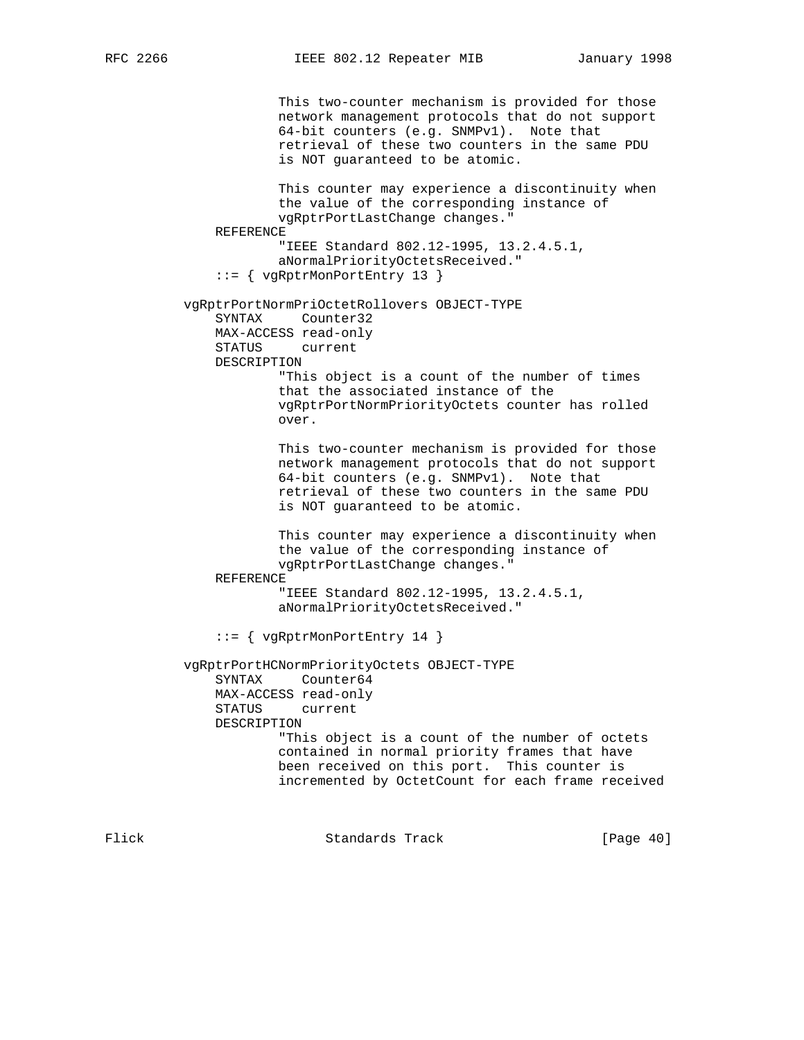```
                This two-counter mechanism is provided for those
                network management protocols that do not support
                64-bit counters (e.g. SNMPv1).  Note that
                retrieval of these two counters in the same PDU
                is NOT guaranteed to be atomic.

                This counter may experience a discontinuity when
                the value of the corresponding instance of
                vgRptrPortLastChange changes."
        REFERENCE
                "IEEE Standard 802.12-1995, 13.2.4.5.1,
                aNormalPriorityOctetsReceived."
        ::= { vgRptrMonPortEntry 13 }

    vgRptrPortNormPriOctetRollovers OBJECT-TYPE
        SYNTAX     Counter32
        MAX-ACCESS read-only
        STATUS     current
        DESCRIPTION
                "This object is a count of the number of times
                that the associated instance of the
                vgRptrPortNormPriorityOctets counter has rolled
                over.

                This two-counter mechanism is provided for those
                network management protocols that do not support
                64-bit counters (e.g. SNMPv1).  Note that
                retrieval of these two counters in the same PDU
                is NOT guaranteed to be atomic.

                This counter may experience a discontinuity when
                the value of the corresponding instance of
                vgRptrPortLastChange changes."
        REFERENCE
                "IEEE Standard 802.12-1995, 13.2.4.5.1,
                aNormalPriorityOctetsReceived."

        ::= { vgRptrMonPortEntry 14 }

    vgRptrPortHCNormPriorityOctets OBJECT-TYPE
        SYNTAX     Counter64
        MAX-ACCESS read-only
        STATUS     current
        DESCRIPTION
                "This object is a count of the number of octets
                contained in normal priority frames that have
                been received on this port.  This counter is
                incremented by OctetCount for each frame received
```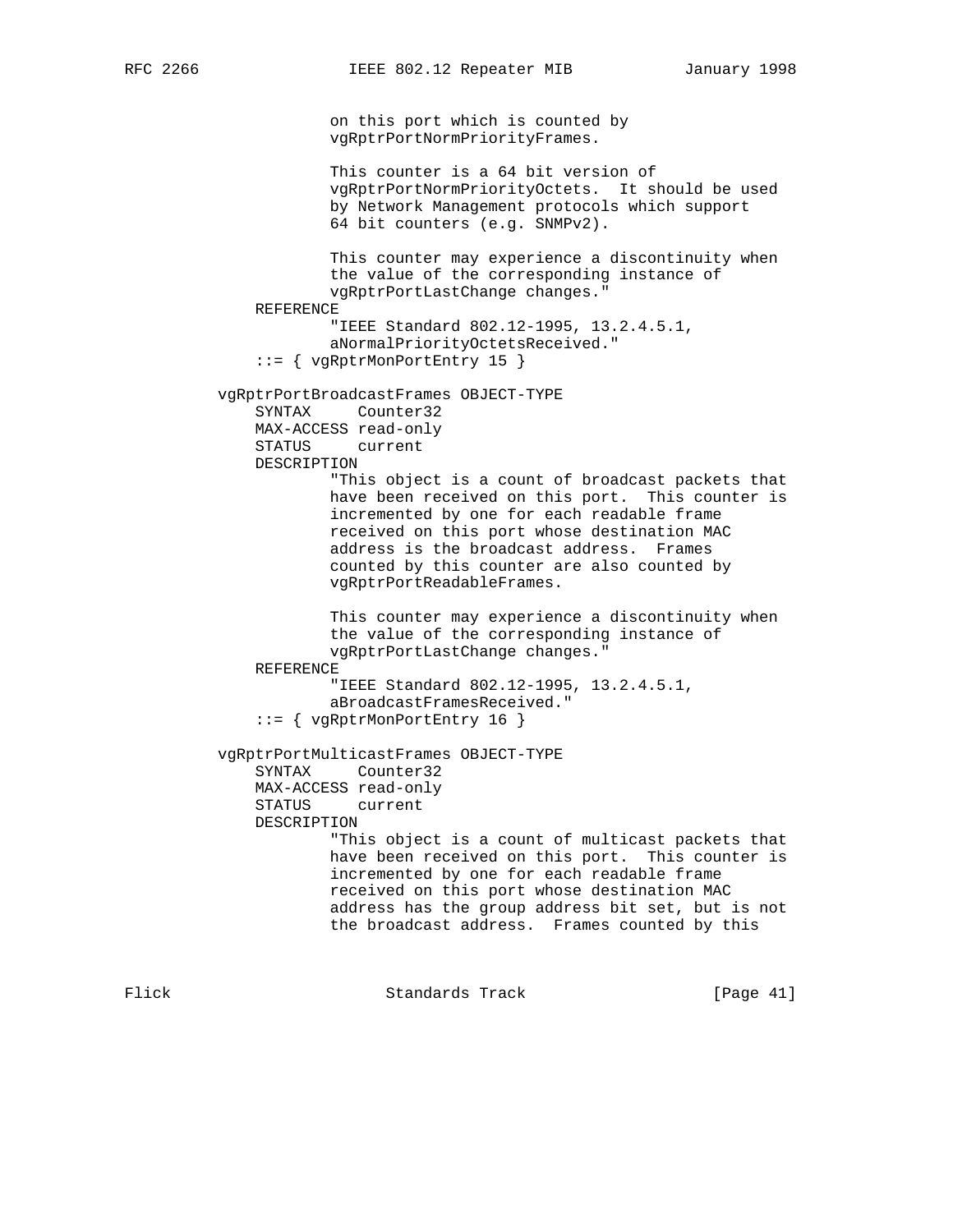```
                on this port which is counted by
                vgRptrPortNormPriorityFrames.

                This counter is a 64 bit version of
                vgRptrPortNormPriorityOctets.  It should be used
                by Network Management protocols which support
                64 bit counters (e.g. SNMPv2).

                This counter may experience a discontinuity when
                the value of the corresponding instance of
                vgRptrPortLastChange changes."
        REFERENCE
                "IEEE Standard 802.12-1995, 13.2.4.5.1,
                aNormalPriorityOctetsReceived."
        ::= { vgRptrMonPortEntry 15 }

    vgRptrPortBroadcastFrames OBJECT-TYPE
        SYNTAX     Counter32
        MAX-ACCESS read-only
        STATUS     current
        DESCRIPTION
                "This object is a count of broadcast packets that
                have been received on this port.  This counter is
                incremented by one for each readable frame
                received on this port whose destination MAC
                address is the broadcast address.  Frames
                counted by this counter are also counted by
                vgRptrPortReadableFrames.

                This counter may experience a discontinuity when
                the value of the corresponding instance of
                vgRptrPortLastChange changes."
        REFERENCE
                "IEEE Standard 802.12-1995, 13.2.4.5.1,
                aBroadcastFramesReceived."
        ::= { vgRptrMonPortEntry 16 }

    vgRptrPortMulticastFrames OBJECT-TYPE
        SYNTAX     Counter32
        MAX-ACCESS read-only
        STATUS     current
        DESCRIPTION
                "This object is a count of multicast packets that
                have been received on this port.  This counter is
                incremented by one for each readable frame
                received on this port whose destination MAC
                address has the group address bit set, but is not
                the broadcast address.  Frames counted by this
```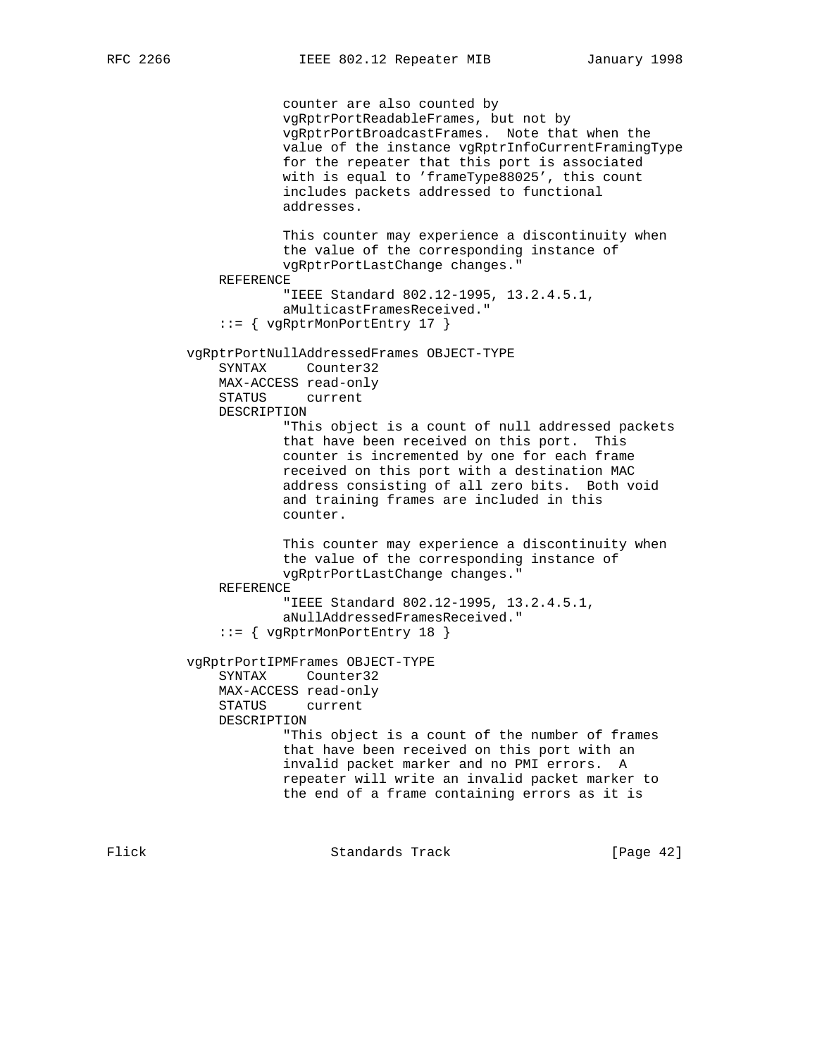```
                counter are also counted by
                vgRptrPortReadableFrames, but not by
                vgRptrPortBroadcastFrames.  Note that when the
                value of the instance vgRptrInfoCurrentFramingType
                for the repeater that this port is associated
                with is equal to 'frameType88025', this count
                includes packets addressed to functional
                addresses.

                This counter may experience a discontinuity when
                the value of the corresponding instance of
                vgRptrPortLastChange changes."
        REFERENCE
                "IEEE Standard 802.12-1995, 13.2.4.5.1,
                aMulticastFramesReceived."
        ::= { vgRptrMonPortEntry 17 }

    vgRptrPortNullAddressedFrames OBJECT-TYPE
        SYNTAX     Counter32
        MAX-ACCESS read-only
        STATUS     current
        DESCRIPTION
                "This object is a count of null addressed packets
                that have been received on this port.  This
                counter is incremented by one for each frame
                received on this port with a destination MAC
                address consisting of all zero bits.  Both void
                and training frames are included in this
                counter.

                This counter may experience a discontinuity when
                the value of the corresponding instance of
                vgRptrPortLastChange changes."
        REFERENCE
                "IEEE Standard 802.12-1995, 13.2.4.5.1,
                aNullAddressedFramesReceived."
        ::= { vgRptrMonPortEntry 18 }

    vgRptrPortIPMFrames OBJECT-TYPE
        SYNTAX     Counter32
        MAX-ACCESS read-only
        STATUS     current
        DESCRIPTION
                "This object is a count of the number of frames
                that have been received on this port with an
                invalid packet marker and no PMI errors.  A
                repeater will write an invalid packet marker to
                the end of a frame containing errors as it is
```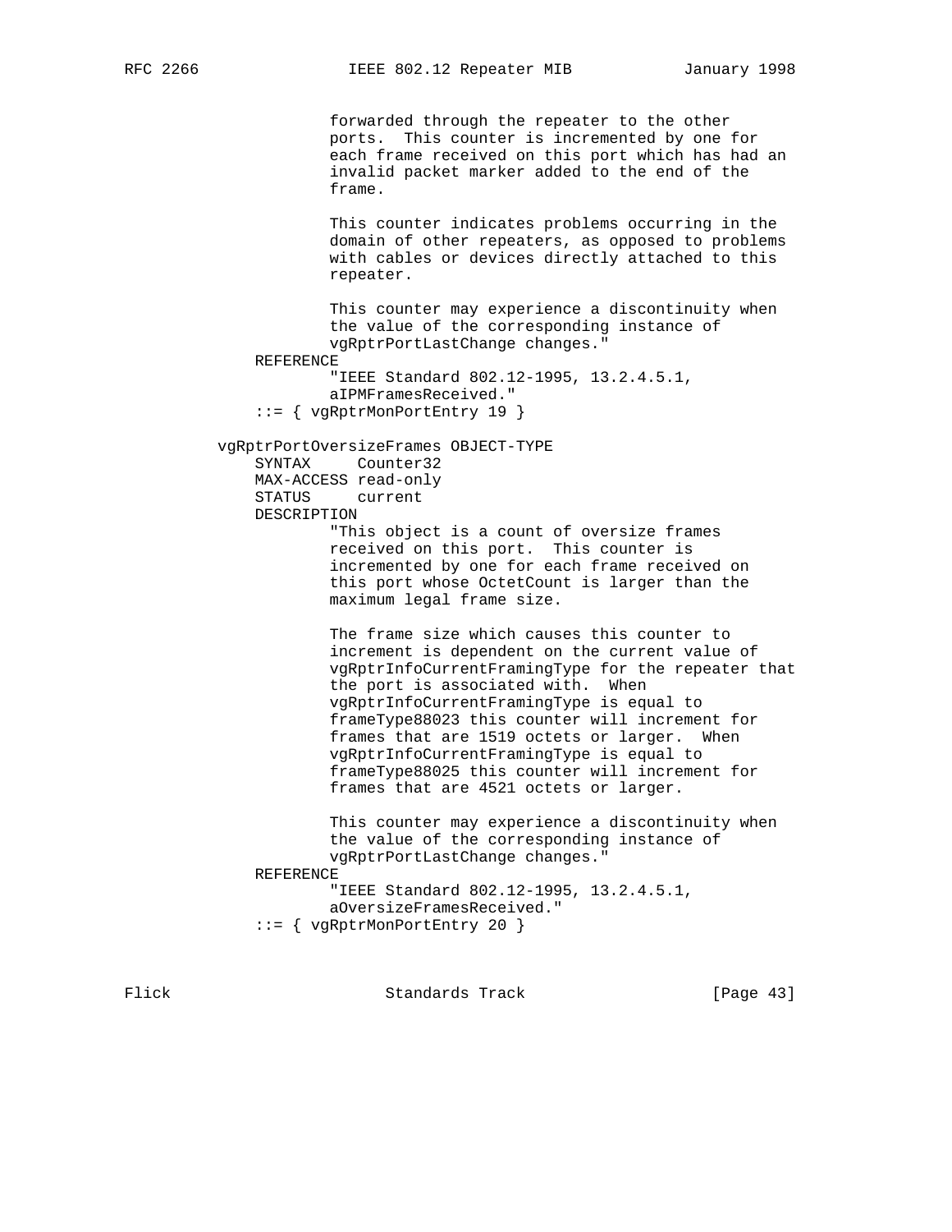```
                    forwarded through the repeater to the other
                    ports.  This counter is incremented by one for
                    each frame received on this port which has had an
                    invalid packet marker added to the end of the
                    frame.

                    This counter indicates problems occurring in the
                    domain of other repeaters, as opposed to problems
                    with cables or devices directly attached to this
                    repeater.

                    This counter may experience a discontinuity when
                    the value of the corresponding instance of
                    vgRptrPortLastChange changes."
            REFERENCE
                    "IEEE Standard 802.12-1995, 13.2.4.5.1,
                    aIPMFramesReceived."
            ::= { vgRptrMonPortEntry 19 }

        vgRptrPortOversizeFrames OBJECT-TYPE
            SYNTAX     Counter32
            MAX-ACCESS read-only
            STATUS     current
            DESCRIPTION
                    "This object is a count of oversize frames
                    received on this port.  This counter is
                    incremented by one for each frame received on
                    this port whose OctetCount is larger than the
                    maximum legal frame size.

                    The frame size which causes this counter to
                    increment is dependent on the current value of
                    vgRptrInfoCurrentFramingType for the repeater that
                    the port is associated with.  When
                    vgRptrInfoCurrentFramingType is equal to
                    frameType88023 this counter will increment for
                    frames that are 1519 octets or larger.  When
                    vgRptrInfoCurrentFramingType is equal to
                    frameType88025 this counter will increment for
                    frames that are 4521 octets or larger.

                    This counter may experience a discontinuity when
                    the value of the corresponding instance of
                    vgRptrPortLastChange changes."
            REFERENCE
                    "IEEE Standard 802.12-1995, 13.2.4.5.1,
                    aOversizeFramesReceived."
            ::= { vgRptrMonPortEntry 20 }
```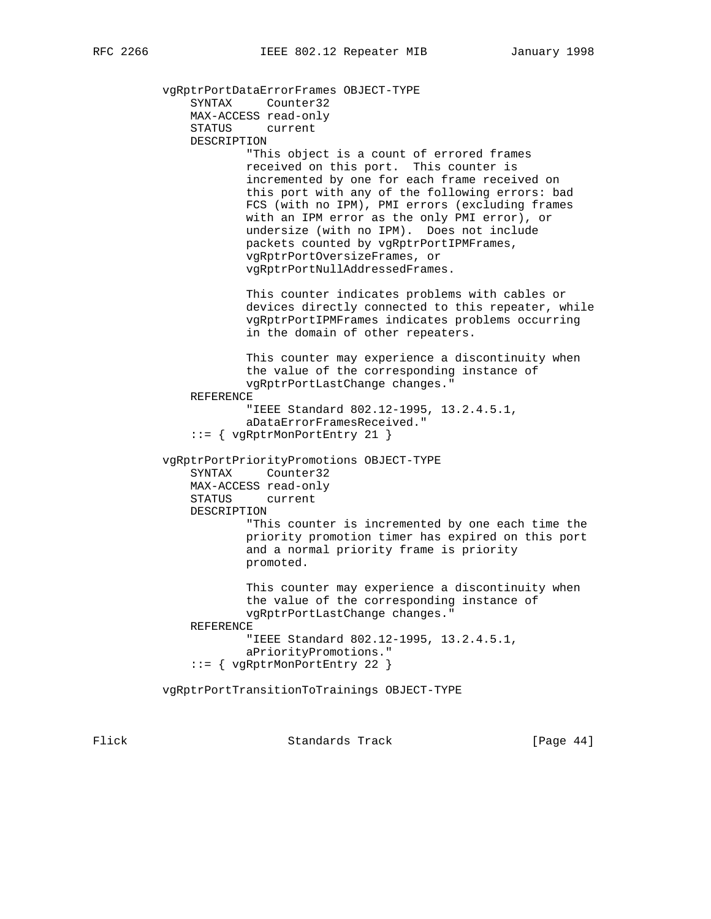```
vgRptrPortDataErrorFrames OBJECT-TYPE
    SYNTAX     Counter32
    MAX-ACCESS read-only
    STATUS     current
    DESCRIPTION
            "This object is a count of errored frames
            received on this port.  This counter is
            incremented by one for each frame received on
            this port with any of the following errors: bad
            FCS (with no IPM), PMI errors (excluding frames
            with an IPM error as the only PMI error), or
            undersize (with no IPM).  Does not include
            packets counted by vgRptrPortIPMFrames,
            vgRptrPortOversizeFrames, or
            vgRptrPortNullAddressedFrames.

            This counter indicates problems with cables or
            devices directly connected to this repeater, while
            vgRptrPortIPMFrames indicates problems occurring
            in the domain of other repeaters.

            This counter may experience a discontinuity when
            the value of the corresponding instance of
            vgRptrPortLastChange changes."
    REFERENCE
            "IEEE Standard 802.12-1995, 13.2.4.5.1,
            aDataErrorFramesReceived."
    ::= { vgRptrMonPortEntry 21 }

vgRptrPortPriorityPromotions OBJECT-TYPE
    SYNTAX     Counter32
    MAX-ACCESS read-only
    STATUS     current
    DESCRIPTION
            "This counter is incremented by one each time the
            priority promotion timer has expired on this port
            and a normal priority frame is priority
            promoted.

            This counter may experience a discontinuity when
            the value of the corresponding instance of
            vgRptrPortLastChange changes."
    REFERENCE
            "IEEE Standard 802.12-1995, 13.2.4.5.1,
            aPriorityPromotions."
    ::= { vgRptrMonPortEntry 22 }

vgRptrPortTransitionToTrainings OBJECT-TYPE
```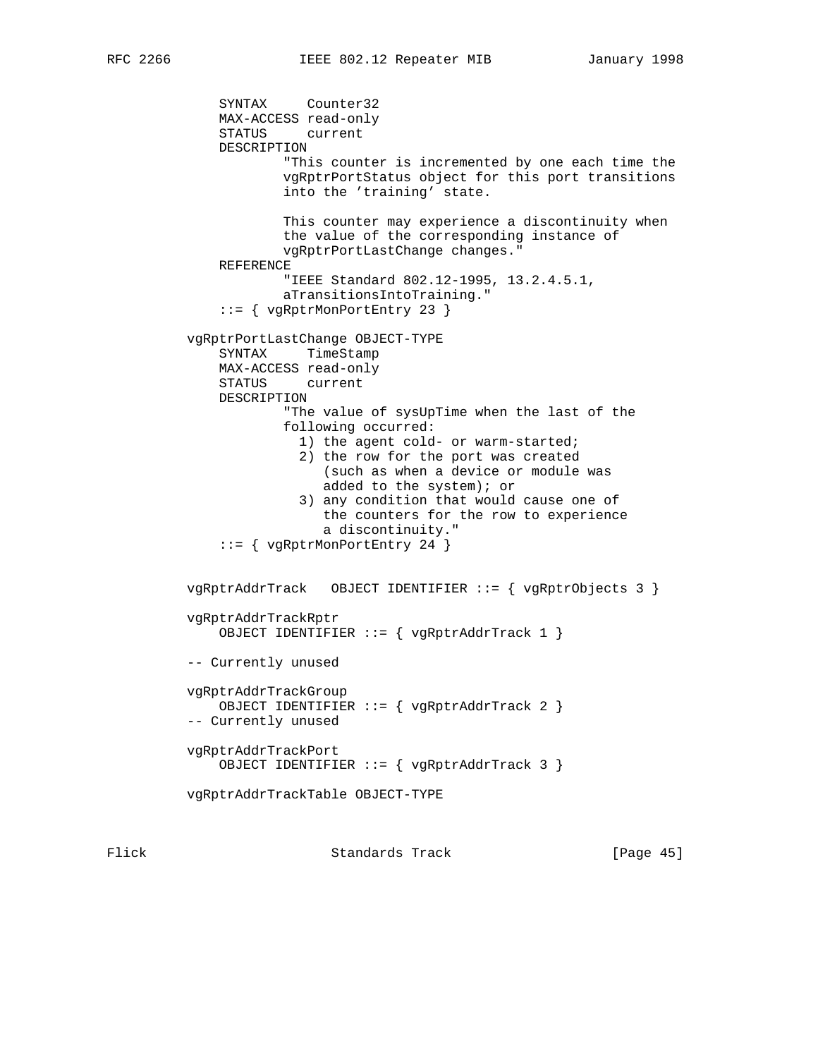```
    SYNTAX     Counter32
    MAX-ACCESS read-only
    STATUS     current
    DESCRIPTION
            "This counter is incremented by one each time the
            vgRptrPortStatus object for this port transitions
            into the 'training' state.

            This counter may experience a discontinuity when
            the value of the corresponding instance of
            vgRptrPortLastChange changes."
    REFERENCE
            "IEEE Standard 802.12-1995, 13.2.4.5.1,
            aTransitionsIntoTraining."
    ::= { vgRptrMonPortEntry 23 }

vgRptrPortLastChange OBJECT-TYPE
    SYNTAX     TimeStamp
    MAX-ACCESS read-only
    STATUS     current
    DESCRIPTION
            "The value of sysUpTime when the last of the
            following occurred:
              1) the agent cold- or warm-started;
              2) the row for the port was created
                 (such as when a device or module was
                 added to the system); or
              3) any condition that would cause one of
                 the counters for the row to experience
                 a discontinuity."
    ::= { vgRptrMonPortEntry 24 }


vgRptrAddrTrack   OBJECT IDENTIFIER ::= { vgRptrObjects 3 }

vgRptrAddrTrackRptr
    OBJECT IDENTIFIER ::= { vgRptrAddrTrack 1 }

-- Currently unused

vgRptrAddrTrackGroup
    OBJECT IDENTIFIER ::= { vgRptrAddrTrack 2 }
-- Currently unused

vgRptrAddrTrackPort
    OBJECT IDENTIFIER ::= { vgRptrAddrTrack 3 }

vgRptrAddrTrackTable OBJECT-TYPE
```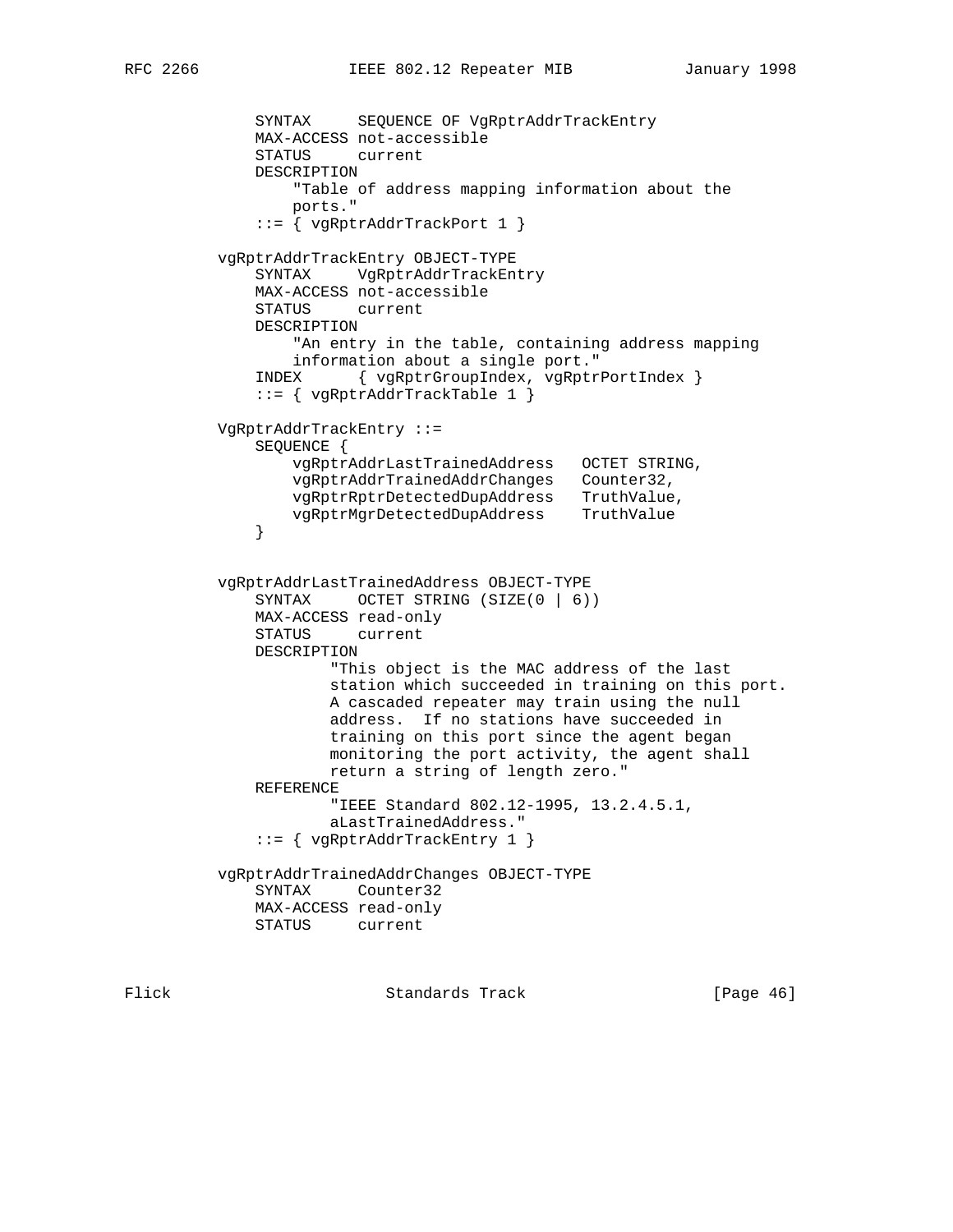```
    SYNTAX     SEQUENCE OF VgRptrAddrTrackEntry
    MAX-ACCESS not-accessible
    STATUS     current
    DESCRIPTION
        "Table of address mapping information about the
        ports."
    ::= { vgRptrAddrTrackPort 1 }

vgRptrAddrTrackEntry OBJECT-TYPE
    SYNTAX     VgRptrAddrTrackEntry
    MAX-ACCESS not-accessible
    STATUS     current
    DESCRIPTION
        "An entry in the table, containing address mapping
        information about a single port."
    INDEX      { vgRptrGroupIndex, vgRptrPortIndex }
    ::= { vgRptrAddrTrackTable 1 }

VgRptrAddrTrackEntry ::=
    SEQUENCE {
        vgRptrAddrLastTrainedAddress   OCTET STRING,
        vgRptrAddrTrainedAddrChanges   Counter32,
        vgRptrRptrDetectedDupAddress   TruthValue,
        vgRptrMgrDetectedDupAddress    TruthValue
    }


vgRptrAddrLastTrainedAddress OBJECT-TYPE
    SYNTAX     OCTET STRING (SIZE(0 | 6))
    MAX-ACCESS read-only
    STATUS     current
    DESCRIPTION
            "This object is the MAC address of the last
            station which succeeded in training on this port.
            A cascaded repeater may train using the null
            address.  If no stations have succeeded in
            training on this port since the agent began
            monitoring the port activity, the agent shall
            return a string of length zero."
    REFERENCE
            "IEEE Standard 802.12-1995, 13.2.4.5.1,
            aLastTrainedAddress."
    ::= { vgRptrAddrTrackEntry 1 }

vgRptrAddrTrainedAddrChanges OBJECT-TYPE
    SYNTAX     Counter32
    MAX-ACCESS read-only
    STATUS     current
```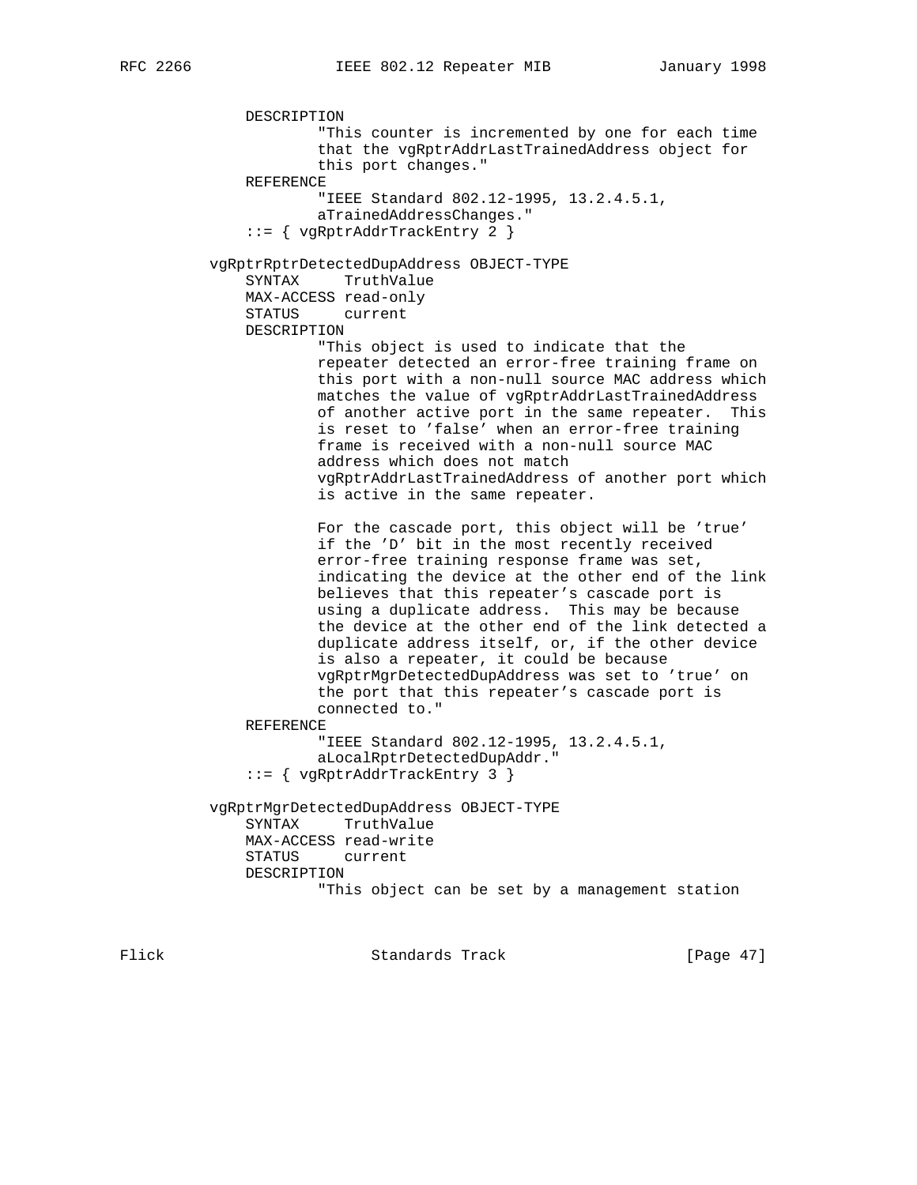```
            DESCRIPTION
                    "This counter is incremented by one for each time
                    that the vgRptrAddrLastTrainedAddress object for
                    this port changes."
            REFERENCE
                    "IEEE Standard 802.12-1995, 13.2.4.5.1,
                    aTrainedAddressChanges."
            ::= { vgRptrAddrTrackEntry 2 }

        vgRptrRptrDetectedDupAddress OBJECT-TYPE
            SYNTAX     TruthValue
            MAX-ACCESS read-only
            STATUS     current
            DESCRIPTION
                    "This object is used to indicate that the
                    repeater detected an error-free training frame on
                    this port with a non-null source MAC address which
                    matches the value of vgRptrAddrLastTrainedAddress
                    of another active port in the same repeater.  This
                    is reset to 'false' when an error-free training
                    frame is received with a non-null source MAC
                    address which does not match
                    vgRptrAddrLastTrainedAddress of another port which
                    is active in the same repeater.

                    For the cascade port, this object will be 'true'
                    if the 'D' bit in the most recently received
                    error-free training response frame was set,
                    indicating the device at the other end of the link
                    believes that this repeater's cascade port is
                    using a duplicate address.  This may be because
                    the device at the other end of the link detected a
                    duplicate address itself, or, if the other device
                    is also a repeater, it could be because
                    vgRptrMgrDetectedDupAddress was set to 'true' on
                    the port that this repeater's cascade port is
                    connected to."
            REFERENCE
                    "IEEE Standard 802.12-1995, 13.2.4.5.1,
                    aLocalRptrDetectedDupAddr."
            ::= { vgRptrAddrTrackEntry 3 }

        vgRptrMgrDetectedDupAddress OBJECT-TYPE
            SYNTAX     TruthValue
            MAX-ACCESS read-write
            STATUS     current
            DESCRIPTION
                    "This object can be set by a management station
```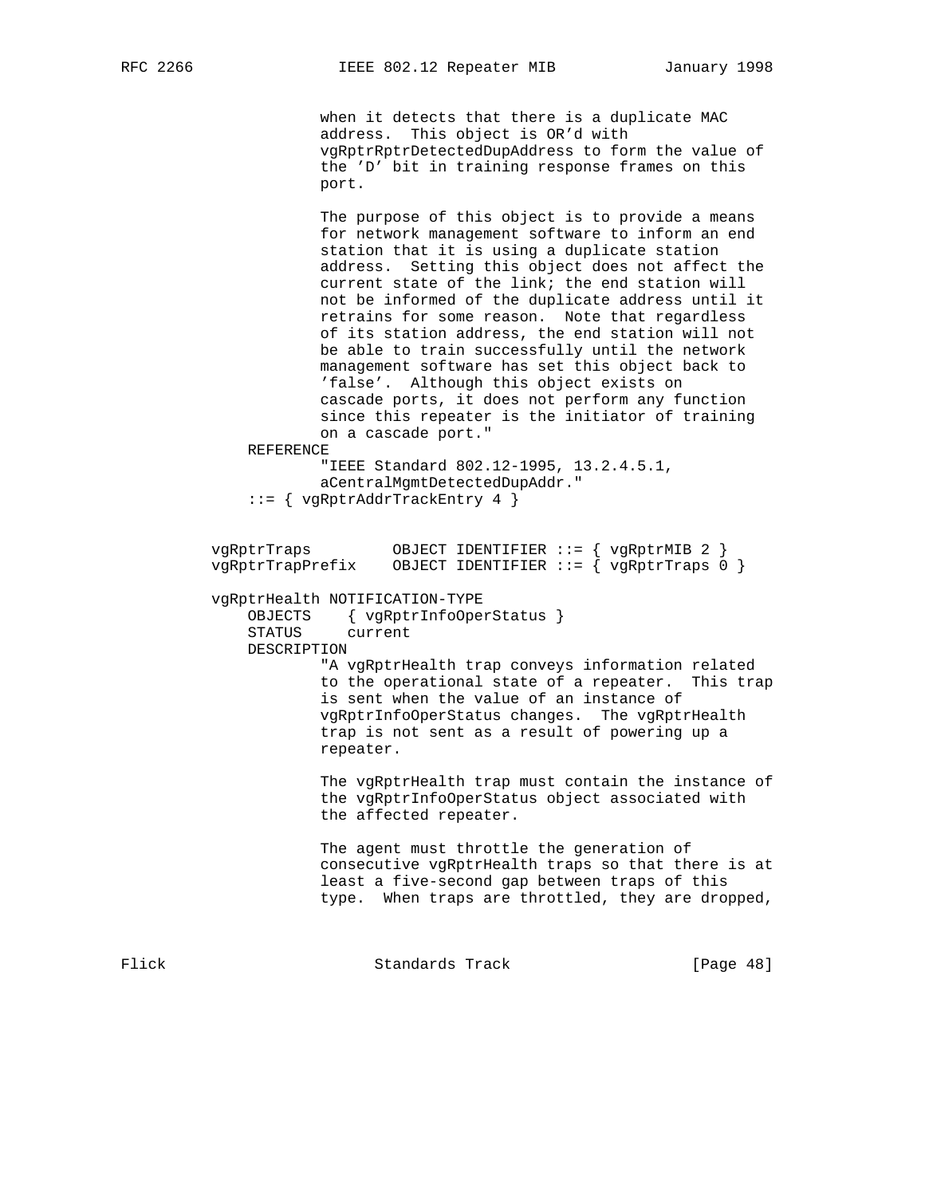```
                when it detects that there is a duplicate MAC
                address.  This object is OR'd with
                vgRptrRptrDetectedDupAddress to form the value of
                the 'D' bit in training response frames on this
                port.

                The purpose of this object is to provide a means
                for network management software to inform an end
                station that it is using a duplicate station
                address.  Setting this object does not affect the
                current state of the link; the end station will
                not be informed of the duplicate address until it
                retrains for some reason.  Note that regardless
                of its station address, the end station will not
                be able to train successfully until the network
                management software has set this object back to
                'false'.  Although this object exists on
                cascade ports, it does not perform any function
                since this repeater is the initiator of training
                on a cascade port."
        REFERENCE
                "IEEE Standard 802.12-1995, 13.2.4.5.1,
                aCentralMgmtDetectedDupAddr."
        ::= { vgRptrAddrTrackEntry 4 }


    vgRptrTraps         OBJECT IDENTIFIER ::= { vgRptrMIB 2 }
    vgRptrTrapPrefix    OBJECT IDENTIFIER ::= { vgRptrTraps 0 }

    vgRptrHealth NOTIFICATION-TYPE
        OBJECTS    { vgRptrInfoOperStatus }
        STATUS     current
        DESCRIPTION
                "A vgRptrHealth trap conveys information related
                to the operational state of a repeater.  This trap
                is sent when the value of an instance of
                vgRptrInfoOperStatus changes.  The vgRptrHealth
                trap is not sent as a result of powering up a
                repeater.

                The vgRptrHealth trap must contain the instance of
                the vgRptrInfoOperStatus object associated with
                the affected repeater.

                The agent must throttle the generation of
                consecutive vgRptrHealth traps so that there is at
                least a five-second gap between traps of this
                type.  When traps are throttled, they are dropped,
```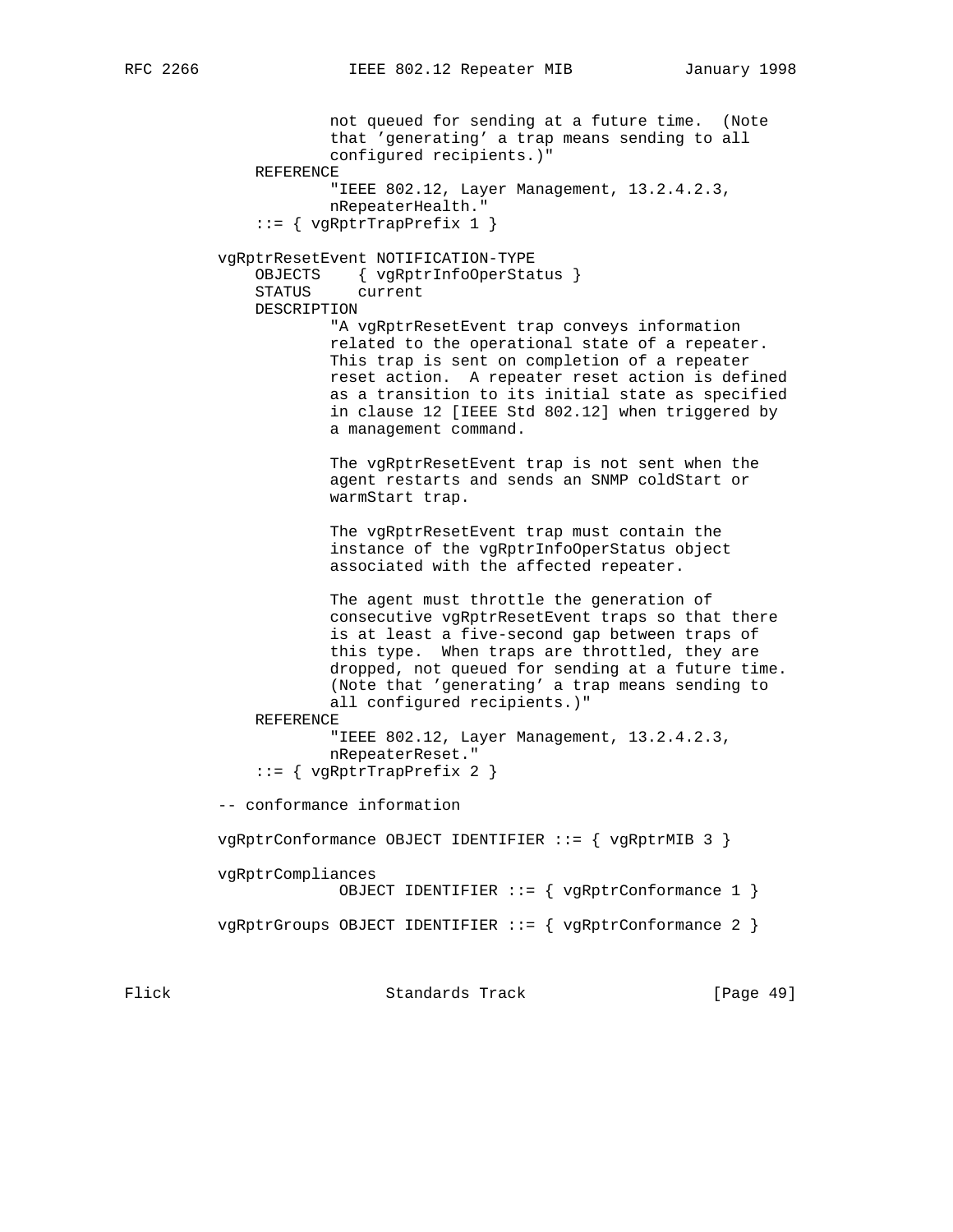```
                not queued for sending at a future time.  (Note
                that 'generating' a trap means sending to all
                configured recipients.)"
        REFERENCE
                "IEEE 802.12, Layer Management, 13.2.4.2.3,
                nRepeaterHealth."
        ::= { vgRptrTrapPrefix 1 }

    vgRptrResetEvent NOTIFICATION-TYPE
        OBJECTS    { vgRptrInfoOperStatus }
        STATUS     current
        DESCRIPTION
                "A vgRptrResetEvent trap conveys information
                related to the operational state of a repeater.
                This trap is sent on completion of a repeater
                reset action.  A repeater reset action is defined
                as a transition to its initial state as specified
                in clause 12 [IEEE Std 802.12] when triggered by
                a management command.

                The vgRptrResetEvent trap is not sent when the
                agent restarts and sends an SNMP coldStart or
                warmStart trap.

                The vgRptrResetEvent trap must contain the
                instance of the vgRptrInfoOperStatus object
                associated with the affected repeater.

                The agent must throttle the generation of
                consecutive vgRptrResetEvent traps so that there
                is at least a five-second gap between traps of
                this type.  When traps are throttled, they are
                dropped, not queued for sending at a future time.
                (Note that 'generating' a trap means sending to
                all configured recipients.)"
        REFERENCE
                "IEEE 802.12, Layer Management, 13.2.4.2.3,
                nRepeaterReset."
        ::= { vgRptrTrapPrefix 2 }

    -- conformance information

    vgRptrConformance OBJECT IDENTIFIER ::= { vgRptrMIB 3 }

    vgRptrCompliances
                  OBJECT IDENTIFIER ::= { vgRptrConformance 1 }

    vgRptrGroups OBJECT IDENTIFIER ::= { vgRptrConformance 2 }
```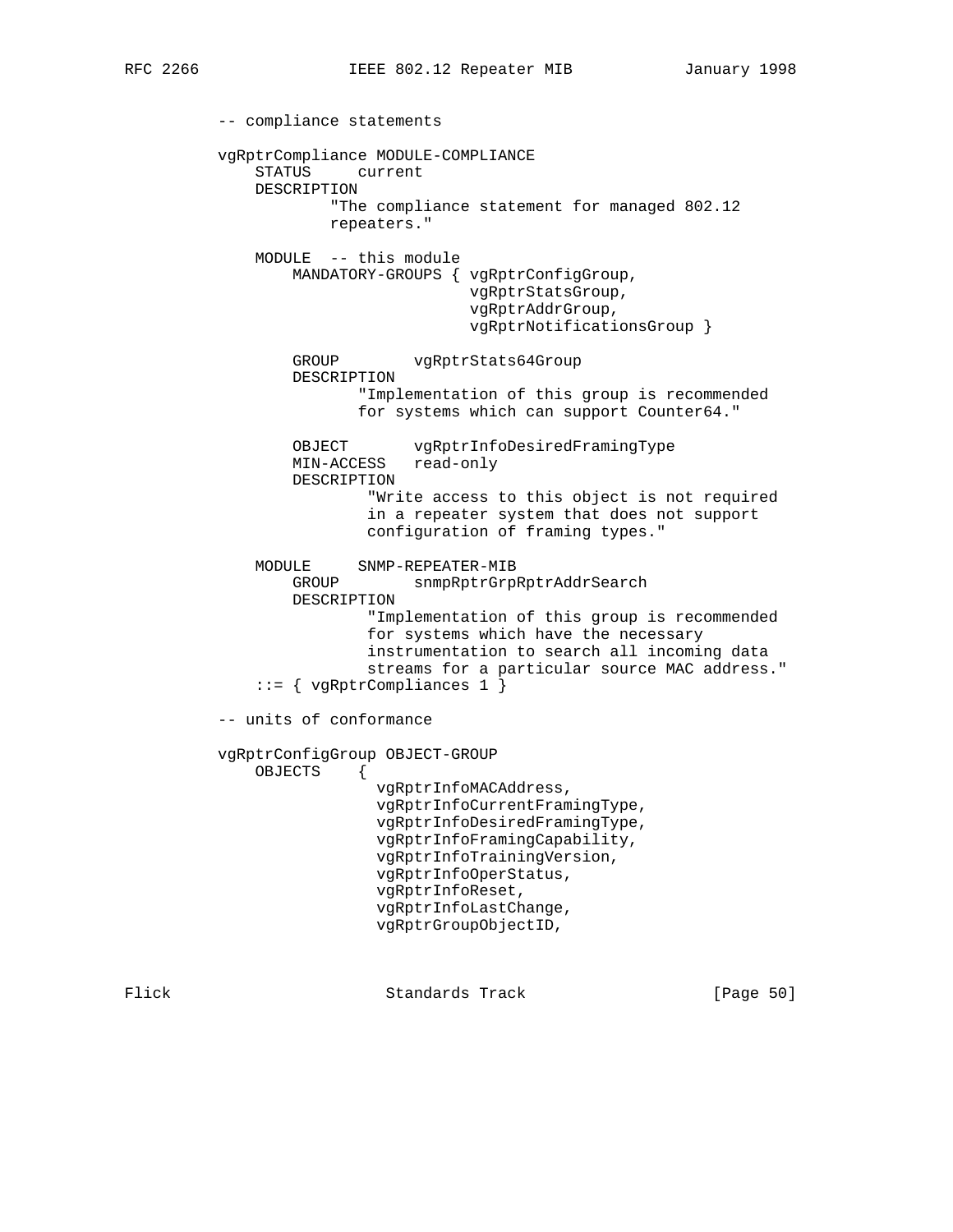```
-- compliance statements

vgRptrCompliance MODULE-COMPLIANCE
    STATUS     current
    DESCRIPTION
            "The compliance statement for managed 802.12
            repeaters."

    MODULE  -- this module
        MANDATORY-GROUPS { vgRptrConfigGroup,
                           vgRptrStatsGroup,
                           vgRptrAddrGroup,
                           vgRptrNotificationsGroup }

        GROUP        vgRptrStats64Group
        DESCRIPTION
              "Implementation of this group is recommended
              for systems which can support Counter64."

        OBJECT       vgRptrInfoDesiredFramingType
        MIN-ACCESS   read-only
        DESCRIPTION
               "Write access to this object is not required
               in a repeater system that does not support
               configuration of framing types."

    MODULE     SNMP-REPEATER-MIB
        GROUP        snmpRptrGrpRptrAddrSearch
        DESCRIPTION
               "Implementation of this group is recommended
               for systems which have the necessary
               instrumentation to search all incoming data
               streams for a particular source MAC address."
    ::= { vgRptrCompliances 1 }

-- units of conformance

vgRptrConfigGroup OBJECT-GROUP
    OBJECTS    {
                 vgRptrInfoMACAddress,
                 vgRptrInfoCurrentFramingType,
                 vgRptrInfoDesiredFramingType,
                 vgRptrInfoFramingCapability,
                 vgRptrInfoTrainingVersion,
                 vgRptrInfoOperStatus,
                 vgRptrInfoReset,
                 vgRptrInfoLastChange,
                 vgRptrGroupObjectID,
```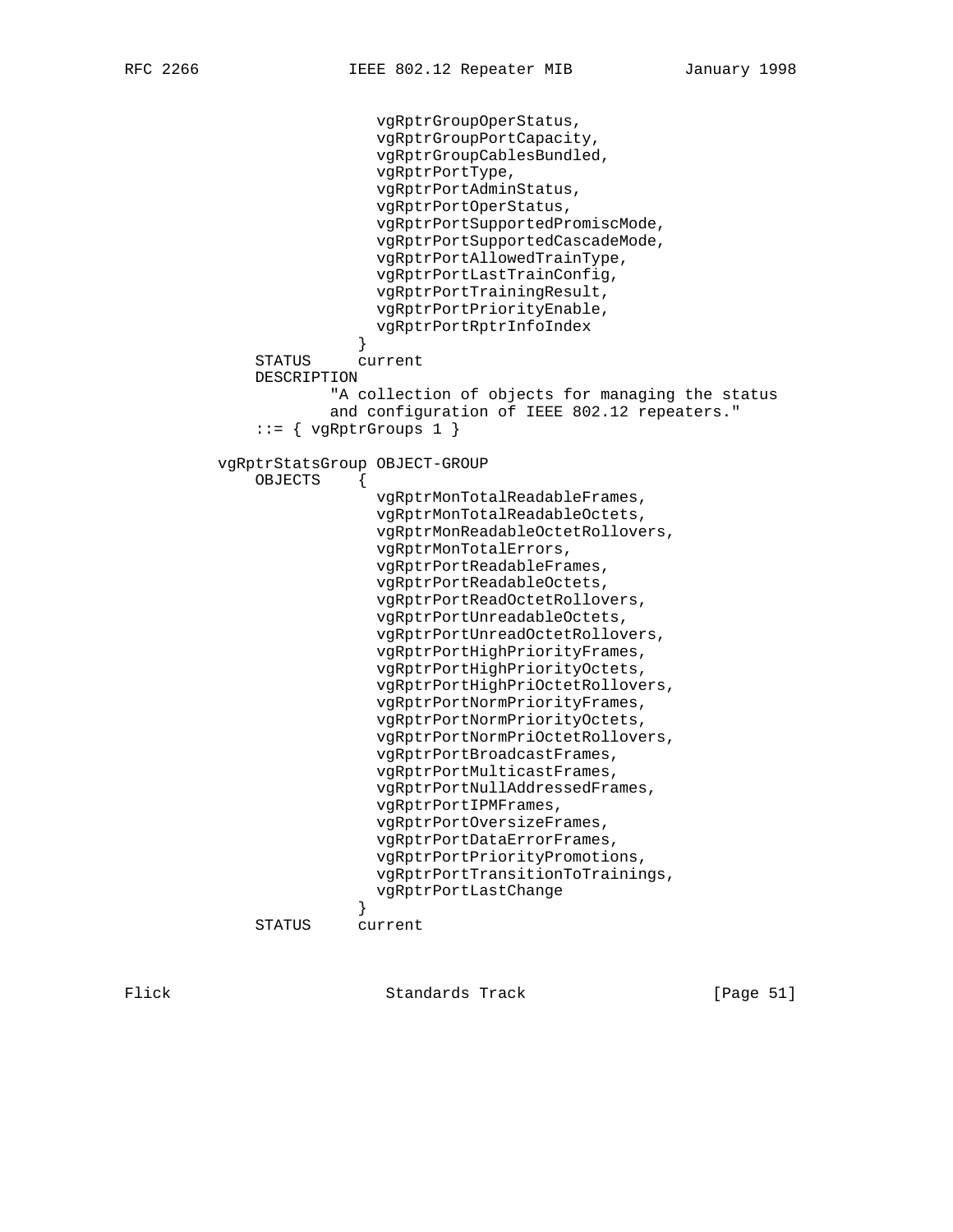```
                      vgRptrGroupOperStatus,
                      vgRptrGroupPortCapacity,
                      vgRptrGroupCablesBundled,
                      vgRptrPortType,
                      vgRptrPortAdminStatus,
                      vgRptrPortOperStatus,
                      vgRptrPortSupportedPromiscMode,
                      vgRptrPortSupportedCascadeMode,
                      vgRptrPortAllowedTrainType,
                      vgRptrPortLastTrainConfig,
                      vgRptrPortTrainingResult,
                      vgRptrPortPriorityEnable,
                      vgRptrPortRptrInfoIndex
                    }
            STATUS      current
            DESCRIPTION
                    "A collection of objects for managing the status
                    and configuration of IEEE 802.12 repeaters."
            ::= { vgRptrGroups 1 }

        vgRptrStatsGroup OBJECT-GROUP
            OBJECTS     {
                      vgRptrMonTotalReadableFrames,
                      vgRptrMonTotalReadableOctets,
                      vgRptrMonReadableOctetRollovers,
                      vgRptrMonTotalErrors,
                      vgRptrPortReadableFrames,
                      vgRptrPortReadableOctets,
                      vgRptrPortReadOctetRollovers,
                      vgRptrPortUnreadableOctets,
                      vgRptrPortUnreadOctetRollovers,
                      vgRptrPortHighPriorityFrames,
                      vgRptrPortHighPriorityOctets,
                      vgRptrPortHighPriOctetRollovers,
                      vgRptrPortNormPriorityFrames,
                      vgRptrPortNormPriorityOctets,
                      vgRptrPortNormPriOctetRollovers,
                      vgRptrPortBroadcastFrames,
                      vgRptrPortMulticastFrames,
                      vgRptrPortNullAddressedFrames,
                      vgRptrPortIPMFrames,
                      vgRptrPortOversizeFrames,
                      vgRptrPortDataErrorFrames,
                      vgRptrPortPriorityPromotions,
                      vgRptrPortTransitionToTrainings,
                      vgRptrPortLastChange
                    }
            STATUS      current
```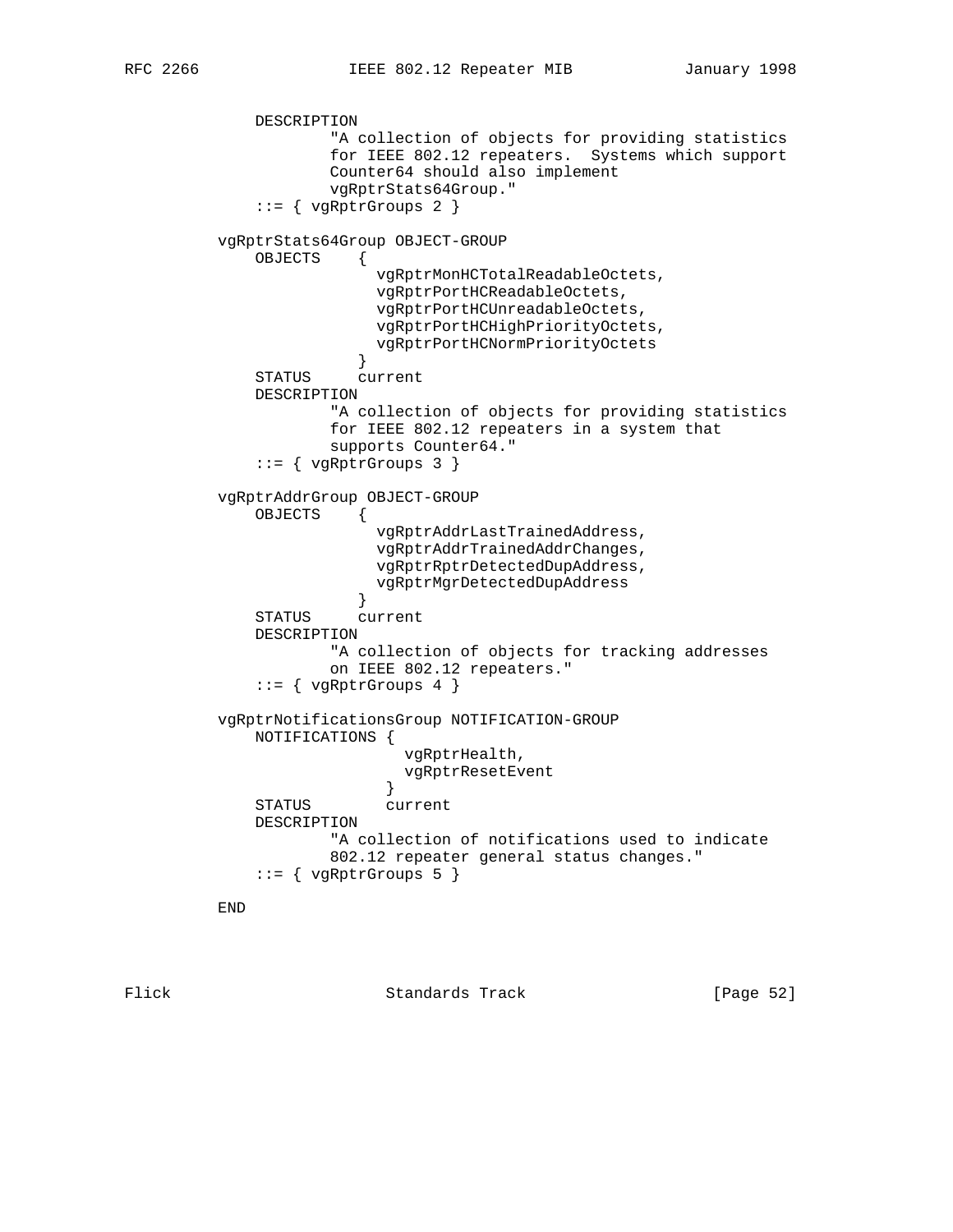```
    DESCRIPTION
            "A collection of objects for providing statistics
            for IEEE 802.12 repeaters.  Systems which support
            Counter64 should also implement
            vgRptrStats64Group."
    ::= { vgRptrGroups 2 }

vgRptrStats64Group OBJECT-GROUP
    OBJECTS    {
                 vgRptrMonHCTotalReadableOctets,
                 vgRptrPortHCReadableOctets,
                 vgRptrPortHCUnreadableOctets,
                 vgRptrPortHCHighPriorityOctets,
                 vgRptrPortHCNormPriorityOctets
               }
    STATUS     current
    DESCRIPTION
            "A collection of objects for providing statistics
            for IEEE 802.12 repeaters in a system that
            supports Counter64."
    ::= { vgRptrGroups 3 }

vgRptrAddrGroup OBJECT-GROUP
    OBJECTS    {
                 vgRptrAddrLastTrainedAddress,
                 vgRptrAddrTrainedAddrChanges,
                 vgRptrRptrDetectedDupAddress,
                 vgRptrMgrDetectedDupAddress
               }
    STATUS     current
    DESCRIPTION
            "A collection of objects for tracking addresses
            on IEEE 802.12 repeaters."
    ::= { vgRptrGroups 4 }

vgRptrNotificationsGroup NOTIFICATION-GROUP
    NOTIFICATIONS {
                    vgRptrHealth,
                    vgRptrResetEvent
                  }
    STATUS        current
    DESCRIPTION
            "A collection of notifications used to indicate
            802.12 repeater general status changes."
    ::= { vgRptrGroups 5 }

END
```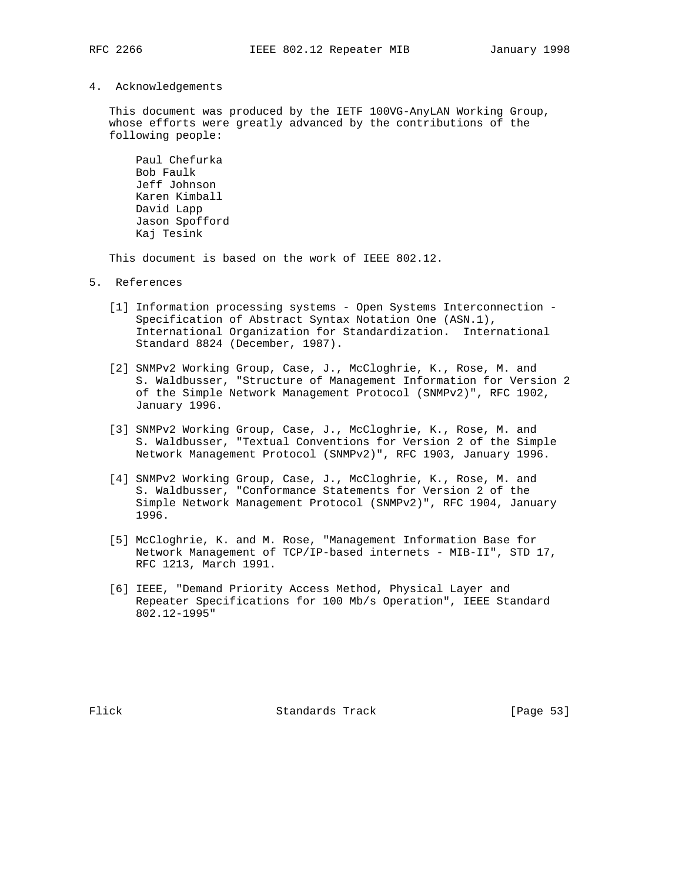## 4. Acknowledgements

This document was produced by the IETF 100VG-AnyLAN Working Group, whose efforts were greatly advanced by the contributions of the following people:

Paul Chefurka
Bob Faulk
Jeff Johnson
Karen Kimball
David Lapp
Jason Spofford
Kaj Tesink

This document is based on the work of IEEE 802.12.

## 5. References

[1] Information processing systems - Open Systems Interconnection - Specification of Abstract Syntax Notation One (ASN.1), International Organization for Standardization. International Standard 8824 (December, 1987).

[2] SNMPv2 Working Group, Case, J., McCloghrie, K., Rose, M. and S. Waldbusser, "Structure of Management Information for Version 2 of the Simple Network Management Protocol (SNMPv2)", RFC 1902, January 1996.

[3] SNMPv2 Working Group, Case, J., McCloghrie, K., Rose, M. and S. Waldbusser, "Textual Conventions for Version 2 of the Simple Network Management Protocol (SNMPv2)", RFC 1903, January 1996.

[4] SNMPv2 Working Group, Case, J., McCloghrie, K., Rose, M. and S. Waldbusser, "Conformance Statements for Version 2 of the Simple Network Management Protocol (SNMPv2)", RFC 1904, January 1996.

[5] McCloghrie, K. and M. Rose, "Management Information Base for Network Management of TCP/IP-based internets - MIB-II", STD 17, RFC 1213, March 1991.

[6] IEEE, "Demand Priority Access Method, Physical Layer and Repeater Specifications for 100 Mb/s Operation", IEEE Standard 802.12-1995"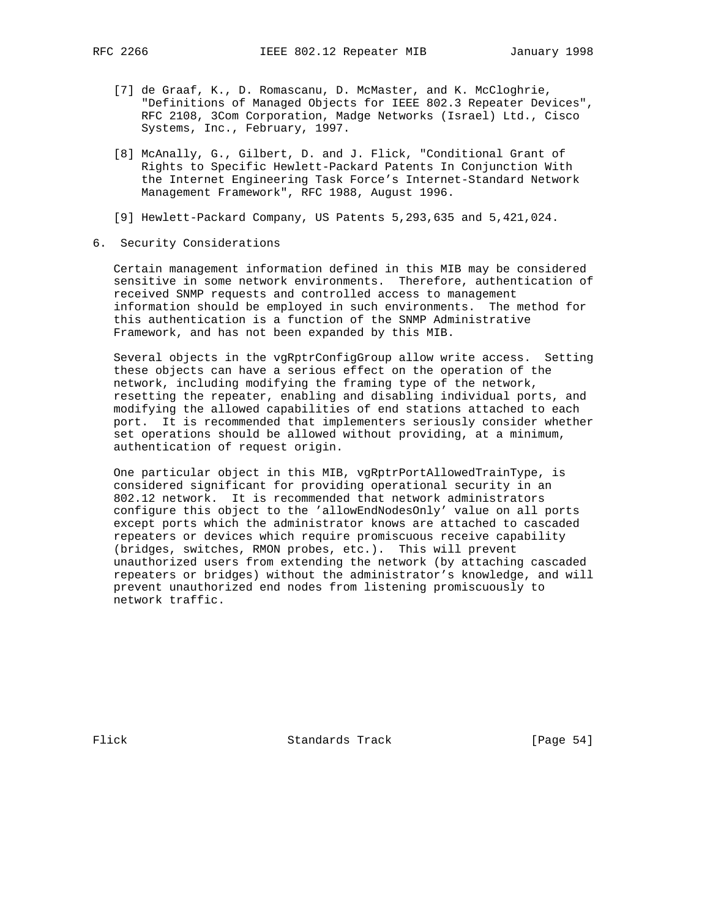[7] de Graaf, K., D. Romascanu, D. McMaster, and K. McCloghrie, "Definitions of Managed Objects for IEEE 802.3 Repeater Devices", RFC 2108, 3Com Corporation, Madge Networks (Israel) Ltd., Cisco Systems, Inc., February, 1997.

[8] McAnally, G., Gilbert, D. and J. Flick, "Conditional Grant of Rights to Specific Hewlett-Packard Patents In Conjunction With the Internet Engineering Task Force's Internet-Standard Network Management Framework", RFC 1988, August 1996.

[9] Hewlett-Packard Company, US Patents 5,293,635 and 5,421,024.

## 6. Security Considerations

Certain management information defined in this MIB may be considered sensitive in some network environments. Therefore, authentication of received SNMP requests and controlled access to management information should be employed in such environments. The method for this authentication is a function of the SNMP Administrative Framework, and has not been expanded by this MIB.

Several objects in the vgRptrConfigGroup allow write access. Setting these objects can have a serious effect on the operation of the network, including modifying the framing type of the network, resetting the repeater, enabling and disabling individual ports, and modifying the allowed capabilities of end stations attached to each port. It is recommended that implementers seriously consider whether set operations should be allowed without providing, at a minimum, authentication of request origin.

One particular object in this MIB, vgRptrPortAllowedTrainType, is considered significant for providing operational security in an 802.12 network. It is recommended that network administrators configure this object to the 'allowEndNodesOnly' value on all ports except ports which the administrator knows are attached to cascaded repeaters or devices which require promiscuous receive capability (bridges, switches, RMON probes, etc.). This will prevent unauthorized users from extending the network (by attaching cascaded repeaters or bridges) without the administrator's knowledge, and will prevent unauthorized end nodes from listening promiscuously to network traffic.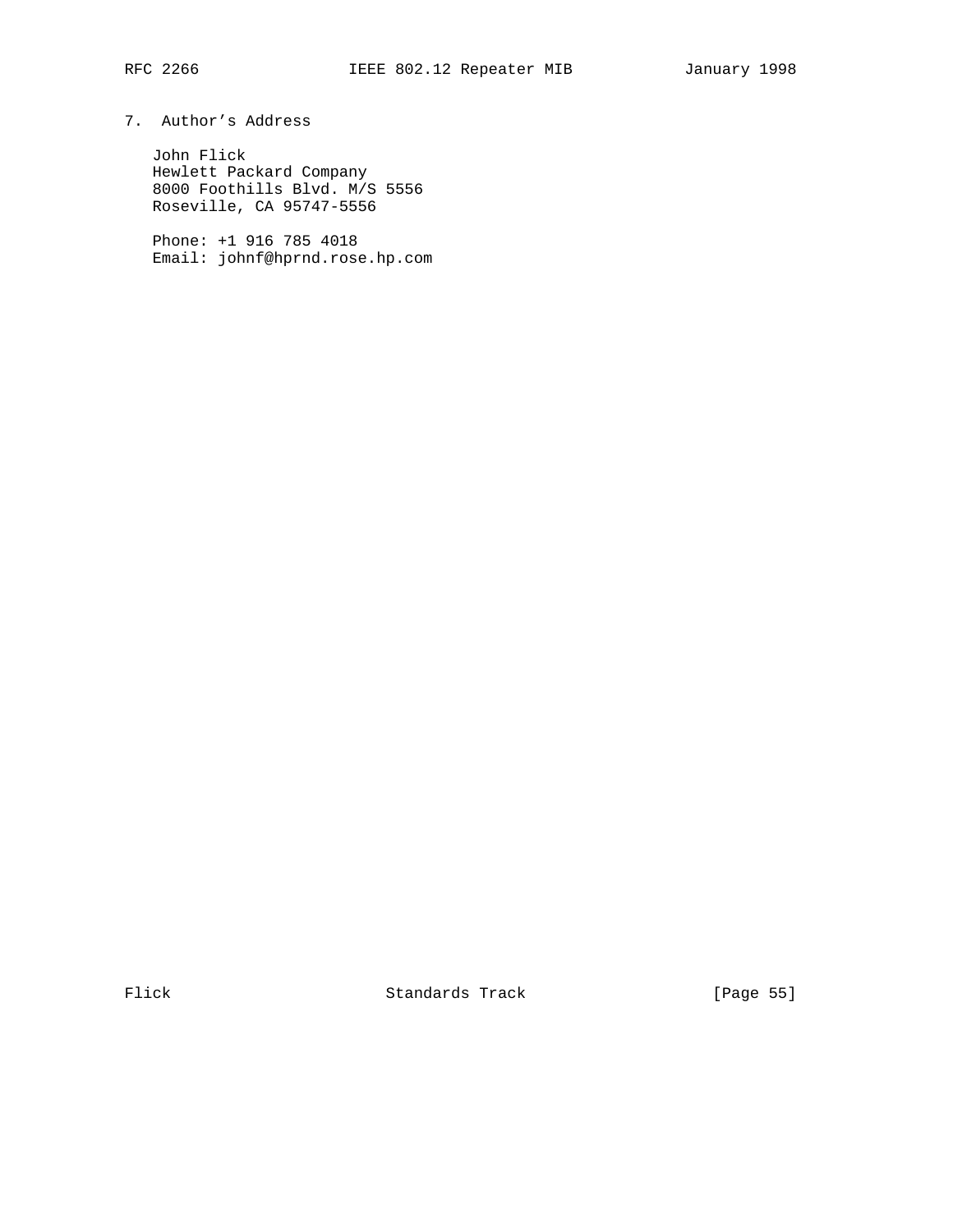## 7. Author's Address

John Flick
Hewlett Packard Company
8000 Foothills Blvd. M/S 5556
Roseville, CA 95747-5556

Phone: +1 916 785 4018
Email: johnf@hprnd.rose.hp.com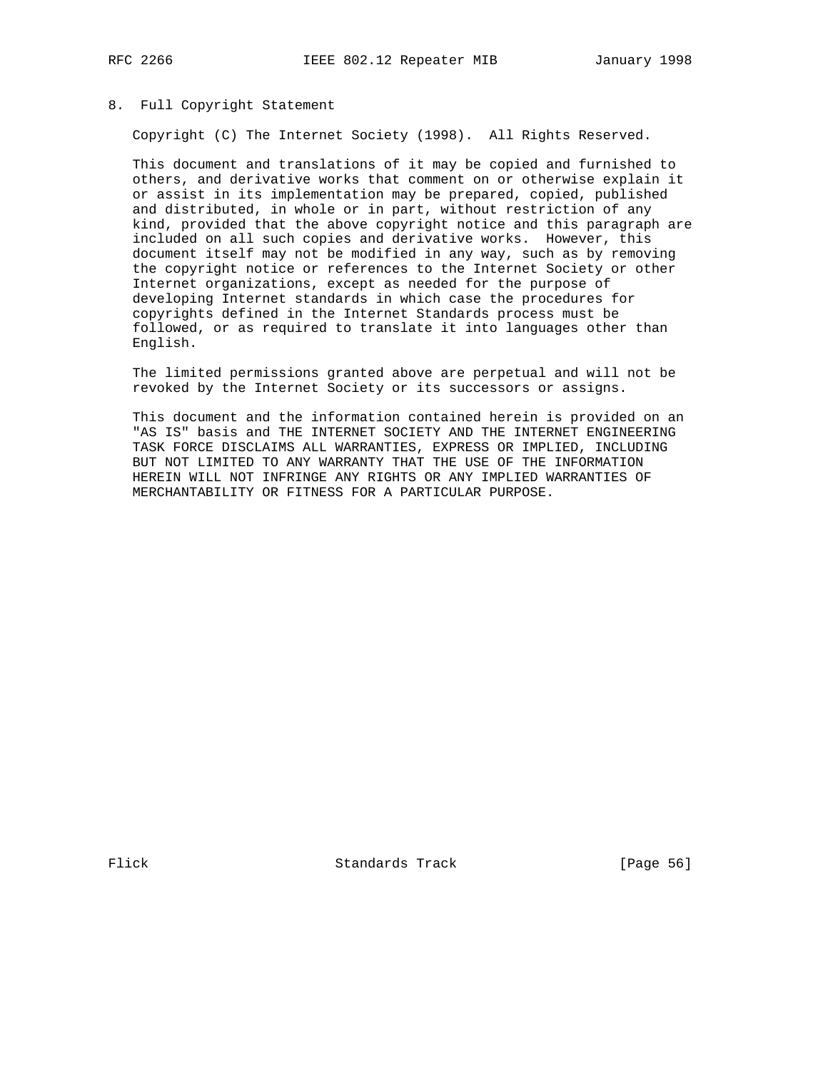## 8. Full Copyright Statement

Copyright (C) The Internet Society (1998). All Rights Reserved.

This document and translations of it may be copied and furnished to others, and derivative works that comment on or otherwise explain it or assist in its implementation may be prepared, copied, published and distributed, in whole or in part, without restriction of any kind, provided that the above copyright notice and this paragraph are included on all such copies and derivative works. However, this document itself may not be modified in any way, such as by removing the copyright notice or references to the Internet Society or other Internet organizations, except as needed for the purpose of developing Internet standards in which case the procedures for copyrights defined in the Internet Standards process must be followed, or as required to translate it into languages other than English.

The limited permissions granted above are perpetual and will not be revoked by the Internet Society or its successors or assigns.

This document and the information contained herein is provided on an "AS IS" basis and THE INTERNET SOCIETY AND THE INTERNET ENGINEERING TASK FORCE DISCLAIMS ALL WARRANTIES, EXPRESS OR IMPLIED, INCLUDING BUT NOT LIMITED TO ANY WARRANTY THAT THE USE OF THE INFORMATION HEREIN WILL NOT INFRINGE ANY RIGHTS OR ANY IMPLIED WARRANTIES OF MERCHANTABILITY OR FITNESS FOR A PARTICULAR PURPOSE.